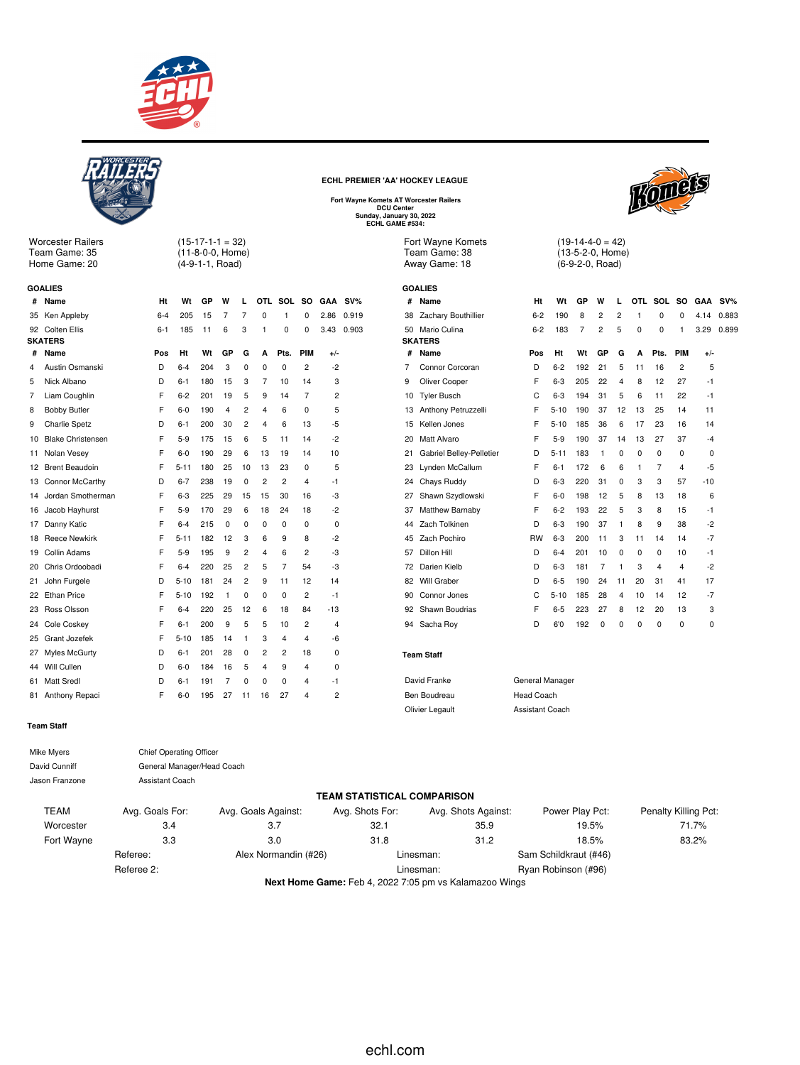## ECHL PREMIER 'AA' HOCKEY LEAGUE

**Fort Wayne Komets AT Worcester Railers**
**DCU Center**
**Sunday, January 30, 2022**
**ECHL GAME #534:**

Worcester Railers (15-17-1-1 = 32)
Team Game: 35 (11-8-0-0, Home)
Home Game: 20 (4-9-1-1, Road)

### GOALIES

| # | Name | Ht | Wt | GP | W | L | OTL | SOL | SO | GAA | SV% |
|---|---|---|---|---|---|---|---|---|---|---|---|
| 35 | Ken Appleby | 6-4 | 205 | 15 | 7 | 7 | 0 | 1 | 0 | 2.86 | 0.919 |
| 92 | Colten Ellis | 6-1 | 185 | 11 | 6 | 3 | 1 | 0 | 0 | 3.43 | 0.903 |

### SKATERS

| # | Name | Pos | Ht | Wt | GP | G | A | Pts. | PIM | +/- |
|---|---|---|---|---|---|---|---|---|---|---|
| 4 | Austin Osmanski | D | 6-4 | 204 | 3 | 0 | 0 | 0 | 2 | -2 |
| 5 | Nick Albano | D | 6-1 | 180 | 15 | 3 | 7 | 10 | 14 | 3 |
| 7 | Liam Coughlin | F | 6-2 | 201 | 19 | 5 | 9 | 14 | 7 | 2 |
| 8 | Bobby Butler | F | 6-0 | 190 | 4 | 2 | 4 | 6 | 0 | 5 |
| 9 | Charlie Spetz | D | 6-1 | 200 | 30 | 2 | 4 | 6 | 13 | -5 |
| 10 | Blake Christensen | F | 5-9 | 175 | 15 | 6 | 5 | 11 | 14 | -2 |
| 11 | Nolan Vesey | F | 6-0 | 190 | 29 | 6 | 13 | 19 | 14 | 10 |
| 12 | Brent Beaudoin | F | 5-11 | 180 | 25 | 10 | 13 | 23 | 0 | 5 |
| 13 | Connor McCarthy | D | 6-7 | 238 | 19 | 0 | 2 | 2 | 4 | -1 |
| 14 | Jordan Smotherman | F | 6-3 | 225 | 29 | 15 | 15 | 30 | 16 | -3 |
| 16 | Jacob Hayhurst | F | 5-9 | 170 | 29 | 6 | 18 | 24 | 18 | -2 |
| 17 | Danny Katic | F | 6-4 | 215 | 0 | 0 | 0 | 0 | 0 | 0 |
| 18 | Reece Newkirk | F | 5-11 | 182 | 12 | 3 | 6 | 9 | 8 | -2 |
| 19 | Collin Adams | F | 5-9 | 195 | 9 | 2 | 4 | 6 | 2 | -3 |
| 20 | Chris Ordoobadi | F | 6-4 | 220 | 25 | 2 | 5 | 7 | 54 | -3 |
| 21 | John Furgele | D | 5-10 | 181 | 24 | 2 | 9 | 11 | 12 | 14 |
| 22 | Ethan Price | F | 5-10 | 192 | 1 | 0 | 0 | 0 | 2 | -1 |
| 23 | Ross Olsson | F | 6-4 | 220 | 25 | 12 | 6 | 18 | 84 | -13 |
| 24 | Cole Coskey | F | 6-1 | 200 | 9 | 5 | 5 | 10 | 2 | 4 |
| 25 | Grant Jozefek | F | 5-10 | 185 | 14 | 1 | 3 | 4 | 4 | -6 |
| 27 | Myles McGurty | D | 6-1 | 201 | 28 | 0 | 2 | 2 | 18 | 0 |
| 44 | Will Cullen | D | 6-0 | 184 | 16 | 5 | 4 | 9 | 4 | 0 |
| 61 | Matt Sredl | D | 6-1 | 191 | 7 | 0 | 0 | 0 | 4 | -1 |
| 81 | Anthony Repaci | F | 6-0 | 195 | 27 | 11 | 16 | 27 | 4 | 2 |

### Team Staff

| | |
|---|---|
| Mike Myers | Chief Operating Officer |
| David Cunniff | General Manager/Head Coach |
| Jason Franzone | Assistant Coach |

Fort Wayne Komets (19-14-4-0 = 42)
Team Game: 38 (13-5-2-0, Home)
Away Game: 18 (6-9-2-0, Road)

### GOALIES

| # | Name | Ht | Wt | GP | W | L | OTL | SOL | SO | GAA | SV% |
|---|---|---|---|---|---|---|---|---|---|---|---|
| 38 | Zachary Bouthillier | 6-2 | 190 | 8 | 2 | 2 | 1 | 0 | 0 | 4.14 | 0.883 |
| 50 | Mario Culina | 6-2 | 183 | 7 | 2 | 5 | 0 | 0 | 1 | 3.29 | 0.899 |

### SKATERS

| # | Name | Pos | Ht | Wt | GP | G | A | Pts. | PIM | +/- |
|---|---|---|---|---|---|---|---|---|---|---|
| 7 | Connor Corcoran | D | 6-2 | 192 | 21 | 5 | 11 | 16 | 2 | 5 |
| 9 | Oliver Cooper | F | 6-3 | 205 | 22 | 4 | 8 | 12 | 27 | -1 |
| 10 | Tyler Busch | C | 6-3 | 194 | 31 | 5 | 6 | 11 | 22 | -1 |
| 13 | Anthony Petruzzelli | F | 5-10 | 190 | 37 | 12 | 13 | 25 | 14 | 11 |
| 15 | Kellen Jones | F | 5-10 | 185 | 36 | 6 | 17 | 23 | 16 | 14 |
| 20 | Matt Alvaro | F | 5-9 | 190 | 37 | 14 | 13 | 27 | 37 | -4 |
| 21 | Gabriel Belley-Pelletier | D | 5-11 | 183 | 1 | 0 | 0 | 0 | 0 | 0 |
| 23 | Lynden McCallum | F | 6-1 | 172 | 6 | 6 | 1 | 7 | 4 | -5 |
| 24 | Chays Ruddy | D | 6-3 | 220 | 31 | 0 | 3 | 3 | 57 | -10 |
| 27 | Shawn Szydlowski | F | 6-0 | 198 | 12 | 5 | 8 | 13 | 18 | 6 |
| 37 | Matthew Barnaby | F | 6-2 | 193 | 22 | 5 | 3 | 8 | 15 | -1 |
| 44 | Zach Tolkinen | D | 6-3 | 190 | 37 | 1 | 8 | 9 | 38 | -2 |
| 45 | Zach Pochiro | RW | 6-3 | 200 | 11 | 3 | 11 | 14 | 14 | -7 |
| 57 | Dillon Hill | D | 6-4 | 201 | 10 | 0 | 0 | 0 | 10 | -1 |
| 72 | Darien Kielb | D | 6-3 | 181 | 7 | 1 | 3 | 4 | 4 | -2 |
| 82 | Will Graber | D | 6-5 | 190 | 24 | 11 | 20 | 31 | 41 | 17 |
| 90 | Connor Jones | C | 5-10 | 185 | 28 | 4 | 10 | 14 | 12 | -7 |
| 92 | Shawn Boudrias | F | 6-5 | 223 | 27 | 8 | 12 | 20 | 13 | 3 |
| 94 | Sacha Roy | D | 6'0 | 192 | 0 | 0 | 0 | 0 | 0 | 0 |

### Team Staff

| | |
|---|---|
| David Franke | General Manager |
| Ben Boudreau | Head Coach |
| Olivier Legault | Assistant Coach |

### TEAM STATISTICAL COMPARISON

| TEAM | Avg. Goals For: | Avg. Goals Against: | Avg. Shots For: | Avg. Shots Against: | Power Play Pct: | Penalty Killing Pct: |
|---|---|---|---|---|---|---|
| Worcester | 3.4 | 3.7 | 32.1 | 35.9 | 19.5% | 71.7% |
| Fort Wayne | 3.3 | 3.0 | 31.8 | 31.2 | 18.5% | 83.2% |

Referee: Alex Normandin (#26) — Linesman: Sam Schildkraut (#46)
Referee 2: — Linesman: Ryan Robinson (#96)

**Next Home Game:** Feb 4, 2022 7:05 pm vs Kalamazoo Wings

echl.com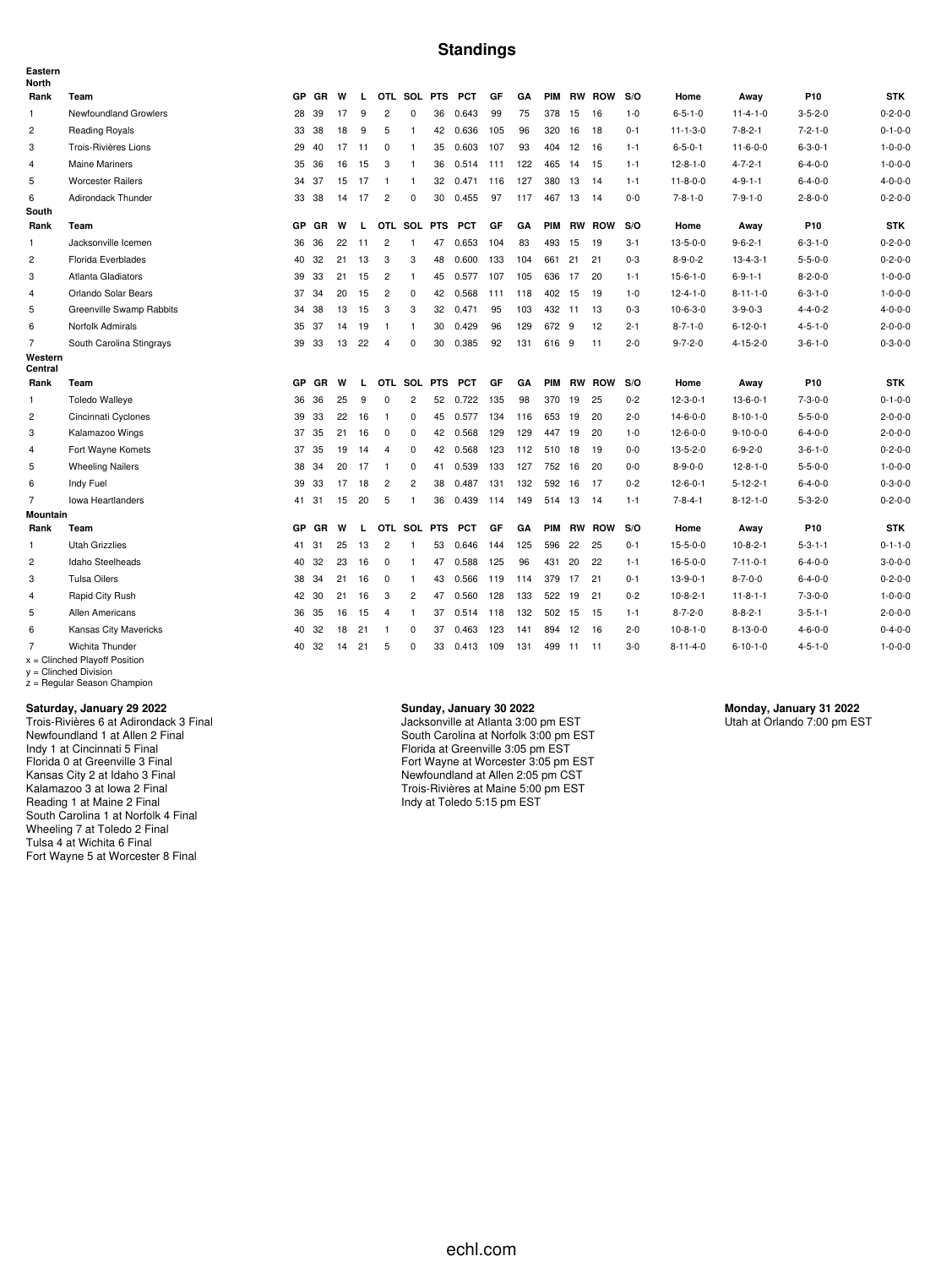# Standings

**Eastern**

**North**

| Rank | Team | GP | GR | W | L | OTL | SOL | PTS | PCT | GF | GA | PIM | RW | ROW | S/O | Home | Away | P10 | STK |
|---|---|---|---|---|---|---|---|---|---|---|---|---|---|---|---|---|---|---|---|
| 1 | Newfoundland Growlers | 28 | 39 | 17 | 9 | 2 | 0 | 36 | 0.643 | 99 | 75 | 378 | 15 | 16 | 1-0 | 6-5-1-0 | 11-4-1-0 | 3-5-2-0 | 0-2-0-0 |
| 2 | Reading Royals | 33 | 38 | 18 | 9 | 5 | 1 | 42 | 0.636 | 105 | 96 | 320 | 16 | 18 | 0-1 | 11-1-3-0 | 7-8-2-1 | 7-2-1-0 | 0-1-0-0 |
| 3 | Trois-Rivières Lions | 29 | 40 | 17 | 11 | 0 | 1 | 35 | 0.603 | 107 | 93 | 404 | 12 | 16 | 1-1 | 6-5-0-1 | 11-6-0-0 | 6-3-0-1 | 1-0-0-0 |
| 4 | Maine Mariners | 35 | 36 | 16 | 15 | 3 | 1 | 36 | 0.514 | 111 | 122 | 465 | 14 | 15 | 1-1 | 12-8-1-0 | 4-7-2-1 | 6-4-0-0 | 1-0-0-0 |
| 5 | Worcester Railers | 34 | 37 | 15 | 17 | 1 | 1 | 32 | 0.471 | 116 | 127 | 380 | 13 | 14 | 1-1 | 11-8-0-0 | 4-9-1-1 | 6-4-0-0 | 4-0-0-0 |
| 6 | Adirondack Thunder | 33 | 38 | 14 | 17 | 2 | 0 | 30 | 0.455 | 97 | 117 | 467 | 13 | 14 | 0-0 | 7-8-1-0 | 7-9-1-0 | 2-8-0-0 | 0-2-0-0 |

**South**

| Rank | Team | GP | GR | W | L | OTL | SOL | PTS | PCT | GF | GA | PIM | RW | ROW | S/O | Home | Away | P10 | STK |
|---|---|---|---|---|---|---|---|---|---|---|---|---|---|---|---|---|---|---|---|
| 1 | Jacksonville Icemen | 36 | 36 | 22 | 11 | 2 | 1 | 47 | 0.653 | 104 | 83 | 493 | 15 | 19 | 3-1 | 13-5-0-0 | 9-6-2-1 | 6-3-1-0 | 0-2-0-0 |
| 2 | Florida Everblades | 40 | 32 | 21 | 13 | 3 | 3 | 48 | 0.600 | 133 | 104 | 661 | 21 | 21 | 0-3 | 8-9-0-2 | 13-4-3-1 | 5-5-0-0 | 0-2-0-0 |
| 3 | Atlanta Gladiators | 39 | 33 | 21 | 15 | 2 | 1 | 45 | 0.577 | 107 | 105 | 636 | 17 | 20 | 1-1 | 15-6-1-0 | 6-9-1-1 | 8-2-0-0 | 1-0-0-0 |
| 4 | Orlando Solar Bears | 37 | 34 | 20 | 15 | 2 | 0 | 42 | 0.568 | 111 | 118 | 402 | 15 | 19 | 1-0 | 12-4-1-0 | 8-11-1-0 | 6-3-1-0 | 1-0-0-0 |
| 5 | Greenville Swamp Rabbits | 34 | 38 | 13 | 15 | 3 | 3 | 32 | 0.471 | 95 | 103 | 432 | 11 | 13 | 0-3 | 10-6-3-0 | 3-9-0-3 | 4-4-0-2 | 4-0-0-0 |
| 6 | Norfolk Admirals | 35 | 37 | 14 | 19 | 1 | 1 | 30 | 0.429 | 96 | 129 | 672 | 9 | 12 | 2-1 | 8-7-1-0 | 6-12-0-1 | 4-5-1-0 | 2-0-0-0 |
| 7 | South Carolina Stingrays | 39 | 33 | 13 | 22 | 4 | 0 | 30 | 0.385 | 92 | 131 | 616 | 9 | 11 | 2-0 | 9-7-2-0 | 4-15-2-0 | 3-6-1-0 | 0-3-0-0 |

**Western**

**Central**

| Rank | Team | GP | GR | W | L | OTL | SOL | PTS | PCT | GF | GA | PIM | RW | ROW | S/O | Home | Away | P10 | STK |
|---|---|---|---|---|---|---|---|---|---|---|---|---|---|---|---|---|---|---|---|
| 1 | Toledo Walleye | 36 | 36 | 25 | 9 | 0 | 2 | 52 | 0.722 | 135 | 98 | 370 | 19 | 25 | 0-2 | 12-3-0-1 | 13-6-0-1 | 7-3-0-0 | 0-1-0-0 |
| 2 | Cincinnati Cyclones | 39 | 33 | 22 | 16 | 1 | 0 | 45 | 0.577 | 134 | 116 | 653 | 19 | 20 | 2-0 | 14-6-0-0 | 8-10-1-0 | 5-5-0-0 | 2-0-0-0 |
| 3 | Kalamazoo Wings | 37 | 35 | 21 | 16 | 0 | 0 | 42 | 0.568 | 129 | 129 | 447 | 19 | 20 | 1-0 | 12-6-0-0 | 9-10-0-0 | 6-4-0-0 | 2-0-0-0 |
| 4 | Fort Wayne Komets | 37 | 35 | 19 | 14 | 4 | 0 | 42 | 0.568 | 123 | 112 | 510 | 18 | 19 | 0-0 | 13-5-2-0 | 6-9-2-0 | 3-6-1-0 | 0-2-0-0 |
| 5 | Wheeling Nailers | 38 | 34 | 20 | 17 | 1 | 0 | 41 | 0.539 | 133 | 127 | 752 | 16 | 20 | 0-0 | 8-9-0-0 | 12-8-1-0 | 5-5-0-0 | 1-0-0-0 |
| 6 | Indy Fuel | 39 | 33 | 17 | 18 | 2 | 2 | 38 | 0.487 | 131 | 132 | 592 | 16 | 17 | 0-2 | 12-6-0-1 | 5-12-2-1 | 6-4-0-0 | 0-3-0-0 |
| 7 | Iowa Heartlanders | 41 | 31 | 15 | 20 | 5 | 1 | 36 | 0.439 | 114 | 149 | 514 | 13 | 14 | 1-1 | 7-8-4-1 | 8-12-1-0 | 5-3-2-0 | 0-2-0-0 |

**Mountain**

| Rank | Team | GP | GR | W | L | OTL | SOL | PTS | PCT | GF | GA | PIM | RW | ROW | S/O | Home | Away | P10 | STK |
|---|---|---|---|---|---|---|---|---|---|---|---|---|---|---|---|---|---|---|---|
| 1 | Utah Grizzlies | 41 | 31 | 25 | 13 | 2 | 1 | 53 | 0.646 | 144 | 125 | 596 | 22 | 25 | 0-1 | 15-5-0-0 | 10-8-2-1 | 5-3-1-1 | 0-1-1-0 |
| 2 | Idaho Steelheads | 40 | 32 | 23 | 16 | 0 | 1 | 47 | 0.588 | 125 | 96 | 431 | 20 | 22 | 1-1 | 16-5-0-0 | 7-11-0-1 | 6-4-0-0 | 3-0-0-0 |
| 3 | Tulsa Oilers | 38 | 34 | 21 | 16 | 0 | 1 | 43 | 0.566 | 119 | 114 | 379 | 17 | 21 | 0-1 | 13-9-0-1 | 8-7-0-0 | 6-4-0-0 | 0-2-0-0 |
| 4 | Rapid City Rush | 42 | 30 | 21 | 16 | 3 | 2 | 47 | 0.560 | 128 | 133 | 522 | 19 | 21 | 0-2 | 10-8-2-1 | 11-8-1-1 | 7-3-0-0 | 1-0-0-0 |
| 5 | Allen Americans | 36 | 35 | 16 | 15 | 4 | 1 | 37 | 0.514 | 118 | 132 | 502 | 15 | 15 | 1-1 | 8-7-2-0 | 8-8-2-1 | 3-5-1-1 | 2-0-0-0 |
| 6 | Kansas City Mavericks | 40 | 32 | 18 | 21 | 1 | 0 | 37 | 0.463 | 123 | 141 | 894 | 12 | 16 | 2-0 | 10-8-1-0 | 8-13-0-0 | 4-6-0-0 | 0-4-0-0 |
| 7 | Wichita Thunder | 40 | 32 | 14 | 21 | 5 | 0 | 33 | 0.413 | 109 | 131 | 499 | 11 | 11 | 3-0 | 8-11-4-0 | 6-10-1-0 | 4-5-1-0 | 1-0-0-0 |

x = Clinched Playoff Position
y = Clinched Division
z = Regular Season Champion

**Saturday, January 29 2022**

Trois-Rivières 6 at Adirondack 3 Final
Newfoundland 1 at Allen 2 Final
Indy 1 at Cincinnati 5 Final
Florida 0 at Greenville 3 Final
Kansas City 2 at Idaho 3 Final
Kalamazoo 3 at Iowa 2 Final
Reading 1 at Maine 2 Final
South Carolina 1 at Norfolk 4 Final
Wheeling 7 at Toledo 2 Final
Tulsa 4 at Wichita 6 Final
Fort Wayne 5 at Worcester 8 Final

**Sunday, January 30 2022**

Jacksonville at Atlanta 3:00 pm EST
South Carolina at Norfolk 3:00 pm EST
Florida at Greenville 3:05 pm EST
Fort Wayne at Worcester 3:05 pm EST
Newfoundland at Allen 2:05 pm CST
Trois-Rivières at Maine 5:00 pm EST
Indy at Toledo 5:15 pm EST

**Monday, January 31 2022**

Utah at Orlando 7:00 pm EST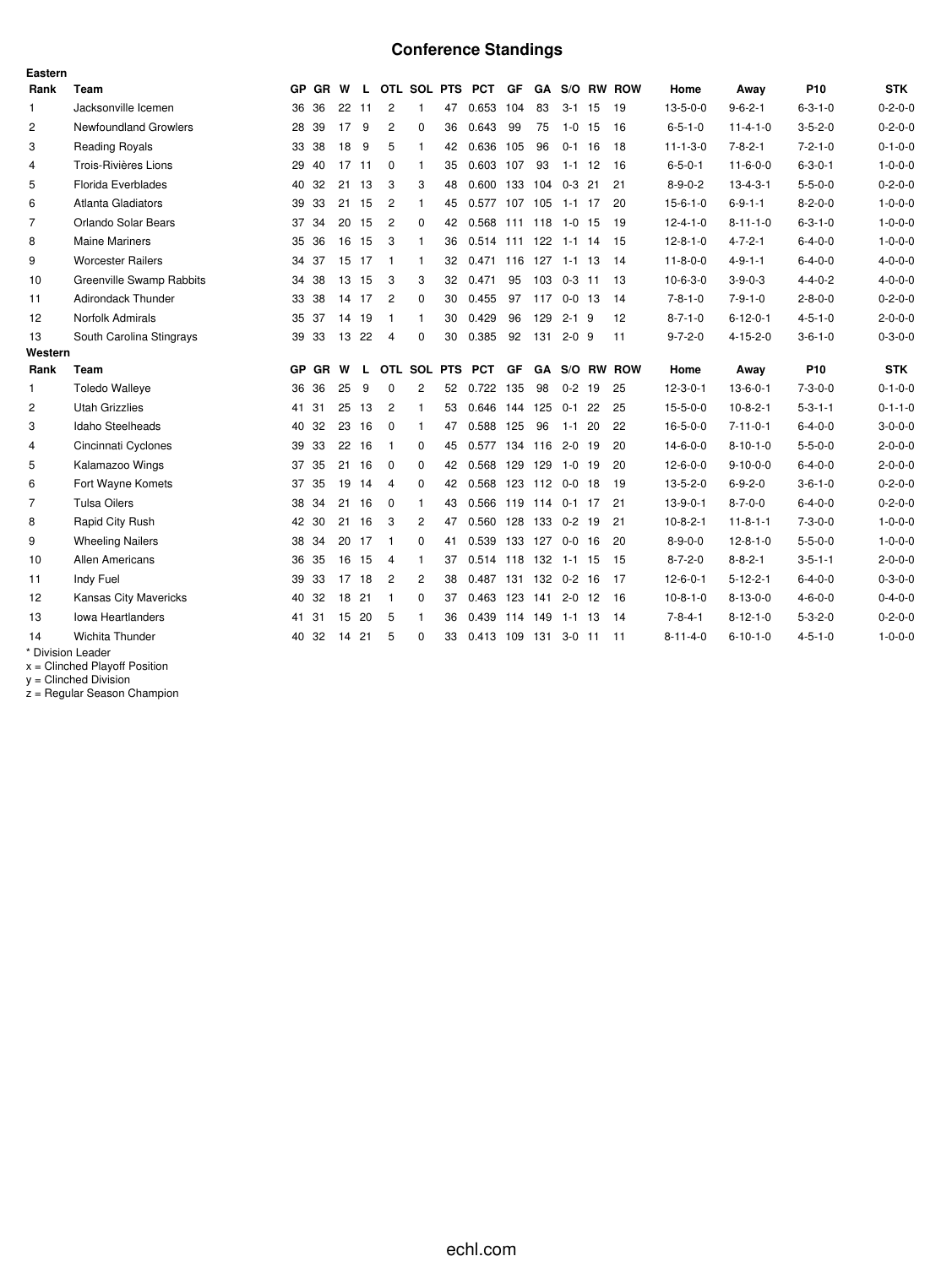# Conference Standings

**Eastern**

| Rank | Team | GP | GR | W | L | OTL | SOL | PTS | PCT | GF | GA | S/O | RW | ROW | Home | Away | P10 | STK |
|---|---|---|---|---|---|---|---|---|---|---|---|---|---|---|---|---|---|---|
| 1 | Jacksonville Icemen | 36 | 36 | 22 | 11 | 2 | 1 | 47 | 0.653 | 104 | 83 | 3-1 | 15 | 19 | 13-5-0-0 | 9-6-2-1 | 6-3-1-0 | 0-2-0-0 |
| 2 | Newfoundland Growlers | 28 | 39 | 17 | 9 | 2 | 0 | 36 | 0.643 | 99 | 75 | 1-0 | 15 | 16 | 6-5-1-0 | 11-4-1-0 | 3-5-2-0 | 0-2-0-0 |
| 3 | Reading Royals | 33 | 38 | 18 | 9 | 5 | 1 | 42 | 0.636 | 105 | 96 | 0-1 | 16 | 18 | 11-1-3-0 | 7-8-2-1 | 7-2-1-0 | 0-1-0-0 |
| 4 | Trois-Rivières Lions | 29 | 40 | 17 | 11 | 0 | 1 | 35 | 0.603 | 107 | 93 | 1-1 | 12 | 16 | 6-5-0-1 | 11-6-0-0 | 6-3-0-1 | 1-0-0-0 |
| 5 | Florida Everblades | 40 | 32 | 21 | 13 | 3 | 3 | 48 | 0.600 | 133 | 104 | 0-3 | 21 | 21 | 8-9-0-2 | 13-4-3-1 | 5-5-0-0 | 0-2-0-0 |
| 6 | Atlanta Gladiators | 39 | 33 | 21 | 15 | 2 | 1 | 45 | 0.577 | 107 | 105 | 1-1 | 17 | 20 | 15-6-1-0 | 6-9-1-1 | 8-2-0-0 | 1-0-0-0 |
| 7 | Orlando Solar Bears | 37 | 34 | 20 | 15 | 2 | 0 | 42 | 0.568 | 111 | 118 | 1-0 | 15 | 19 | 12-4-1-0 | 8-11-1-0 | 6-3-1-0 | 1-0-0-0 |
| 8 | Maine Mariners | 35 | 36 | 16 | 15 | 3 | 1 | 36 | 0.514 | 111 | 122 | 1-1 | 14 | 15 | 12-8-1-0 | 4-7-2-1 | 6-4-0-0 | 1-0-0-0 |
| 9 | Worcester Railers | 34 | 37 | 15 | 17 | 1 | 1 | 32 | 0.471 | 116 | 127 | 1-1 | 13 | 14 | 11-8-0-0 | 4-9-1-1 | 6-4-0-0 | 4-0-0-0 |
| 10 | Greenville Swamp Rabbits | 34 | 38 | 13 | 15 | 3 | 3 | 32 | 0.471 | 95 | 103 | 0-3 | 11 | 13 | 10-6-3-0 | 3-9-0-3 | 4-4-0-2 | 4-0-0-0 |
| 11 | Adirondack Thunder | 33 | 38 | 14 | 17 | 2 | 0 | 30 | 0.455 | 97 | 117 | 0-0 | 13 | 14 | 7-8-1-0 | 7-9-1-0 | 2-8-0-0 | 0-2-0-0 |
| 12 | Norfolk Admirals | 35 | 37 | 14 | 19 | 1 | 1 | 30 | 0.429 | 96 | 129 | 2-1 | 9 | 12 | 8-7-1-0 | 6-12-0-1 | 4-5-1-0 | 2-0-0-0 |
| 13 | South Carolina Stingrays | 39 | 33 | 13 | 22 | 4 | 0 | 30 | 0.385 | 92 | 131 | 2-0 | 9 | 11 | 9-7-2-0 | 4-15-2-0 | 3-6-1-0 | 0-3-0-0 |

**Western**

| Rank | Team | GP | GR | W | L | OTL | SOL | PTS | PCT | GF | GA | S/O | RW | ROW | Home | Away | P10 | STK |
|---|---|---|---|---|---|---|---|---|---|---|---|---|---|---|---|---|---|---|
| 1 | Toledo Walleye | 36 | 36 | 25 | 9 | 0 | 2 | 52 | 0.722 | 135 | 98 | 0-2 | 19 | 25 | 12-3-0-1 | 13-6-0-1 | 7-3-0-0 | 0-1-0-0 |
| 2 | Utah Grizzlies | 41 | 31 | 25 | 13 | 2 | 1 | 53 | 0.646 | 144 | 125 | 0-1 | 22 | 25 | 15-5-0-0 | 10-8-2-1 | 5-3-1-1 | 0-1-1-0 |
| 3 | Idaho Steelheads | 40 | 32 | 23 | 16 | 0 | 1 | 47 | 0.588 | 125 | 96 | 1-1 | 20 | 22 | 16-5-0-0 | 7-11-0-1 | 6-4-0-0 | 3-0-0-0 |
| 4 | Cincinnati Cyclones | 39 | 33 | 22 | 16 | 1 | 0 | 45 | 0.577 | 134 | 116 | 2-0 | 19 | 20 | 14-6-0-0 | 8-10-1-0 | 5-5-0-0 | 2-0-0-0 |
| 5 | Kalamazoo Wings | 37 | 35 | 21 | 16 | 0 | 0 | 42 | 0.568 | 129 | 129 | 1-0 | 19 | 20 | 12-6-0-0 | 9-10-0-0 | 6-4-0-0 | 2-0-0-0 |
| 6 | Fort Wayne Komets | 37 | 35 | 19 | 14 | 4 | 0 | 42 | 0.568 | 123 | 112 | 0-0 | 18 | 19 | 13-5-2-0 | 6-9-2-0 | 3-6-1-0 | 0-2-0-0 |
| 7 | Tulsa Oilers | 38 | 34 | 21 | 16 | 0 | 1 | 43 | 0.566 | 119 | 114 | 0-1 | 17 | 21 | 13-9-0-1 | 8-7-0-0 | 6-4-0-0 | 0-2-0-0 |
| 8 | Rapid City Rush | 42 | 30 | 21 | 16 | 3 | 2 | 47 | 0.560 | 128 | 133 | 0-2 | 19 | 21 | 10-8-2-1 | 11-8-1-1 | 7-3-0-0 | 1-0-0-0 |
| 9 | Wheeling Nailers | 38 | 34 | 20 | 17 | 1 | 0 | 41 | 0.539 | 133 | 127 | 0-0 | 16 | 20 | 8-9-0-0 | 12-8-1-0 | 5-5-0-0 | 1-0-0-0 |
| 10 | Allen Americans | 36 | 35 | 16 | 15 | 4 | 1 | 37 | 0.514 | 118 | 132 | 1-1 | 15 | 15 | 8-7-2-0 | 8-8-2-1 | 3-5-1-1 | 2-0-0-0 |
| 11 | Indy Fuel | 39 | 33 | 17 | 18 | 2 | 2 | 38 | 0.487 | 131 | 132 | 0-2 | 16 | 17 | 12-6-0-1 | 5-12-2-1 | 6-4-0-0 | 0-3-0-0 |
| 12 | Kansas City Mavericks | 40 | 32 | 18 | 21 | 1 | 0 | 37 | 0.463 | 123 | 141 | 2-0 | 12 | 16 | 10-8-1-0 | 8-13-0-0 | 4-6-0-0 | 0-4-0-0 |
| 13 | Iowa Heartlanders | 41 | 31 | 15 | 20 | 5 | 1 | 36 | 0.439 | 114 | 149 | 1-1 | 13 | 14 | 7-8-4-1 | 8-12-1-0 | 5-3-2-0 | 0-2-0-0 |
| 14 | Wichita Thunder | 40 | 32 | 14 | 21 | 5 | 0 | 33 | 0.413 | 109 | 131 | 3-0 | 11 | 11 | 8-11-4-0 | 6-10-1-0 | 4-5-1-0 | 1-0-0-0 |

* Division Leader
x = Clinched Playoff Position
y = Clinched Division
z = Regular Season Champion

echl.com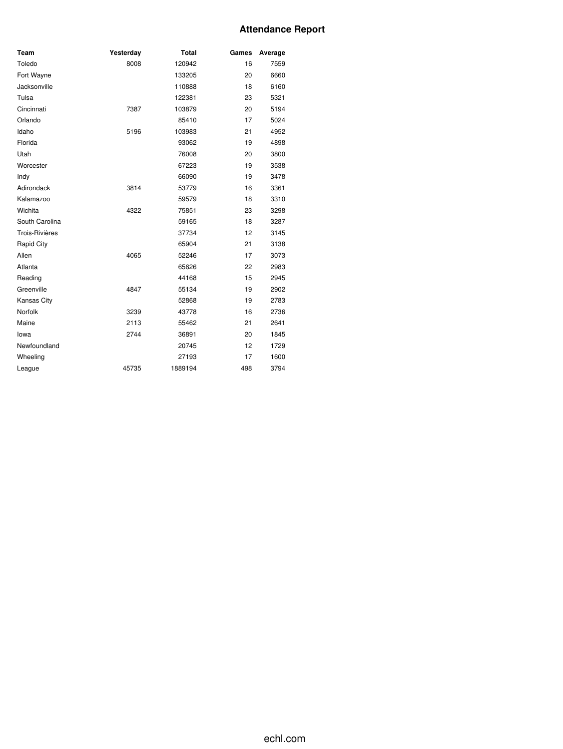# Attendance Report

| Team | Yesterday | Total | Games | Average |
|---|---|---|---|---|
| Toledo | 8008 | 120942 | 16 | 7559 |
| Fort Wayne | | 133205 | 20 | 6660 |
| Jacksonville | | 110888 | 18 | 6160 |
| Tulsa | | 122381 | 23 | 5321 |
| Cincinnati | 7387 | 103879 | 20 | 5194 |
| Orlando | | 85410 | 17 | 5024 |
| Idaho | 5196 | 103983 | 21 | 4952 |
| Florida | | 93062 | 19 | 4898 |
| Utah | | 76008 | 20 | 3800 |
| Worcester | | 67223 | 19 | 3538 |
| Indy | | 66090 | 19 | 3478 |
| Adirondack | 3814 | 53779 | 16 | 3361 |
| Kalamazoo | | 59579 | 18 | 3310 |
| Wichita | 4322 | 75851 | 23 | 3298 |
| South Carolina | | 59165 | 18 | 3287 |
| Trois-Rivières | | 37734 | 12 | 3145 |
| Rapid City | | 65904 | 21 | 3138 |
| Allen | 4065 | 52246 | 17 | 3073 |
| Atlanta | | 65626 | 22 | 2983 |
| Reading | | 44168 | 15 | 2945 |
| Greenville | 4847 | 55134 | 19 | 2902 |
| Kansas City | | 52868 | 19 | 2783 |
| Norfolk | 3239 | 43778 | 16 | 2736 |
| Maine | 2113 | 55462 | 21 | 2641 |
| Iowa | 2744 | 36891 | 20 | 1845 |
| Newfoundland | | 20745 | 12 | 1729 |
| Wheeling | | 27193 | 17 | 1600 |
| League | 45735 | 1889194 | 498 | 3794 |

echl.com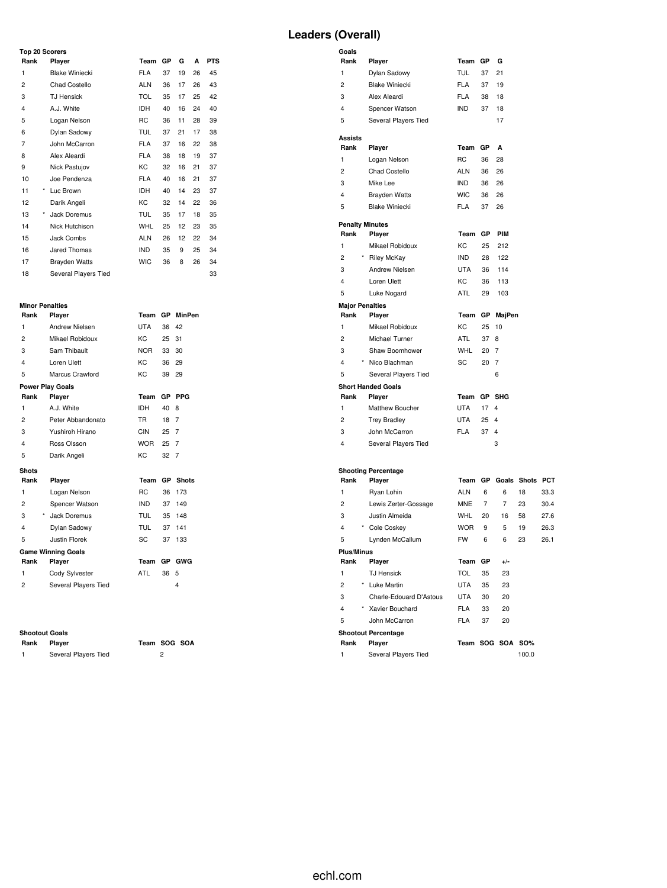# Leaders (Overall)

### Top 20 Scorers

| Rank | | Player | Team | GP | G | A | PTS |
|---|---|---|---|---|---|---|---|
| 1 | | Blake Winiecki | FLA | 37 | 19 | 26 | 45 |
| 2 | | Chad Costello | ALN | 36 | 17 | 26 | 43 |
| 3 | | TJ Hensick | TOL | 35 | 17 | 25 | 42 |
| 4 | | A.J. White | IDH | 40 | 16 | 24 | 40 |
| 5 | | Logan Nelson | RC | 36 | 11 | 28 | 39 |
| 6 | | Dylan Sadowy | TUL | 37 | 21 | 17 | 38 |
| 7 | | John McCarron | FLA | 37 | 16 | 22 | 38 |
| 8 | | Alex Aleardi | FLA | 38 | 18 | 19 | 37 |
| 9 | | Nick Pastujov | KC | 32 | 16 | 21 | 37 |
| 10 | | Joe Pendenza | FLA | 40 | 16 | 21 | 37 |
| 11 | * | Luc Brown | IDH | 40 | 14 | 23 | 37 |
| 12 | | Darik Angeli | KC | 32 | 14 | 22 | 36 |
| 13 | * | Jack Doremus | TUL | 35 | 17 | 18 | 35 |
| 14 | | Nick Hutchison | WHL | 25 | 12 | 23 | 35 |
| 15 | | Jack Combs | ALN | 26 | 12 | 22 | 34 |
| 16 | | Jared Thomas | IND | 35 | 9 | 25 | 34 |
| 17 | | Brayden Watts | WIC | 36 | 8 | 26 | 34 |
| 18 | | Several Players Tied | | | | | 33 |

### Goals

| Rank | Player | Team | GP | G |
|---|---|---|---|---|
| 1 | Dylan Sadowy | TUL | 37 | 21 |
| 2 | Blake Winiecki | FLA | 37 | 19 |
| 3 | Alex Aleardi | FLA | 38 | 18 |
| 4 | Spencer Watson | IND | 37 | 18 |
| 5 | Several Players Tied | | | 17 |

### Assists

| Rank | Player | Team | GP | A |
|---|---|---|---|---|
| 1 | Logan Nelson | RC | 36 | 28 |
| 2 | Chad Costello | ALN | 36 | 26 |
| 3 | Mike Lee | IND | 36 | 26 |
| 4 | Brayden Watts | WIC | 36 | 26 |
| 5 | Blake Winiecki | FLA | 37 | 26 |

### Penalty Minutes

| Rank | | Player | Team | GP | PIM |
|---|---|---|---|---|---|
| 1 | | Mikael Robidoux | KC | 25 | 212 |
| 2 | * | Riley McKay | IND | 28 | 122 |
| 3 | | Andrew Nielsen | UTA | 36 | 114 |
| 4 | | Loren Ulett | KC | 36 | 113 |
| 5 | | Luke Nogard | ATL | 29 | 103 |

### Minor Penalties

| Rank | Player | Team | GP | MinPen |
|---|---|---|---|---|
| 1 | Andrew Nielsen | UTA | 36 | 42 |
| 2 | Mikael Robidoux | KC | 25 | 31 |
| 3 | Sam Thibault | NOR | 33 | 30 |
| 4 | Loren Ulett | KC | 36 | 29 |
| 5 | Marcus Crawford | KC | 39 | 29 |

### Major Penalties

| Rank | | Player | Team | GP | MajPen |
|---|---|---|---|---|---|
| 1 | | Mikael Robidoux | KC | 25 | 10 |
| 2 | | Michael Turner | ATL | 37 | 8 |
| 3 | | Shaw Boomhower | WHL | 20 | 7 |
| 4 | * | Nico Blachman | SC | 20 | 7 |
| 5 | | Several Players Tied | | | 6 |

### Power Play Goals

| Rank | Player | Team | GP | PPG |
|---|---|---|---|---|
| 1 | A.J. White | IDH | 40 | 8 |
| 2 | Peter Abbandonato | TR | 18 | 7 |
| 3 | Yushiroh Hirano | CIN | 25 | 7 |
| 4 | Ross Olsson | WOR | 25 | 7 |
| 5 | Darik Angeli | KC | 32 | 7 |

### Short Handed Goals

| Rank | Player | Team | GP | SHG |
|---|---|---|---|---|
| 1 | Matthew Boucher | UTA | 17 | 4 |
| 2 | Trey Bradley | UTA | 25 | 4 |
| 3 | John McCarron | FLA | 37 | 4 |
| 4 | Several Players Tied | | | 3 |

### Shots

| Rank | | Player | Team | GP | Shots |
|---|---|---|---|---|---|
| 1 | | Logan Nelson | RC | 36 | 173 |
| 2 | | Spencer Watson | IND | 37 | 149 |
| 3 | * | Jack Doremus | TUL | 35 | 148 |
| 4 | | Dylan Sadowy | TUL | 37 | 141 |
| 5 | | Justin Florek | SC | 37 | 133 |

### Shooting Percentage

| Rank | | Player | Team | GP | Goals | Shots | PCT |
|---|---|---|---|---|---|---|---|
| 1 | | Ryan Lohin | ALN | 6 | 6 | 18 | 33.3 |
| 2 | | Lewis Zerter-Gossage | MNE | 7 | 7 | 23 | 30.4 |
| 3 | | Justin Almeida | WHL | 20 | 16 | 58 | 27.6 |
| 4 | * | Cole Coskey | WOR | 9 | 5 | 19 | 26.3 |
| 5 | | Lynden McCallum | FW | 6 | 6 | 23 | 26.1 |

### Game Winning Goals

| Rank | Player | Team | GP | GWG |
|---|---|---|---|---|
| 1 | Cody Sylvester | ATL | 36 | 5 |
| 2 | Several Players Tied | | | 4 |

### Plus/Minus

| Rank | | Player | Team | GP | +/- |
|---|---|---|---|---|---|
| 1 | | TJ Hensick | TOL | 35 | 23 |
| 2 | * | Luke Martin | UTA | 35 | 23 |
| 3 | | Charle-Edouard D'Astous | UTA | 30 | 20 |
| 4 | * | Xavier Bouchard | FLA | 33 | 20 |
| 5 | | John McCarron | FLA | 37 | 20 |

### Shootout Goals

| Rank | Player | Team | SOG | SOA |
|---|---|---|---|---|
| 1 | Several Players Tied | | 2 | |

### Shootout Percentage

| Rank | Player | Team | SOG | SOA | SO% |
|---|---|---|---|---|---|
| 1 | Several Players Tied | | | | 100.0 |

echl.com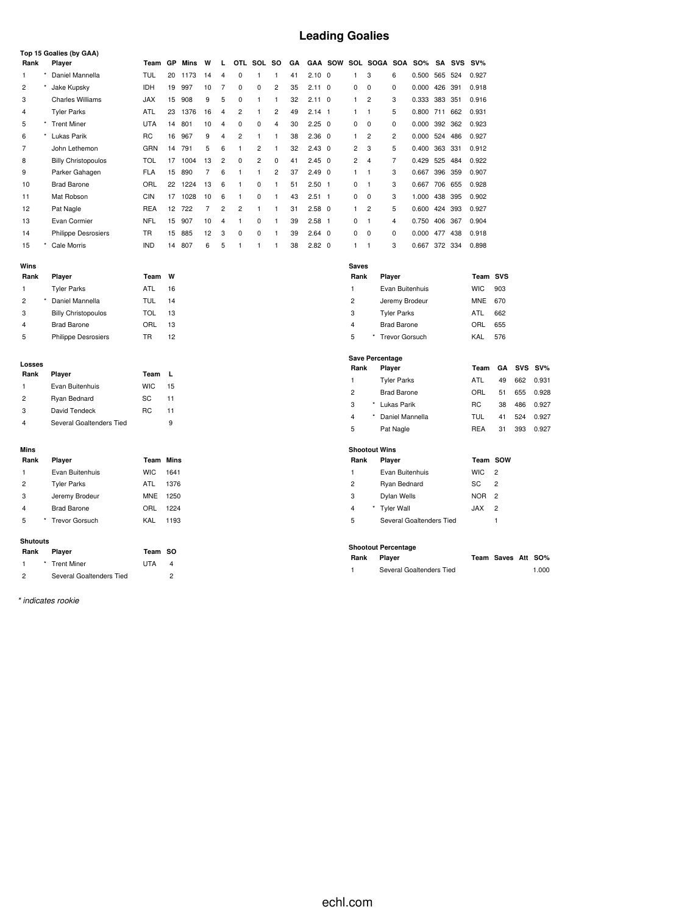# Leading Goalies

### Top 15 Goalies (by GAA)

| Rank | | Player | Team | GP | Mins | W | L | OTL | SOL | SO | GA | GAA | SOW | SOL | SOGA | SOA | SO% | SA | SVS | SV% |
|---|---|---|---|---|---|---|---|---|---|---|---|---|---|---|---|---|---|---|---|---|
| 1 | * | Daniel Mannella | TUL | 20 | 1173 | 14 | 4 | 0 | 1 | 1 | 41 | 2.10 | 0 | 1 | 3 | 6 | 0.500 | 565 | 524 | 0.927 |
| 2 | * | Jake Kupsky | IDH | 19 | 997 | 10 | 7 | 0 | 0 | 2 | 35 | 2.11 | 0 | 0 | 0 | 0 | 0.000 | 426 | 391 | 0.918 |
| 3 | | Charles Williams | JAX | 15 | 908 | 9 | 5 | 0 | 1 | 1 | 32 | 2.11 | 0 | 1 | 2 | 3 | 0.333 | 383 | 351 | 0.916 |
| 4 | | Tyler Parks | ATL | 23 | 1376 | 16 | 4 | 2 | 1 | 2 | 49 | 2.14 | 1 | 1 | 1 | 5 | 0.800 | 711 | 662 | 0.931 |
| 5 | * | Trent Miner | UTA | 14 | 801 | 10 | 4 | 0 | 0 | 4 | 30 | 2.25 | 0 | 0 | 0 | 0 | 0.000 | 392 | 362 | 0.923 |
| 6 | * | Lukas Parik | RC | 16 | 967 | 9 | 4 | 2 | 1 | 1 | 38 | 2.36 | 0 | 1 | 2 | 2 | 0.000 | 524 | 486 | 0.927 |
| 7 | | John Lethemon | GRN | 14 | 791 | 5 | 6 | 1 | 2 | 1 | 32 | 2.43 | 0 | 2 | 3 | 5 | 0.400 | 363 | 331 | 0.912 |
| 8 | | Billy Christopoulos | TOL | 17 | 1004 | 13 | 2 | 0 | 2 | 0 | 41 | 2.45 | 0 | 2 | 4 | 7 | 0.429 | 525 | 484 | 0.922 |
| 9 | | Parker Gahagen | FLA | 15 | 890 | 7 | 6 | 1 | 1 | 2 | 37 | 2.49 | 0 | 1 | 1 | 3 | 0.667 | 396 | 359 | 0.907 |
| 10 | | Brad Barone | ORL | 22 | 1224 | 13 | 6 | 1 | 0 | 1 | 51 | 2.50 | 1 | 0 | 1 | 3 | 0.667 | 706 | 655 | 0.928 |
| 11 | | Mat Robson | CIN | 17 | 1028 | 10 | 6 | 1 | 0 | 1 | 43 | 2.51 | 1 | 0 | 0 | 3 | 1.000 | 438 | 395 | 0.902 |
| 12 | | Pat Nagle | REA | 12 | 722 | 7 | 2 | 2 | 1 | 1 | 31 | 2.58 | 0 | 1 | 2 | 5 | 0.600 | 424 | 393 | 0.927 |
| 13 | | Evan Cormier | NFL | 15 | 907 | 10 | 4 | 1 | 0 | 1 | 39 | 2.58 | 1 | 0 | 1 | 4 | 0.750 | 406 | 367 | 0.904 |
| 14 | | Philippe Desrosiers | TR | 15 | 885 | 12 | 3 | 0 | 0 | 1 | 39 | 2.64 | 0 | 0 | 0 | 0 | 0.000 | 477 | 438 | 0.918 |
| 15 | * | Cale Morris | IND | 14 | 807 | 6 | 5 | 1 | 1 | 1 | 38 | 2.82 | 0 | 1 | 1 | 3 | 0.667 | 372 | 334 | 0.898 |

### Wins

| Rank | | Player | Team | W |
|---|---|---|---|---|
| 1 | | Tyler Parks | ATL | 16 |
| 2 | * | Daniel Mannella | TUL | 14 |
| 3 | | Billy Christopoulos | TOL | 13 |
| 4 | | Brad Barone | ORL | 13 |
| 5 | | Philippe Desrosiers | TR | 12 |

### Losses

| Rank | Player | Team | L |
|---|---|---|---|
| 1 | Evan Buitenhuis | WIC | 15 |
| 2 | Ryan Bednard | SC | 11 |
| 3 | David Tendeck | RC | 11 |
| 4 | Several Goaltenders Tied | | 9 |

### Mins

| Rank | | Player | Team | Mins |
|---|---|---|---|---|
| 1 | | Evan Buitenhuis | WIC | 1641 |
| 2 | | Tyler Parks | ATL | 1376 |
| 3 | | Jeremy Brodeur | MNE | 1250 |
| 4 | | Brad Barone | ORL | 1224 |
| 5 | * | Trevor Gorsuch | KAL | 1193 |

### Shutouts

| Rank | | Player | Team | SO |
|---|---|---|---|---|
| 1 | * | Trent Miner | UTA | 4 |
| 2 | | Several Goaltenders Tied | | 2 |

### Saves

| Rank | | Player | Team | SVS |
|---|---|---|---|---|
| 1 | | Evan Buitenhuis | WIC | 903 |
| 2 | | Jeremy Brodeur | MNE | 670 |
| 3 | | Tyler Parks | ATL | 662 |
| 4 | | Brad Barone | ORL | 655 |
| 5 | * | Trevor Gorsuch | KAL | 576 |

### Save Percentage

| Rank | | Player | Team | GA | SVS | SV% |
|---|---|---|---|---|---|---|
| 1 | | Tyler Parks | ATL | 49 | 662 | 0.931 |
| 2 | | Brad Barone | ORL | 51 | 655 | 0.928 |
| 3 | * | Lukas Parik | RC | 38 | 486 | 0.927 |
| 4 | * | Daniel Mannella | TUL | 41 | 524 | 0.927 |
| 5 | | Pat Nagle | REA | 31 | 393 | 0.927 |

### Shootout Wins

| Rank | | Player | Team | SOW |
|---|---|---|---|---|
| 1 | | Evan Buitenhuis | WIC | 2 |
| 2 | | Ryan Bednard | SC | 2 |
| 3 | | Dylan Wells | NOR | 2 |
| 4 | * | Tyler Wall | JAX | 2 |
| 5 | | Several Goaltenders Tied | | 1 |

### Shootout Percentage

| Rank | Player | Team | Saves | Att | SO% |
|---|---|---|---|---|---|
| 1 | Several Goaltenders Tied | | | | 1.000 |

*\* indicates rookie*

echl.com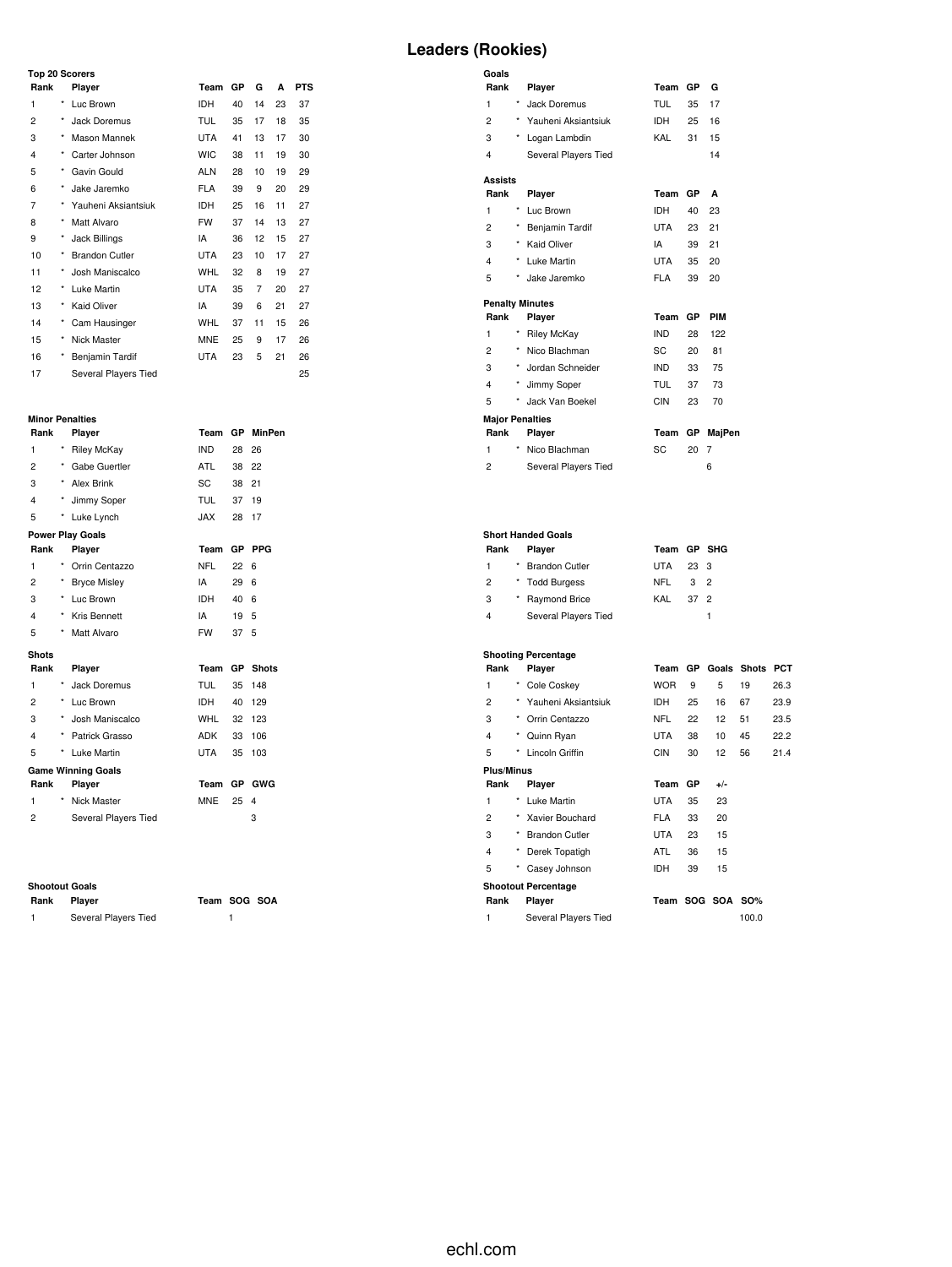# Leaders (Rookies)

### Top 20 Scorers

| Rank | | Player | Team | GP | G | A | PTS |
|---|---|---|---|---|---|---|---|
| 1 | * | Luc Brown | IDH | 40 | 14 | 23 | 37 |
| 2 | * | Jack Doremus | TUL | 35 | 17 | 18 | 35 |
| 3 | * | Mason Mannek | UTA | 41 | 13 | 17 | 30 |
| 4 | * | Carter Johnson | WIC | 38 | 11 | 19 | 30 |
| 5 | * | Gavin Gould | ALN | 28 | 10 | 19 | 29 |
| 6 | * | Jake Jaremko | FLA | 39 | 9 | 20 | 29 |
| 7 | * | Yauheni Aksiantsiuk | IDH | 25 | 16 | 11 | 27 |
| 8 | * | Matt Alvaro | FW | 37 | 14 | 13 | 27 |
| 9 | * | Jack Billings | IA | 36 | 12 | 15 | 27 |
| 10 | * | Brandon Cutler | UTA | 23 | 10 | 17 | 27 |
| 11 | * | Josh Maniscalco | WHL | 32 | 8 | 19 | 27 |
| 12 | * | Luke Martin | UTA | 35 | 7 | 20 | 27 |
| 13 | * | Kaid Oliver | IA | 39 | 6 | 21 | 27 |
| 14 | * | Cam Hausinger | WHL | 37 | 11 | 15 | 26 |
| 15 | * | Nick Master | MNE | 25 | 9 | 17 | 26 |
| 16 | * | Benjamin Tardif | UTA | 23 | 5 | 21 | 26 |
| 17 | | Several Players Tied | | | | | 25 |

### Goals

| Rank | | Player | Team | GP | G |
|---|---|---|---|---|---|
| 1 | * | Jack Doremus | TUL | 35 | 17 |
| 2 | * | Yauheni Aksiantsiuk | IDH | 25 | 16 |
| 3 | * | Logan Lambdin | KAL | 31 | 15 |
| 4 | | Several Players Tied | | | 14 |

### Assists

| Rank | | Player | Team | GP | A |
|---|---|---|---|---|---|
| 1 | * | Luc Brown | IDH | 40 | 23 |
| 2 | * | Benjamin Tardif | UTA | 23 | 21 |
| 3 | * | Kaid Oliver | IA | 39 | 21 |
| 4 | * | Luke Martin | UTA | 35 | 20 |
| 5 | * | Jake Jaremko | FLA | 39 | 20 |

### Penalty Minutes

| Rank | | Player | Team | GP | PIM |
|---|---|---|---|---|---|
| 1 | * | Riley McKay | IND | 28 | 122 |
| 2 | * | Nico Blachman | SC | 20 | 81 |
| 3 | * | Jordan Schneider | IND | 33 | 75 |
| 4 | * | Jimmy Soper | TUL | 37 | 73 |
| 5 | * | Jack Van Boekel | CIN | 23 | 70 |

### Minor Penalties

| Rank | | Player | Team | GP | MinPen |
|---|---|---|---|---|---|
| 1 | * | Riley McKay | IND | 28 | 26 |
| 2 | * | Gabe Guertler | ATL | 38 | 22 |
| 3 | * | Alex Brink | SC | 38 | 21 |
| 4 | * | Jimmy Soper | TUL | 37 | 19 |
| 5 | * | Luke Lynch | JAX | 28 | 17 |

### Major Penalties

| Rank | | Player | Team | GP | MajPen |
|---|---|---|---|---|---|
| 1 | * | Nico Blachman | SC | 20 | 7 |
| 2 | | Several Players Tied | | | 6 |

### Power Play Goals

| Rank | | Player | Team | GP | PPG |
|---|---|---|---|---|---|
| 1 | * | Orrin Centazzo | NFL | 22 | 6 |
| 2 | * | Bryce Misley | IA | 29 | 6 |
| 3 | * | Luc Brown | IDH | 40 | 6 |
| 4 | * | Kris Bennett | IA | 19 | 5 |
| 5 | * | Matt Alvaro | FW | 37 | 5 |

### Short Handed Goals

| Rank | | Player | Team | GP | SHG |
|---|---|---|---|---|---|
| 1 | * | Brandon Cutler | UTA | 23 | 3 |
| 2 | * | Todd Burgess | NFL | 3 | 2 |
| 3 | * | Raymond Brice | KAL | 37 | 2 |
| 4 | | Several Players Tied | | | 1 |

### Shots

| Rank | | Player | Team | GP | Shots |
|---|---|---|---|---|---|
| 1 | * | Jack Doremus | TUL | 35 | 148 |
| 2 | * | Luc Brown | IDH | 40 | 129 |
| 3 | * | Josh Maniscalco | WHL | 32 | 123 |
| 4 | * | Patrick Grasso | ADK | 33 | 106 |
| 5 | * | Luke Martin | UTA | 35 | 103 |

### Shooting Percentage

| Rank | | Player | Team | GP | Goals | Shots | PCT |
|---|---|---|---|---|---|---|---|
| 1 | * | Cole Coskey | WOR | 9 | 5 | 19 | 26.3 |
| 2 | * | Yauheni Aksiantsiuk | IDH | 25 | 16 | 67 | 23.9 |
| 3 | * | Orrin Centazzo | NFL | 22 | 12 | 51 | 23.5 |
| 4 | * | Quinn Ryan | UTA | 38 | 10 | 45 | 22.2 |
| 5 | * | Lincoln Griffin | CIN | 30 | 12 | 56 | 21.4 |

### Game Winning Goals

| Rank | | Player | Team | GP | GWG |
|---|---|---|---|---|---|
| 1 | * | Nick Master | MNE | 25 | 4 |
| 2 | | Several Players Tied | | | 3 |

### Plus/Minus

| Rank | | Player | Team | GP | +/- |
|---|---|---|---|---|---|
| 1 | * | Luke Martin | UTA | 35 | 23 |
| 2 | * | Xavier Bouchard | FLA | 33 | 20 |
| 3 | * | Brandon Cutler | UTA | 23 | 15 |
| 4 | * | Derek Topatigh | ATL | 36 | 15 |
| 5 | * | Casey Johnson | IDH | 39 | 15 |

### Shootout Goals

| Rank | Player | Team | SOG | SOA |
|---|---|---|---|---|
| 1 | Several Players Tied | | 1 | |

### Shootout Percentage

| Rank | Player | Team | SOG | SOA | SO% |
|---|---|---|---|---|---|
| 1 | Several Players Tied | | | | 100.0 |

echl.com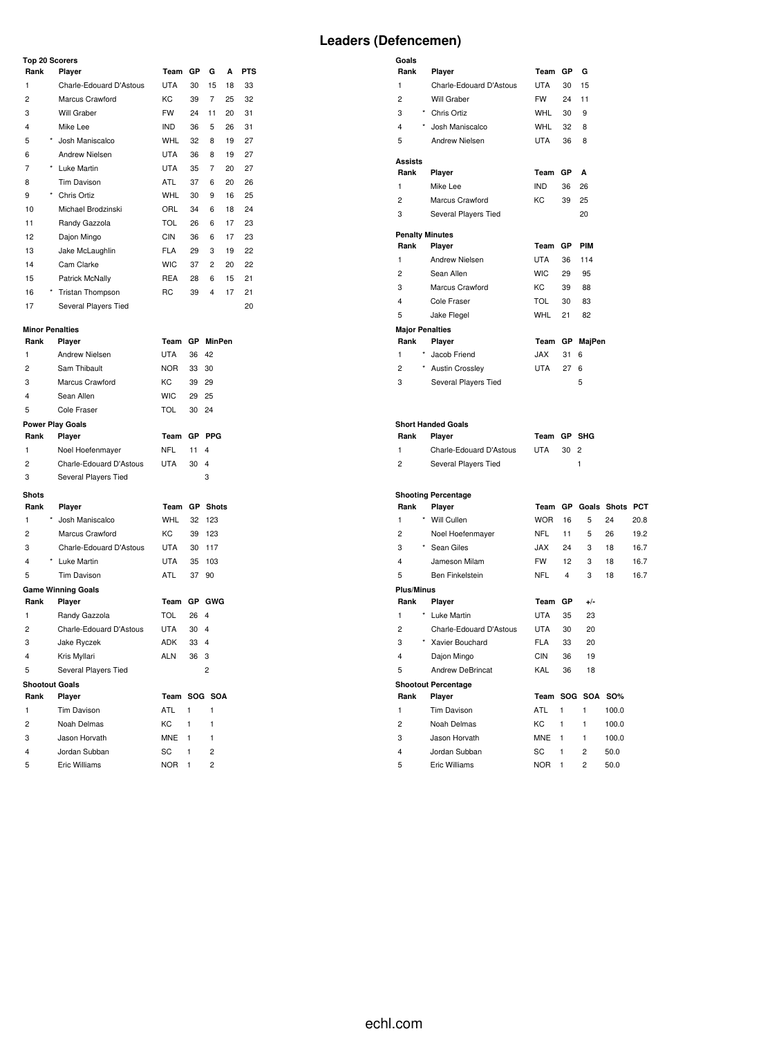# Leaders (Defencemen)

### Top 20 Scorers

| Rank | | Player | Team | GP | G | A | PTS |
|---|---|---|---|---|---|---|---|
| 1 | | Charle-Edouard D'Astous | UTA | 30 | 15 | 18 | 33 |
| 2 | | Marcus Crawford | KC | 39 | 7 | 25 | 32 |
| 3 | | Will Graber | FW | 24 | 11 | 20 | 31 |
| 4 | | Mike Lee | IND | 36 | 5 | 26 | 31 |
| 5 | * | Josh Maniscalco | WHL | 32 | 8 | 19 | 27 |
| 6 | | Andrew Nielsen | UTA | 36 | 8 | 19 | 27 |
| 7 | * | Luke Martin | UTA | 35 | 7 | 20 | 27 |
| 8 | | Tim Davison | ATL | 37 | 6 | 20 | 26 |
| 9 | * | Chris Ortiz | WHL | 30 | 9 | 16 | 25 |
| 10 | | Michael Brodzinski | ORL | 34 | 6 | 18 | 24 |
| 11 | | Randy Gazzola | TOL | 26 | 6 | 17 | 23 |
| 12 | | Dajon Mingo | CIN | 36 | 6 | 17 | 23 |
| 13 | | Jake McLaughlin | FLA | 29 | 3 | 19 | 22 |
| 14 | | Cam Clarke | WIC | 37 | 2 | 20 | 22 |
| 15 | | Patrick McNally | REA | 28 | 6 | 15 | 21 |
| 16 | * | Tristan Thompson | RC | 39 | 4 | 17 | 21 |
| 17 | | Several Players Tied | | | | | 20 |

### Goals

| Rank | | Player | Team | GP | G |
|---|---|---|---|---|---|
| 1 | | Charle-Edouard D'Astous | UTA | 30 | 15 |
| 2 | | Will Graber | FW | 24 | 11 |
| 3 | * | Chris Ortiz | WHL | 30 | 9 |
| 4 | * | Josh Maniscalco | WHL | 32 | 8 |
| 5 | | Andrew Nielsen | UTA | 36 | 8 |

### Assists

| Rank | Player | Team | GP | A |
|---|---|---|---|---|
| 1 | Mike Lee | IND | 36 | 26 |
| 2 | Marcus Crawford | KC | 39 | 25 |
| 3 | Several Players Tied | | | 20 |

### Penalty Minutes

| Rank | Player | Team | GP | PIM |
|---|---|---|---|---|
| 1 | Andrew Nielsen | UTA | 36 | 114 |
| 2 | Sean Allen | WIC | 29 | 95 |
| 3 | Marcus Crawford | KC | 39 | 88 |
| 4 | Cole Fraser | TOL | 30 | 83 |
| 5 | Jake Flegel | WHL | 21 | 82 |

### Minor Penalties

| Rank | Player | Team | GP | MinPen |
|---|---|---|---|---|
| 1 | Andrew Nielsen | UTA | 36 | 42 |
| 2 | Sam Thibault | NOR | 33 | 30 |
| 3 | Marcus Crawford | KC | 39 | 29 |
| 4 | Sean Allen | WIC | 29 | 25 |
| 5 | Cole Fraser | TOL | 30 | 24 |

### Major Penalties

| Rank | | Player | Team | GP | MajPen |
|---|---|---|---|---|---|
| 1 | * | Jacob Friend | JAX | 31 | 6 |
| 2 | * | Austin Crossley | UTA | 27 | 6 |
| 3 | | Several Players Tied | | | 5 |

### Power Play Goals

| Rank | Player | Team | GP | PPG |
|---|---|---|---|---|
| 1 | Noel Hoefenmayer | NFL | 11 | 4 |
| 2 | Charle-Edouard D'Astous | UTA | 30 | 4 |
| 3 | Several Players Tied | | | 3 |

### Short Handed Goals

| Rank | Player | Team | GP | SHG |
|---|---|---|---|---|
| 1 | Charle-Edouard D'Astous | UTA | 30 | 2 |
| 2 | Several Players Tied | | | 1 |

### Shots

| Rank | | Player | Team | GP | Shots |
|---|---|---|---|---|---|
| 1 | * | Josh Maniscalco | WHL | 32 | 123 |
| 2 | | Marcus Crawford | KC | 39 | 123 |
| 3 | | Charle-Edouard D'Astous | UTA | 30 | 117 |
| 4 | * | Luke Martin | UTA | 35 | 103 |
| 5 | | Tim Davison | ATL | 37 | 90 |

### Shooting Percentage

| Rank | | Player | Team | GP | Goals | Shots | PCT |
|---|---|---|---|---|---|---|---|
| 1 | * | Will Cullen | WOR | 16 | 5 | 24 | 20.8 |
| 2 | | Noel Hoefenmayer | NFL | 11 | 5 | 26 | 19.2 |
| 3 | * | Sean Giles | JAX | 24 | 3 | 18 | 16.7 |
| 4 | | Jameson Milam | FW | 12 | 3 | 18 | 16.7 |
| 5 | | Ben Finkelstein | NFL | 4 | 3 | 18 | 16.7 |

### Game Winning Goals

| Rank | Player | Team | GP | GWG |
|---|---|---|---|---|
| 1 | Randy Gazzola | TOL | 26 | 4 |
| 2 | Charle-Edouard D'Astous | UTA | 30 | 4 |
| 3 | Jake Ryczek | ADK | 33 | 4 |
| 4 | Kris Myllari | ALN | 36 | 3 |
| 5 | Several Players Tied | | | 2 |

### Plus/Minus

| Rank | | Player | Team | GP | +/- |
|---|---|---|---|---|---|
| 1 | * | Luke Martin | UTA | 35 | 23 |
| 2 | | Charle-Edouard D'Astous | UTA | 30 | 20 |
| 3 | * | Xavier Bouchard | FLA | 33 | 20 |
| 4 | | Dajon Mingo | CIN | 36 | 19 |
| 5 | | Andrew DeBrincat | KAL | 36 | 18 |

### Shootout Goals

| Rank | Player | Team | SOG | SOA |
|---|---|---|---|---|
| 1 | Tim Davison | ATL | 1 | 1 |
| 2 | Noah Delmas | KC | 1 | 1 |
| 3 | Jason Horvath | MNE | 1 | 1 |
| 4 | Jordan Subban | SC | 1 | 2 |
| 5 | Eric Williams | NOR | 1 | 2 |

### Shootout Percentage

| Rank | Player | Team | SOG | SOA | SO% |
|---|---|---|---|---|---|
| 1 | Tim Davison | ATL | 1 | 1 | 100.0 |
| 2 | Noah Delmas | KC | 1 | 1 | 100.0 |
| 3 | Jason Horvath | MNE | 1 | 1 | 100.0 |
| 4 | Jordan Subban | SC | 1 | 2 | 50.0 |
| 5 | Eric Williams | NOR | 1 | 2 | 50.0 |

echl.com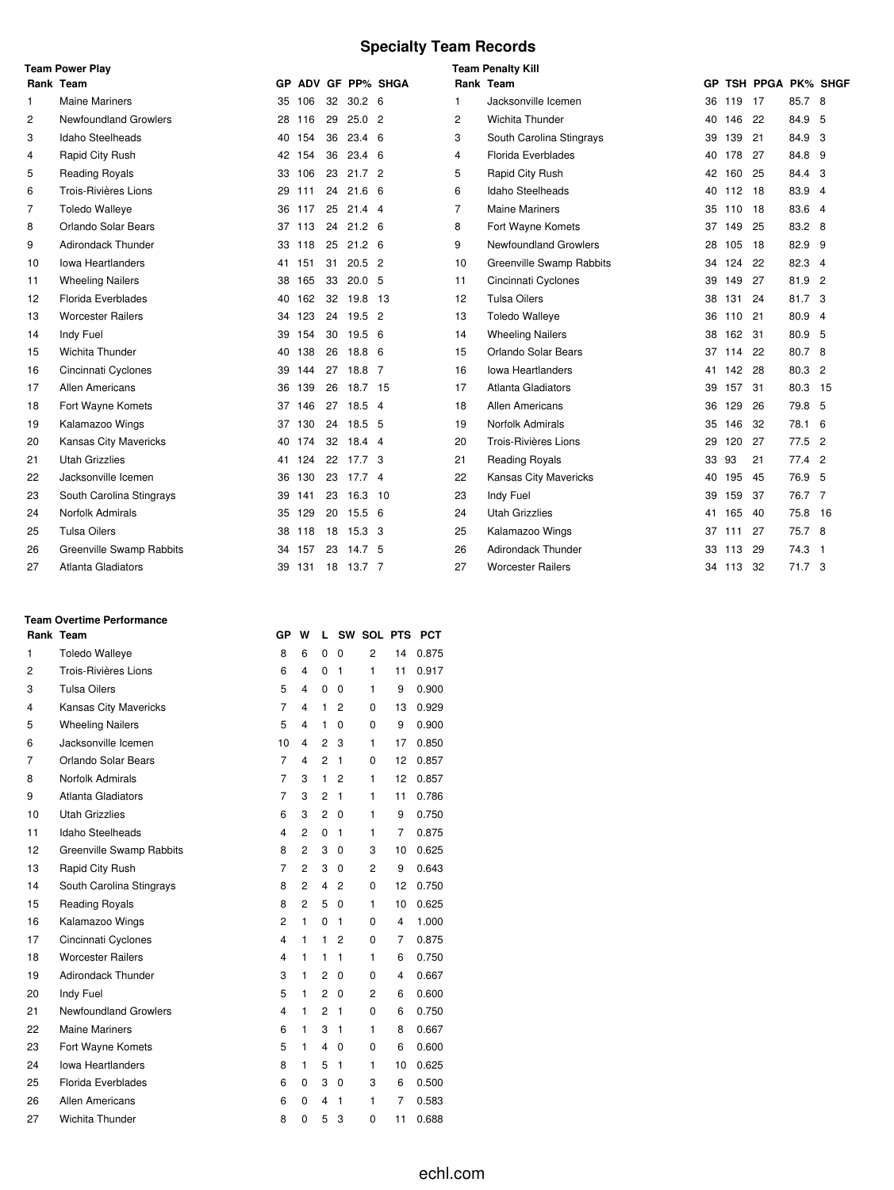# Specialty Team Records

### Team Power Play

| Rank | Team | GP | ADV | GF | PP% | SHGA |
|---|---|---|---|---|---|---|
| 1 | Maine Mariners | 35 | 106 | 32 | 30.2 | 6 |
| 2 | Newfoundland Growlers | 28 | 116 | 29 | 25.0 | 2 |
| 3 | Idaho Steelheads | 40 | 154 | 36 | 23.4 | 6 |
| 4 | Rapid City Rush | 42 | 154 | 36 | 23.4 | 6 |
| 5 | Reading Royals | 33 | 106 | 23 | 21.7 | 2 |
| 6 | Trois-Rivières Lions | 29 | 111 | 24 | 21.6 | 6 |
| 7 | Toledo Walleye | 36 | 117 | 25 | 21.4 | 4 |
| 8 | Orlando Solar Bears | 37 | 113 | 24 | 21.2 | 6 |
| 9 | Adirondack Thunder | 33 | 118 | 25 | 21.2 | 6 |
| 10 | Iowa Heartlanders | 41 | 151 | 31 | 20.5 | 2 |
| 11 | Wheeling Nailers | 38 | 165 | 33 | 20.0 | 5 |
| 12 | Florida Everblades | 40 | 162 | 32 | 19.8 | 13 |
| 13 | Worcester Railers | 34 | 123 | 24 | 19.5 | 2 |
| 14 | Indy Fuel | 39 | 154 | 30 | 19.5 | 6 |
| 15 | Wichita Thunder | 40 | 138 | 26 | 18.8 | 6 |
| 16 | Cincinnati Cyclones | 39 | 144 | 27 | 18.8 | 7 |
| 17 | Allen Americans | 36 | 139 | 26 | 18.7 | 15 |
| 18 | Fort Wayne Komets | 37 | 146 | 27 | 18.5 | 4 |
| 19 | Kalamazoo Wings | 37 | 130 | 24 | 18.5 | 5 |
| 20 | Kansas City Mavericks | 40 | 174 | 32 | 18.4 | 4 |
| 21 | Utah Grizzlies | 41 | 124 | 22 | 17.7 | 3 |
| 22 | Jacksonville Icemen | 36 | 130 | 23 | 17.7 | 4 |
| 23 | South Carolina Stingrays | 39 | 141 | 23 | 16.3 | 10 |
| 24 | Norfolk Admirals | 35 | 129 | 20 | 15.5 | 6 |
| 25 | Tulsa Oilers | 38 | 118 | 18 | 15.3 | 3 |
| 26 | Greenville Swamp Rabbits | 34 | 157 | 23 | 14.7 | 5 |
| 27 | Atlanta Gladiators | 39 | 131 | 18 | 13.7 | 7 |

### Team Penalty Kill

| Rank | Team | GP | TSH | PPGA | PK% | SHGF |
|---|---|---|---|---|---|---|
| 1 | Jacksonville Icemen | 36 | 119 | 17 | 85.7 | 8 |
| 2 | Wichita Thunder | 40 | 146 | 22 | 84.9 | 5 |
| 3 | South Carolina Stingrays | 39 | 139 | 21 | 84.9 | 3 |
| 4 | Florida Everblades | 40 | 178 | 27 | 84.8 | 9 |
| 5 | Rapid City Rush | 42 | 160 | 25 | 84.4 | 3 |
| 6 | Idaho Steelheads | 40 | 112 | 18 | 83.9 | 4 |
| 7 | Maine Mariners | 35 | 110 | 18 | 83.6 | 4 |
| 8 | Fort Wayne Komets | 37 | 149 | 25 | 83.2 | 8 |
| 9 | Newfoundland Growlers | 28 | 105 | 18 | 82.9 | 9 |
| 10 | Greenville Swamp Rabbits | 34 | 124 | 22 | 82.3 | 4 |
| 11 | Cincinnati Cyclones | 39 | 149 | 27 | 81.9 | 2 |
| 12 | Tulsa Oilers | 38 | 131 | 24 | 81.7 | 3 |
| 13 | Toledo Walleye | 36 | 110 | 21 | 80.9 | 4 |
| 14 | Wheeling Nailers | 38 | 162 | 31 | 80.9 | 5 |
| 15 | Orlando Solar Bears | 37 | 114 | 22 | 80.7 | 8 |
| 16 | Iowa Heartlanders | 41 | 142 | 28 | 80.3 | 2 |
| 17 | Atlanta Gladiators | 39 | 157 | 31 | 80.3 | 15 |
| 18 | Allen Americans | 36 | 129 | 26 | 79.8 | 5 |
| 19 | Norfolk Admirals | 35 | 146 | 32 | 78.1 | 6 |
| 20 | Trois-Rivières Lions | 29 | 120 | 27 | 77.5 | 2 |
| 21 | Reading Royals | 33 | 93 | 21 | 77.4 | 2 |
| 22 | Kansas City Mavericks | 40 | 195 | 45 | 76.9 | 5 |
| 23 | Indy Fuel | 39 | 159 | 37 | 76.7 | 7 |
| 24 | Utah Grizzlies | 41 | 165 | 40 | 75.8 | 16 |
| 25 | Kalamazoo Wings | 37 | 111 | 27 | 75.7 | 8 |
| 26 | Adirondack Thunder | 33 | 113 | 29 | 74.3 | 1 |
| 27 | Worcester Railers | 34 | 113 | 32 | 71.7 | 3 |

### Team Overtime Performance

| Rank | Team | GP | W | L | SW | SOL | PTS | PCT |
|---|---|---|---|---|---|---|---|---|
| 1 | Toledo Walleye | 8 | 6 | 0 | 0 | 2 | 14 | 0.875 |
| 2 | Trois-Rivières Lions | 6 | 4 | 0 | 1 | 1 | 11 | 0.917 |
| 3 | Tulsa Oilers | 5 | 4 | 0 | 0 | 1 | 9 | 0.900 |
| 4 | Kansas City Mavericks | 7 | 4 | 1 | 2 | 0 | 13 | 0.929 |
| 5 | Wheeling Nailers | 5 | 4 | 1 | 0 | 0 | 9 | 0.900 |
| 6 | Jacksonville Icemen | 10 | 4 | 2 | 3 | 1 | 17 | 0.850 |
| 7 | Orlando Solar Bears | 7 | 4 | 2 | 1 | 0 | 12 | 0.857 |
| 8 | Norfolk Admirals | 7 | 3 | 1 | 2 | 1 | 12 | 0.857 |
| 9 | Atlanta Gladiators | 7 | 3 | 2 | 1 | 1 | 11 | 0.786 |
| 10 | Utah Grizzlies | 6 | 3 | 2 | 0 | 1 | 9 | 0.750 |
| 11 | Idaho Steelheads | 4 | 2 | 0 | 1 | 1 | 7 | 0.875 |
| 12 | Greenville Swamp Rabbits | 8 | 2 | 3 | 0 | 3 | 10 | 0.625 |
| 13 | Rapid City Rush | 7 | 2 | 3 | 0 | 2 | 9 | 0.643 |
| 14 | South Carolina Stingrays | 8 | 2 | 4 | 2 | 0 | 12 | 0.750 |
| 15 | Reading Royals | 8 | 2 | 5 | 0 | 1 | 10 | 0.625 |
| 16 | Kalamazoo Wings | 2 | 1 | 0 | 1 | 0 | 4 | 1.000 |
| 17 | Cincinnati Cyclones | 4 | 1 | 1 | 2 | 0 | 7 | 0.875 |
| 18 | Worcester Railers | 4 | 1 | 1 | 1 | 1 | 6 | 0.750 |
| 19 | Adirondack Thunder | 3 | 1 | 2 | 0 | 0 | 4 | 0.667 |
| 20 | Indy Fuel | 5 | 1 | 2 | 0 | 2 | 6 | 0.600 |
| 21 | Newfoundland Growlers | 4 | 1 | 2 | 1 | 0 | 6 | 0.750 |
| 22 | Maine Mariners | 6 | 1 | 3 | 1 | 1 | 8 | 0.667 |
| 23 | Fort Wayne Komets | 5 | 1 | 4 | 0 | 0 | 6 | 0.600 |
| 24 | Iowa Heartlanders | 8 | 1 | 5 | 1 | 1 | 10 | 0.625 |
| 25 | Florida Everblades | 6 | 0 | 3 | 0 | 3 | 6 | 0.500 |
| 26 | Allen Americans | 6 | 0 | 4 | 1 | 1 | 7 | 0.583 |
| 27 | Wichita Thunder | 8 | 0 | 5 | 3 | 0 | 11 | 0.688 |

echl.com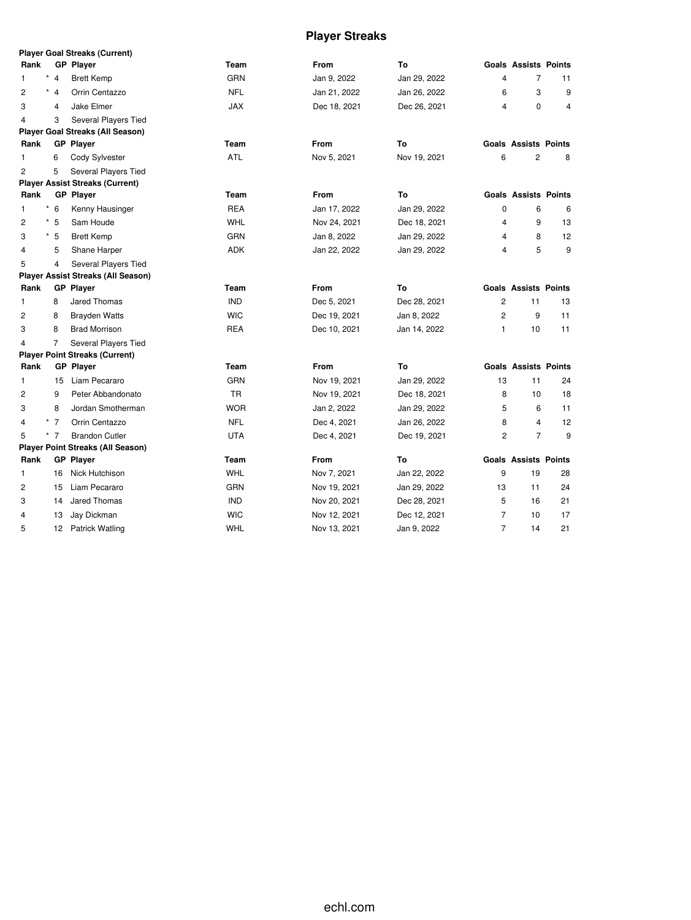# Player Streaks

### Player Goal Streaks (Current)

| Rank | GP | Player | Team | From | To | Goals | Assists | Points |
|---|---|---|---|---|---|---|---|---|
| 1 | * 4 | Brett Kemp | GRN | Jan 9, 2022 | Jan 29, 2022 | 4 | 7 | 11 |
| 2 | * 4 | Orrin Centazzo | NFL | Jan 21, 2022 | Jan 26, 2022 | 6 | 3 | 9 |
| 3 | 4 | Jake Elmer | JAX | Dec 18, 2021 | Dec 26, 2021 | 4 | 0 | 4 |
| 4 | 3 | Several Players Tied | | | | | | |

### Player Goal Streaks (All Season)

| Rank | GP | Player | Team | From | To | Goals | Assists | Points |
|---|---|---|---|---|---|---|---|---|
| 1 | 6 | Cody Sylvester | ATL | Nov 5, 2021 | Nov 19, 2021 | 6 | 2 | 8 |
| 2 | 5 | Several Players Tied | | | | | | |

### Player Assist Streaks (Current)

| Rank | GP | Player | Team | From | To | Goals | Assists | Points |
|---|---|---|---|---|---|---|---|---|
| 1 | * 6 | Kenny Hausinger | REA | Jan 17, 2022 | Jan 29, 2022 | 0 | 6 | 6 |
| 2 | * 5 | Sam Houde | WHL | Nov 24, 2021 | Dec 18, 2021 | 4 | 9 | 13 |
| 3 | * 5 | Brett Kemp | GRN | Jan 8, 2022 | Jan 29, 2022 | 4 | 8 | 12 |
| 4 | 5 | Shane Harper | ADK | Jan 22, 2022 | Jan 29, 2022 | 4 | 5 | 9 |
| 5 | 4 | Several Players Tied | | | | | | |

### Player Assist Streaks (All Season)

| Rank | GP | Player | Team | From | To | Goals | Assists | Points |
|---|---|---|---|---|---|---|---|---|
| 1 | 8 | Jared Thomas | IND | Dec 5, 2021 | Dec 28, 2021 | 2 | 11 | 13 |
| 2 | 8 | Brayden Watts | WIC | Dec 19, 2021 | Jan 8, 2022 | 2 | 9 | 11 |
| 3 | 8 | Brad Morrison | REA | Dec 10, 2021 | Jan 14, 2022 | 1 | 10 | 11 |
| 4 | 7 | Several Players Tied | | | | | | |

### Player Point Streaks (Current)

| Rank | GP | Player | Team | From | To | Goals | Assists | Points |
|---|---|---|---|---|---|---|---|---|
| 1 | 15 | Liam Pecararo | GRN | Nov 19, 2021 | Jan 29, 2022 | 13 | 11 | 24 |
| 2 | 9 | Peter Abbandonato | TR | Nov 19, 2021 | Dec 18, 2021 | 8 | 10 | 18 |
| 3 | 8 | Jordan Smotherman | WOR | Jan 2, 2022 | Jan 29, 2022 | 5 | 6 | 11 |
| 4 | * 7 | Orrin Centazzo | NFL | Dec 4, 2021 | Jan 26, 2022 | 8 | 4 | 12 |
| 5 | * 7 | Brandon Cutler | UTA | Dec 4, 2021 | Dec 19, 2021 | 2 | 7 | 9 |

### Player Point Streaks (All Season)

| Rank | GP | Player | Team | From | To | Goals | Assists | Points |
|---|---|---|---|---|---|---|---|---|
| 1 | 16 | Nick Hutchison | WHL | Nov 7, 2021 | Jan 22, 2022 | 9 | 19 | 28 |
| 2 | 15 | Liam Pecararo | GRN | Nov 19, 2021 | Jan 29, 2022 | 13 | 11 | 24 |
| 3 | 14 | Jared Thomas | IND | Nov 20, 2021 | Dec 28, 2021 | 5 | 16 | 21 |
| 4 | 13 | Jay Dickman | WIC | Nov 12, 2021 | Dec 12, 2021 | 7 | 10 | 17 |
| 5 | 12 | Patrick Watling | WHL | Nov 13, 2021 | Jan 9, 2022 | 7 | 14 | 21 |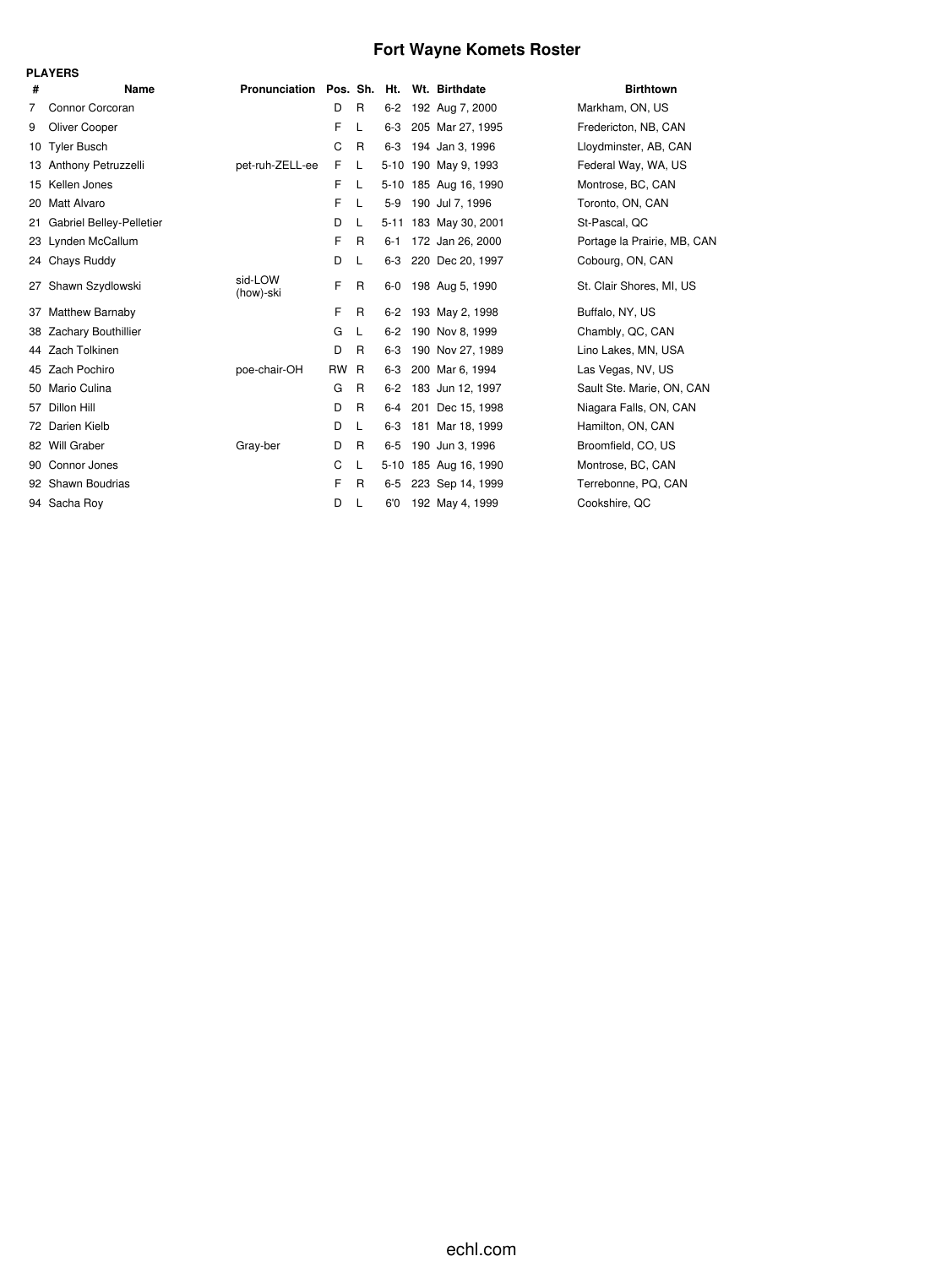# Fort Wayne Komets Roster

**PLAYERS**

| # | Name | Pronunciation | Pos. | Sh. | Ht. | Wt. | Birthdate | Birthtown |
|---|---|---|---|---|---|---|---|---|
| 7 | Connor Corcoran | | D | R | 6-2 | 192 | Aug 7, 2000 | Markham, ON, US |
| 9 | Oliver Cooper | | F | L | 6-3 | 205 | Mar 27, 1995 | Fredericton, NB, CAN |
| 10 | Tyler Busch | | C | R | 6-3 | 194 | Jan 3, 1996 | Lloydminster, AB, CAN |
| 13 | Anthony Petruzzelli | pet-ruh-ZELL-ee | F | L | 5-10 | 190 | May 9, 1993 | Federal Way, WA, US |
| 15 | Kellen Jones | | F | L | 5-10 | 185 | Aug 16, 1990 | Montrose, BC, CAN |
| 20 | Matt Alvaro | | F | L | 5-9 | 190 | Jul 7, 1996 | Toronto, ON, CAN |
| 21 | Gabriel Belley-Pelletier | | D | L | 5-11 | 183 | May 30, 2001 | St-Pascal, QC |
| 23 | Lynden McCallum | | F | R | 6-1 | 172 | Jan 26, 2000 | Portage la Prairie, MB, CAN |
| 24 | Chays Ruddy | | D | L | 6-3 | 220 | Dec 20, 1997 | Cobourg, ON, CAN |
| 27 | Shawn Szydlowski | sid-LOW (how)-ski | F | R | 6-0 | 198 | Aug 5, 1990 | St. Clair Shores, MI, US |
| 37 | Matthew Barnaby | | F | R | 6-2 | 193 | May 2, 1998 | Buffalo, NY, US |
| 38 | Zachary Bouthillier | | G | L | 6-2 | 190 | Nov 8, 1999 | Chambly, QC, CAN |
| 44 | Zach Tolkinen | | D | R | 6-3 | 190 | Nov 27, 1989 | Lino Lakes, MN, USA |
| 45 | Zach Pochiro | poe-chair-OH | RW | R | 6-3 | 200 | Mar 6, 1994 | Las Vegas, NV, US |
| 50 | Mario Culina | | G | R | 6-2 | 183 | Jun 12, 1997 | Sault Ste. Marie, ON, CAN |
| 57 | Dillon Hill | | D | R | 6-4 | 201 | Dec 15, 1998 | Niagara Falls, ON, CAN |
| 72 | Darien Kielb | | D | L | 6-3 | 181 | Mar 18, 1999 | Hamilton, ON, CAN |
| 82 | Will Graber | Gray-ber | D | R | 6-5 | 190 | Jun 3, 1996 | Broomfield, CO, US |
| 90 | Connor Jones | | C | L | 5-10 | 185 | Aug 16, 1990 | Montrose, BC, CAN |
| 92 | Shawn Boudrias | | F | R | 6-5 | 223 | Sep 14, 1999 | Terrebonne, PQ, CAN |
| 94 | Sacha Roy | | D | L | 6'0 | 192 | May 4, 1999 | Cookshire, QC |

echl.com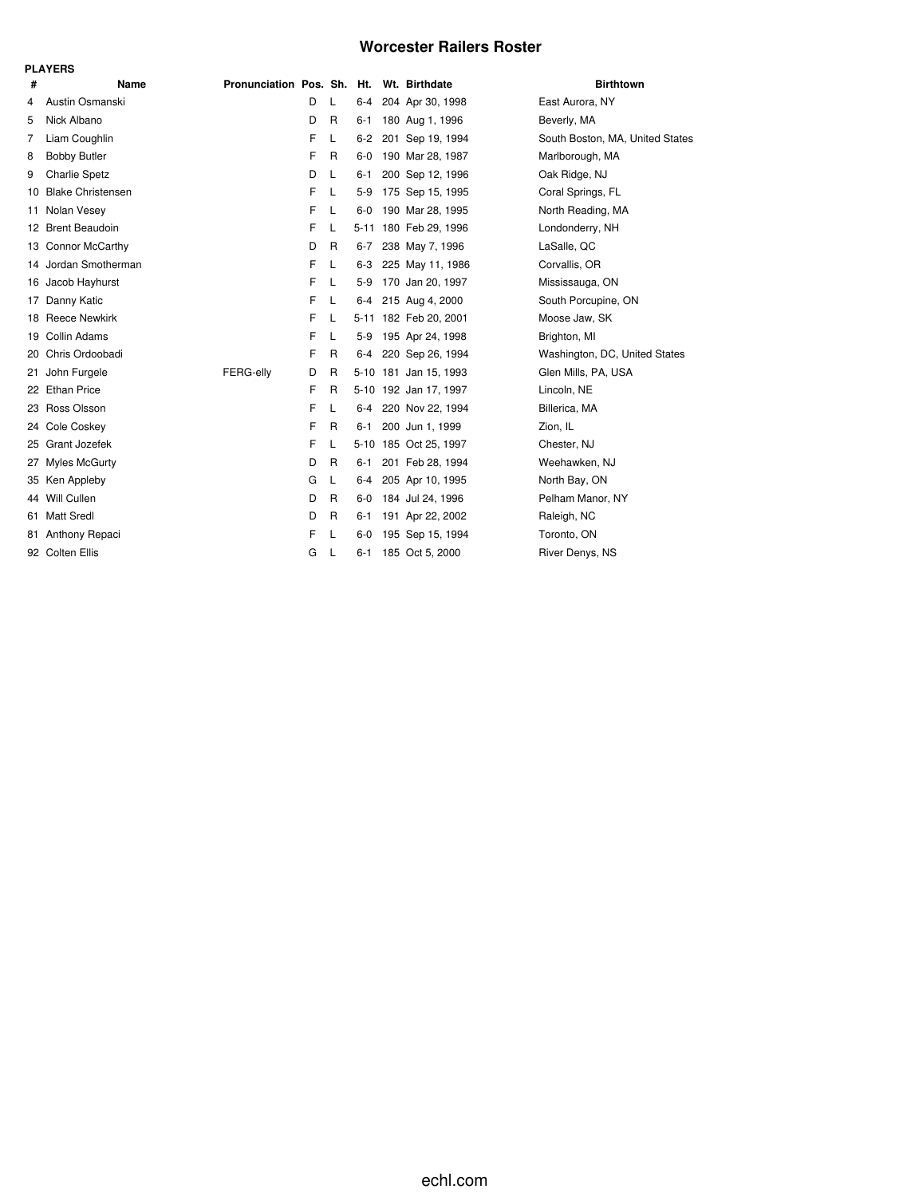# Worcester Railers Roster

**PLAYERS**

| # | Name | Pronunciation | Pos. | Sh. | Ht. | Wt. | Birthdate | Birthtown |
|---|---|---|---|---|---|---|---|---|
| 4 | Austin Osmanski | | D | L | 6-4 | 204 | Apr 30, 1998 | East Aurora, NY |
| 5 | Nick Albano | | D | R | 6-1 | 180 | Aug 1, 1996 | Beverly, MA |
| 7 | Liam Coughlin | | F | L | 6-2 | 201 | Sep 19, 1994 | South Boston, MA, United States |
| 8 | Bobby Butler | | F | R | 6-0 | 190 | Mar 28, 1987 | Marlborough, MA |
| 9 | Charlie Spetz | | D | L | 6-1 | 200 | Sep 12, 1996 | Oak Ridge, NJ |
| 10 | Blake Christensen | | F | L | 5-9 | 175 | Sep 15, 1995 | Coral Springs, FL |
| 11 | Nolan Vesey | | F | L | 6-0 | 190 | Mar 28, 1995 | North Reading, MA |
| 12 | Brent Beaudoin | | F | L | 5-11 | 180 | Feb 29, 1996 | Londonderry, NH |
| 13 | Connor McCarthy | | D | R | 6-7 | 238 | May 7, 1996 | LaSalle, QC |
| 14 | Jordan Smotherman | | F | L | 6-3 | 225 | May 11, 1986 | Corvallis, OR |
| 16 | Jacob Hayhurst | | F | L | 5-9 | 170 | Jan 20, 1997 | Mississauga, ON |
| 17 | Danny Katic | | F | L | 6-4 | 215 | Aug 4, 2000 | South Porcupine, ON |
| 18 | Reece Newkirk | | F | L | 5-11 | 182 | Feb 20, 2001 | Moose Jaw, SK |
| 19 | Collin Adams | | F | L | 5-9 | 195 | Apr 24, 1998 | Brighton, MI |
| 20 | Chris Ordoobadi | | F | R | 6-4 | 220 | Sep 26, 1994 | Washington, DC, United States |
| 21 | John Furgele | FERG-elly | D | R | 5-10 | 181 | Jan 15, 1993 | Glen Mills, PA, USA |
| 22 | Ethan Price | | F | R | 5-10 | 192 | Jan 17, 1997 | Lincoln, NE |
| 23 | Ross Olsson | | F | L | 6-4 | 220 | Nov 22, 1994 | Billerica, MA |
| 24 | Cole Coskey | | F | R | 6-1 | 200 | Jun 1, 1999 | Zion, IL |
| 25 | Grant Jozefek | | F | L | 5-10 | 185 | Oct 25, 1997 | Chester, NJ |
| 27 | Myles McGurty | | D | R | 6-1 | 201 | Feb 28, 1994 | Weehawken, NJ |
| 35 | Ken Appleby | | G | L | 6-4 | 205 | Apr 10, 1995 | North Bay, ON |
| 44 | Will Cullen | | D | R | 6-0 | 184 | Jul 24, 1996 | Pelham Manor, NY |
| 61 | Matt Sredl | | D | R | 6-1 | 191 | Apr 22, 2002 | Raleigh, NC |
| 81 | Anthony Repaci | | F | L | 6-0 | 195 | Sep 15, 1994 | Toronto, ON |
| 92 | Colten Ellis | | G | L | 6-1 | 185 | Oct 5, 2000 | River Denys, NS |

echl.com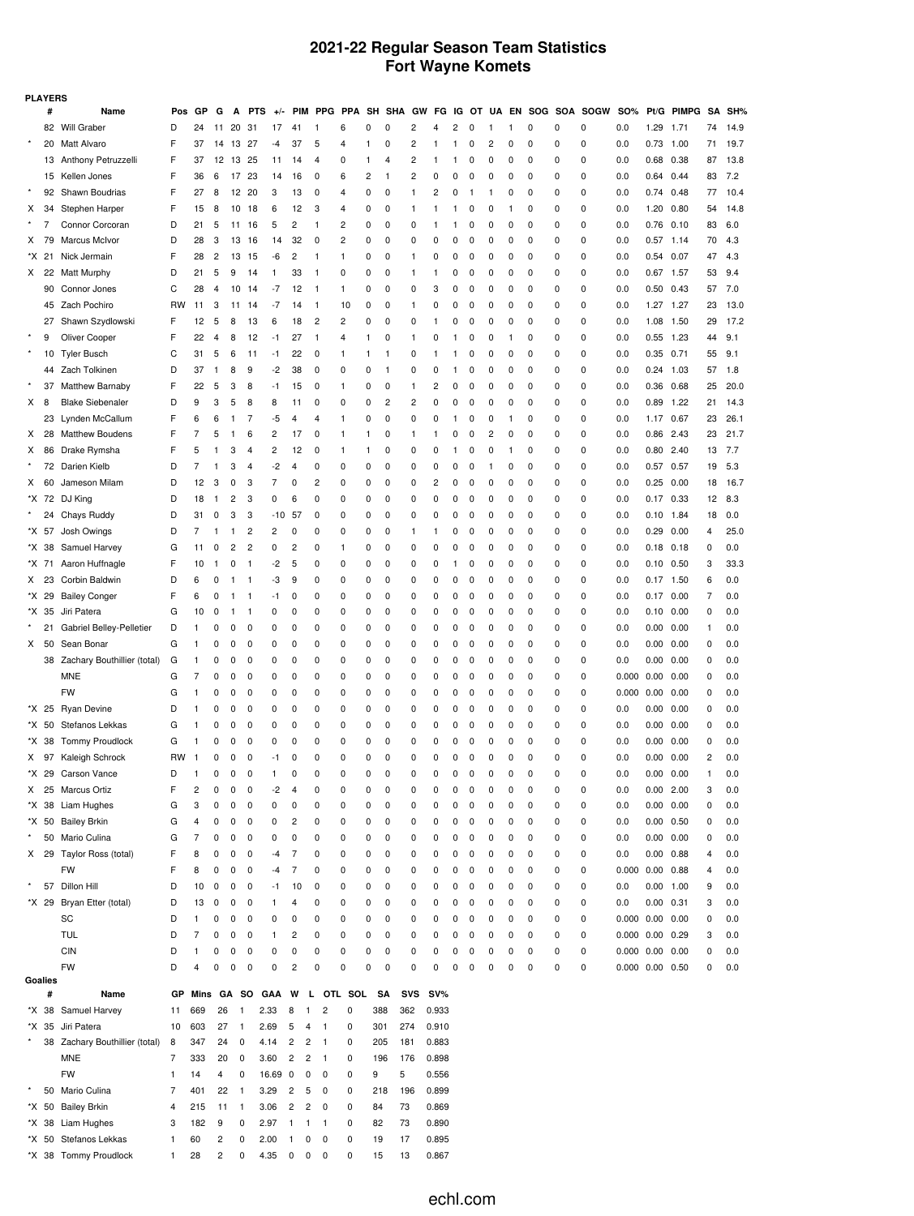# 2021-22 Regular Season Team Statistics
## Fort Wayne Komets

**PLAYERS**

| | # | Name | Pos | GP | G | A | PTS | +/- | PIM | PPG | PPA | SH | SHA | GW | FG | IG | OT | UA | EN | SOG | SOA | SOGW | SO% | Pt/G | PIMPG | SA | SH% |
|---|---|---|---|---|---|---|---|---|---|---|---|---|---|---|---|---|---|---|---|---|---|---|---|---|---|---|---|
| | 82 | Will Graber | D | 24 | 11 | 20 | 31 | 17 | 41 | 1 | 6 | 0 | 0 | 2 | 4 | 2 | 0 | 1 | 1 | 0 | 0 | 0 | 0.0 | 1.29 | 1.71 | 74 | 14.9 |
| * | 20 | Matt Alvaro | F | 37 | 14 | 13 | 27 | -4 | 37 | 5 | 4 | 1 | 0 | 2 | 1 | 1 | 0 | 2 | 0 | 0 | 0 | 0 | 0.0 | 0.73 | 1.00 | 71 | 19.7 |
| | 13 | Anthony Petruzzelli | F | 37 | 12 | 13 | 25 | 11 | 14 | 4 | 0 | 1 | 4 | 2 | 1 | 1 | 0 | 0 | 0 | 0 | 0 | 0 | 0.0 | 0.68 | 0.38 | 87 | 13.8 |
| | 15 | Kellen Jones | F | 36 | 6 | 17 | 23 | 14 | 16 | 0 | 6 | 2 | 1 | 2 | 0 | 0 | 0 | 0 | 0 | 0 | 0 | 0 | 0.0 | 0.64 | 0.44 | 83 | 7.2 |
| * | 92 | Shawn Boudrias | F | 27 | 8 | 12 | 20 | 3 | 13 | 0 | 4 | 0 | 0 | 1 | 2 | 0 | 1 | 1 | 0 | 0 | 0 | 0 | 0.0 | 0.74 | 0.48 | 77 | 10.4 |
| X | 34 | Stephen Harper | F | 15 | 8 | 10 | 18 | 6 | 12 | 3 | 4 | 0 | 0 | 1 | 1 | 1 | 0 | 0 | 1 | 0 | 0 | 0 | 0.0 | 1.20 | 0.80 | 54 | 14.8 |
| * | 7 | Connor Corcoran | D | 21 | 5 | 11 | 16 | 5 | 2 | 1 | 2 | 0 | 0 | 0 | 1 | 1 | 0 | 0 | 0 | 0 | 0 | 0 | 0.0 | 0.76 | 0.10 | 83 | 6.0 |
| X | 79 | Marcus McIvor | D | 28 | 3 | 13 | 16 | 14 | 32 | 0 | 2 | 0 | 0 | 0 | 0 | 0 | 0 | 0 | 0 | 0 | 0 | 0 | 0.0 | 0.57 | 1.14 | 70 | 4.3 |
| *X | 21 | Nick Jermain | F | 28 | 2 | 13 | 15 | -6 | 2 | 1 | 1 | 0 | 0 | 1 | 0 | 0 | 0 | 0 | 0 | 0 | 0 | 0 | 0.0 | 0.54 | 0.07 | 47 | 4.3 |
| X | 22 | Matt Murphy | D | 21 | 5 | 9 | 14 | 1 | 33 | 1 | 0 | 0 | 0 | 1 | 1 | 0 | 0 | 0 | 0 | 0 | 0 | 0 | 0.0 | 0.67 | 1.57 | 53 | 9.4 |
| | 90 | Connor Jones | C | 28 | 4 | 10 | 14 | -7 | 12 | 1 | 1 | 0 | 0 | 0 | 3 | 0 | 0 | 0 | 0 | 0 | 0 | 0 | 0.0 | 0.50 | 0.43 | 57 | 7.0 |
| | 45 | Zach Pochiro | RW | 11 | 3 | 11 | 14 | -7 | 14 | 1 | 10 | 0 | 0 | 1 | 0 | 0 | 0 | 0 | 0 | 0 | 0 | 0 | 0.0 | 1.27 | 1.27 | 23 | 13.0 |
| | 27 | Shawn Szydlowski | F | 12 | 5 | 8 | 13 | 6 | 18 | 2 | 2 | 0 | 0 | 0 | 1 | 0 | 0 | 0 | 0 | 0 | 0 | 0 | 0.0 | 1.08 | 1.50 | 29 | 17.2 |
| * | 9 | Oliver Cooper | F | 22 | 4 | 8 | 12 | -1 | 27 | 1 | 4 | 1 | 0 | 1 | 0 | 1 | 0 | 1 | 0 | 0 | 0 | 0 | 0.0 | 0.55 | 1.23 | 44 | 9.1 |
| * | 10 | Tyler Busch | C | 31 | 5 | 6 | 11 | -1 | 22 | 0 | 1 | 1 | 1 | 0 | 1 | 1 | 0 | 0 | 0 | 0 | 0 | 0 | 0.0 | 0.35 | 0.71 | 55 | 9.1 |
| | 44 | Zach Tolkinen | D | 37 | 1 | 8 | 9 | -2 | 38 | 0 | 0 | 0 | 1 | 0 | 0 | 1 | 0 | 0 | 0 | 0 | 0 | 0 | 0.0 | 0.24 | 1.03 | 57 | 1.8 |
| * | 37 | Matthew Barnaby | F | 22 | 5 | 3 | 8 | -1 | 15 | 0 | 1 | 0 | 0 | 1 | 2 | 0 | 0 | 0 | 0 | 0 | 0 | 0 | 0.0 | 0.36 | 0.68 | 25 | 20.0 |
| X | 8 | Blake Siebenaler | D | 9 | 3 | 5 | 8 | 8 | 11 | 0 | 0 | 0 | 2 | 2 | 0 | 0 | 0 | 0 | 0 | 0 | 0 | 0 | 0.0 | 0.89 | 1.22 | 21 | 14.3 |
| | 23 | Lynden McCallum | F | 6 | 6 | 1 | 7 | -5 | 4 | 4 | 1 | 0 | 0 | 0 | 0 | 1 | 0 | 0 | 1 | 0 | 0 | 0 | 0.0 | 1.17 | 0.67 | 23 | 26.1 |
| X | 28 | Matthew Boudens | F | 7 | 5 | 1 | 6 | 2 | 17 | 0 | 1 | 1 | 0 | 1 | 1 | 0 | 0 | 2 | 0 | 0 | 0 | 0 | 0.0 | 0.86 | 2.43 | 23 | 21.7 |
| X | 86 | Drake Rymsha | F | 5 | 1 | 3 | 4 | 2 | 12 | 0 | 1 | 1 | 0 | 0 | 0 | 1 | 0 | 0 | 1 | 0 | 0 | 0 | 0.0 | 0.80 | 2.40 | 13 | 7.7 |
| * | 72 | Darien Kielb | D | 7 | 1 | 3 | 4 | -2 | 4 | 0 | 0 | 0 | 0 | 0 | 0 | 0 | 0 | 1 | 0 | 0 | 0 | 0 | 0.0 | 0.57 | 0.57 | 19 | 5.3 |
| X | 60 | Jameson Milam | D | 12 | 3 | 0 | 3 | 7 | 0 | 2 | 0 | 0 | 0 | 0 | 2 | 0 | 0 | 0 | 0 | 0 | 0 | 0 | 0.0 | 0.25 | 0.00 | 18 | 16.7 |
| *X | 72 | DJ King | D | 18 | 1 | 2 | 3 | 0 | 6 | 0 | 0 | 0 | 0 | 0 | 0 | 0 | 0 | 0 | 0 | 0 | 0 | 0 | 0.0 | 0.17 | 0.33 | 12 | 8.3 |
| * | 24 | Chays Ruddy | D | 31 | 0 | 3 | 3 | -10 | 57 | 0 | 0 | 0 | 0 | 0 | 0 | 0 | 0 | 0 | 0 | 0 | 0 | 0 | 0.0 | 0.10 | 1.84 | 18 | 0.0 |
| *X | 57 | Josh Owings | D | 7 | 1 | 1 | 2 | 2 | 0 | 0 | 0 | 0 | 0 | 1 | 1 | 0 | 0 | 0 | 0 | 0 | 0 | 0 | 0.0 | 0.29 | 0.00 | 4 | 25.0 |
| *X | 38 | Samuel Harvey | G | 11 | 0 | 2 | 2 | 0 | 2 | 0 | 1 | 0 | 0 | 0 | 0 | 0 | 0 | 0 | 0 | 0 | 0 | 0 | 0.0 | 0.18 | 0.18 | 0 | 0.0 |
| *X | 71 | Aaron Huffnagle | F | 10 | 1 | 0 | 1 | -2 | 5 | 0 | 0 | 0 | 0 | 0 | 0 | 1 | 0 | 0 | 0 | 0 | 0 | 0 | 0.0 | 0.10 | 0.50 | 3 | 33.3 |
| X | 23 | Corbin Baldwin | D | 6 | 0 | 1 | 1 | -3 | 9 | 0 | 0 | 0 | 0 | 0 | 0 | 0 | 0 | 0 | 0 | 0 | 0 | 0 | 0.0 | 0.17 | 1.50 | 6 | 0.0 |
| *X | 29 | Bailey Conger | F | 6 | 0 | 1 | 1 | -1 | 0 | 0 | 0 | 0 | 0 | 0 | 0 | 0 | 0 | 0 | 0 | 0 | 0 | 0 | 0.0 | 0.17 | 0.00 | 7 | 0.0 |
| *X | 35 | Jiri Patera | G | 10 | 0 | 1 | 1 | 0 | 0 | 0 | 0 | 0 | 0 | 0 | 0 | 0 | 0 | 0 | 0 | 0 | 0 | 0 | 0.0 | 0.10 | 0.00 | 0 | 0.0 |
| * | 21 | Gabriel Belley-Pelletier | D | 1 | 0 | 0 | 0 | 0 | 0 | 0 | 0 | 0 | 0 | 0 | 0 | 0 | 0 | 0 | 0 | 0 | 0 | 0 | 0.0 | 0.00 | 0.00 | 1 | 0.0 |
| X | 50 | Sean Bonar | G | 1 | 0 | 0 | 0 | 0 | 0 | 0 | 0 | 0 | 0 | 0 | 0 | 0 | 0 | 0 | 0 | 0 | 0 | 0 | 0.0 | 0.00 | 0.00 | 0 | 0.0 |
| | 38 | Zachary Bouthillier (total) | G | 1 | 0 | 0 | 0 | 0 | 0 | 0 | 0 | 0 | 0 | 0 | 0 | 0 | 0 | 0 | 0 | 0 | 0 | 0 | 0.0 | 0.00 | 0.00 | 0 | 0.0 |
| | | MNE | G | 7 | 0 | 0 | 0 | 0 | 0 | 0 | 0 | 0 | 0 | 0 | 0 | 0 | 0 | 0 | 0 | 0 | 0 | 0 | 0.000 | 0.00 | 0.00 | 0 | 0.0 |
| | | FW | G | 1 | 0 | 0 | 0 | 0 | 0 | 0 | 0 | 0 | 0 | 0 | 0 | 0 | 0 | 0 | 0 | 0 | 0 | 0 | 0.000 | 0.00 | 0.00 | 0 | 0.0 |
| *X | 25 | Ryan Devine | D | 1 | 0 | 0 | 0 | 0 | 0 | 0 | 0 | 0 | 0 | 0 | 0 | 0 | 0 | 0 | 0 | 0 | 0 | 0 | 0.0 | 0.00 | 0.00 | 0 | 0.0 |
| *X | 50 | Stefanos Lekkas | G | 1 | 0 | 0 | 0 | 0 | 0 | 0 | 0 | 0 | 0 | 0 | 0 | 0 | 0 | 0 | 0 | 0 | 0 | 0 | 0.0 | 0.00 | 0.00 | 0 | 0.0 |
| *X | 38 | Tommy Proudlock | G | 1 | 0 | 0 | 0 | 0 | 0 | 0 | 0 | 0 | 0 | 0 | 0 | 0 | 0 | 0 | 0 | 0 | 0 | 0 | 0.0 | 0.00 | 0.00 | 0 | 0.0 |
| X | 97 | Kaleigh Schrock | RW | 1 | 0 | 0 | 0 | -1 | 0 | 0 | 0 | 0 | 0 | 0 | 0 | 0 | 0 | 0 | 0 | 0 | 0 | 0 | 0.0 | 0.00 | 0.00 | 2 | 0.0 |
| *X | 29 | Carson Vance | D | 1 | 0 | 0 | 0 | 1 | 0 | 0 | 0 | 0 | 0 | 0 | 0 | 0 | 0 | 0 | 0 | 0 | 0 | 0 | 0.0 | 0.00 | 0.00 | 1 | 0.0 |
| X | 25 | Marcus Ortiz | F | 2 | 0 | 0 | 0 | -2 | 4 | 0 | 0 | 0 | 0 | 0 | 0 | 0 | 0 | 0 | 0 | 0 | 0 | 0 | 0.0 | 0.00 | 2.00 | 3 | 0.0 |
| *X | 38 | Liam Hughes | G | 3 | 0 | 0 | 0 | 0 | 0 | 0 | 0 | 0 | 0 | 0 | 0 | 0 | 0 | 0 | 0 | 0 | 0 | 0 | 0.0 | 0.00 | 0.00 | 0 | 0.0 |
| *X | 50 | Bailey Brkin | G | 4 | 0 | 0 | 0 | 0 | 2 | 0 | 0 | 0 | 0 | 0 | 0 | 0 | 0 | 0 | 0 | 0 | 0 | 0 | 0.0 | 0.00 | 0.50 | 0 | 0.0 |
| * | 50 | Mario Culina | G | 7 | 0 | 0 | 0 | 0 | 0 | 0 | 0 | 0 | 0 | 0 | 0 | 0 | 0 | 0 | 0 | 0 | 0 | 0 | 0.0 | 0.00 | 0.00 | 0 | 0.0 |
| X | 29 | Taylor Ross (total) | F | 8 | 0 | 0 | 0 | -4 | 7 | 0 | 0 | 0 | 0 | 0 | 0 | 0 | 0 | 0 | 0 | 0 | 0 | 0 | 0.0 | 0.00 | 0.88 | 4 | 0.0 |
| | | FW | F | 8 | 0 | 0 | 0 | -4 | 7 | 0 | 0 | 0 | 0 | 0 | 0 | 0 | 0 | 0 | 0 | 0 | 0 | 0 | 0.000 | 0.00 | 0.88 | 4 | 0.0 |
| * | 57 | Dillon Hill | D | 10 | 0 | 0 | 0 | -1 | 10 | 0 | 0 | 0 | 0 | 0 | 0 | 0 | 0 | 0 | 0 | 0 | 0 | 0 | 0.0 | 0.00 | 1.00 | 9 | 0.0 |
| *X | 29 | Bryan Etter (total) | D | 13 | 0 | 0 | 0 | 1 | 4 | 0 | 0 | 0 | 0 | 0 | 0 | 0 | 0 | 0 | 0 | 0 | 0 | 0 | 0.0 | 0.00 | 0.31 | 3 | 0.0 |
| | | SC | D | 1 | 0 | 0 | 0 | 0 | 0 | 0 | 0 | 0 | 0 | 0 | 0 | 0 | 0 | 0 | 0 | 0 | 0 | 0 | 0.000 | 0.00 | 0.00 | 0 | 0.0 |
| | | TUL | D | 7 | 0 | 0 | 0 | 1 | 2 | 0 | 0 | 0 | 0 | 0 | 0 | 0 | 0 | 0 | 0 | 0 | 0 | 0 | 0.000 | 0.00 | 0.29 | 3 | 0.0 |
| | | CIN | D | 1 | 0 | 0 | 0 | 0 | 0 | 0 | 0 | 0 | 0 | 0 | 0 | 0 | 0 | 0 | 0 | 0 | 0 | 0 | 0.000 | 0.00 | 0.00 | 0 | 0.0 |
| | | FW | D | 4 | 0 | 0 | 0 | 0 | 2 | 0 | 0 | 0 | 0 | 0 | 0 | 0 | 0 | 0 | 0 | 0 | 0 | 0 | 0.000 | 0.00 | 0.50 | 0 | 0.0 |

**Goalies**

| | # | Name | GP | Mins | GA | SO | GAA | W | L | OTL | SOL | SA | SVS | SV% |
|---|---|---|---|---|---|---|---|---|---|---|---|---|---|---|
| *X | 38 | Samuel Harvey | 11 | 669 | 26 | 1 | 2.33 | 8 | 1 | 2 | 0 | 388 | 362 | 0.933 |
| *X | 35 | Jiri Patera | 10 | 603 | 27 | 1 | 2.69 | 5 | 4 | 1 | 0 | 301 | 274 | 0.910 |
| * | 38 | Zachary Bouthillier (total) | 8 | 347 | 24 | 0 | 4.14 | 2 | 2 | 1 | 0 | 205 | 181 | 0.883 |
| | | MNE | 7 | 333 | 20 | 0 | 3.60 | 2 | 2 | 1 | 0 | 196 | 176 | 0.898 |
| | | FW | 1 | 14 | 4 | 0 | 16.69 | 0 | 0 | 0 | 0 | 9 | 5 | 0.556 |
| * | 50 | Mario Culina | 7 | 401 | 22 | 1 | 3.29 | 2 | 5 | 0 | 0 | 218 | 196 | 0.899 |
| *X | 50 | Bailey Brkin | 4 | 215 | 11 | 1 | 3.06 | 2 | 2 | 0 | 0 | 84 | 73 | 0.869 |
| *X | 38 | Liam Hughes | 3 | 182 | 9 | 0 | 2.97 | 1 | 1 | 1 | 0 | 82 | 73 | 0.890 |
| *X | 50 | Stefanos Lekkas | 1 | 60 | 2 | 0 | 2.00 | 1 | 0 | 0 | 0 | 19 | 17 | 0.895 |
| *X | 38 | Tommy Proudlock | 1 | 28 | 2 | 0 | 4.35 | 0 | 0 | 0 | 0 | 15 | 13 | 0.867 |

echl.com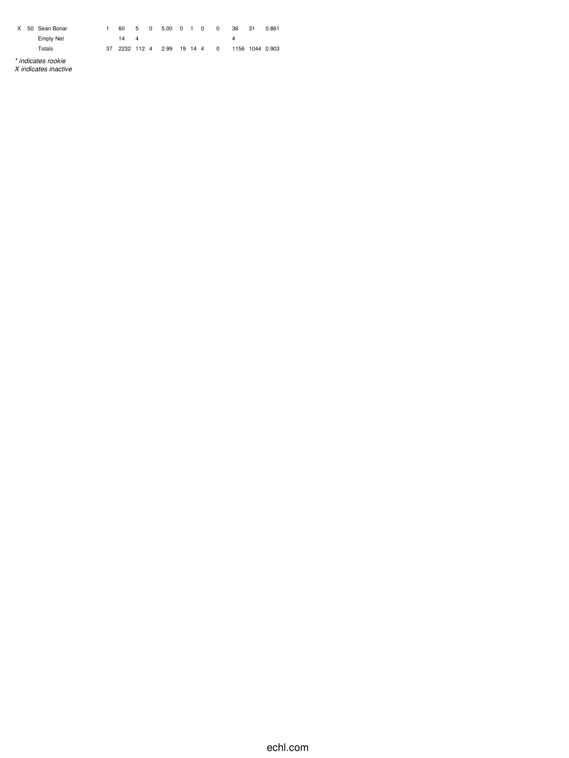| | | | | | | | | | | | | | | | |
|---|---|---|---|---|---|---|---|---|---|---|---|---|---|---|---|
| X | 50 | Sean Bonar | 1 | 60 | 5 | 0 | 5.00 | 0 | 1 | 0 | 0 | 36 | 31 | 0.861 |
| | | Empty Net | | 14 | 4 | | | | | | | 4 | | |
| | | Totals | 37 | 2232 | 112 | 4 | 2.99 | 19 | 14 | 4 | 0 | 1156 | 1044 | 0.903 |

*\* indicates rookie*
*X indicates inactive*

echl.com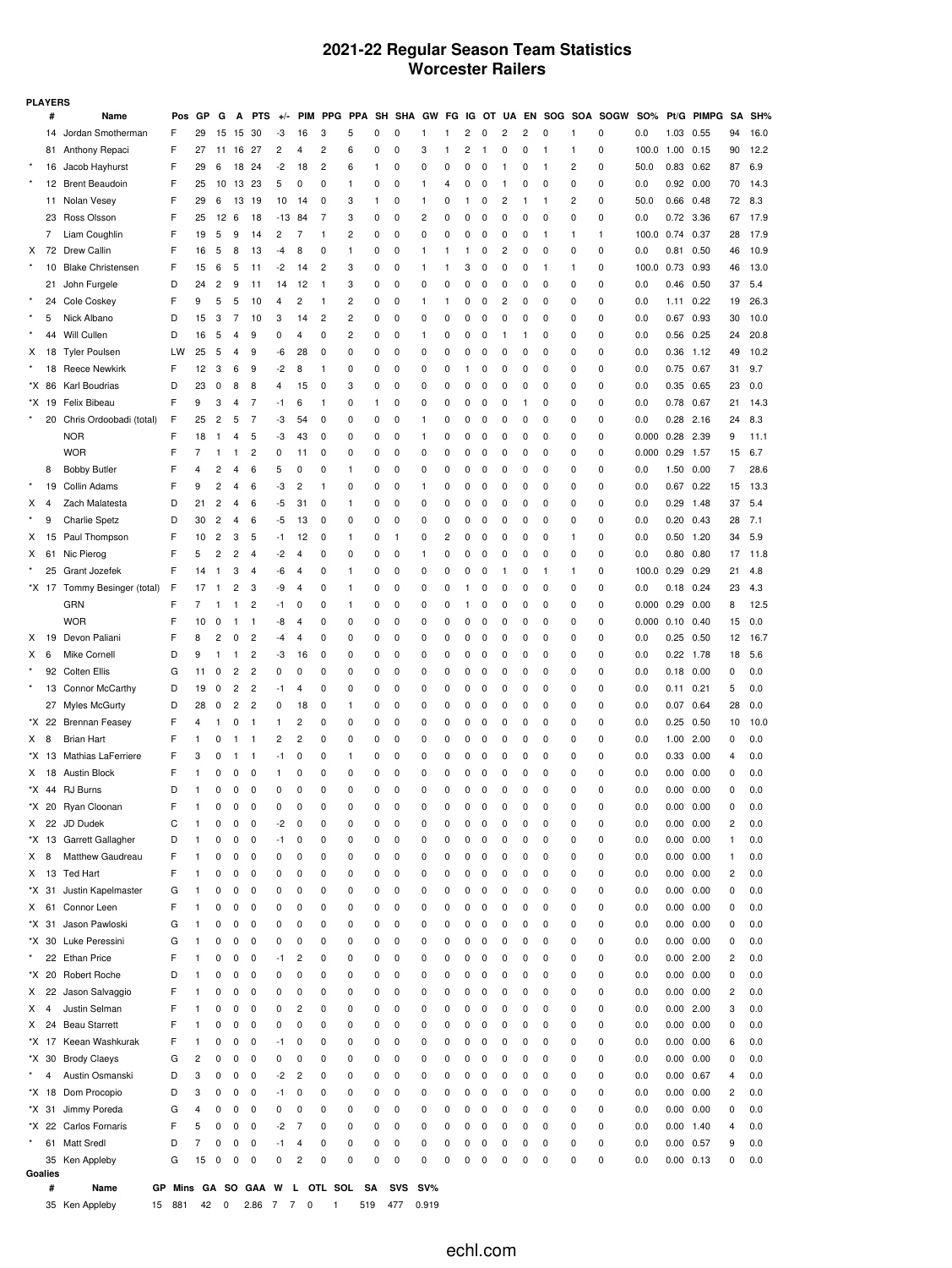# 2021-22 Regular Season Team Statistics
## Worcester Railers

**PLAYERS**

| | # | Name | Pos | GP | G | A | PTS | +/- | PIM | PPG | PPA | SH | SHA | GW | FG | IG | OT | UA | EN | SOG | SOA | SOGW | SO% | Pt/G | PIMPG | SA | SH% |
|---|---|---|---|---|---|---|---|---|---|---|---|---|---|---|---|---|---|---|---|---|---|---|---|---|---|---|---|
| | 14 | Jordan Smotherman | F | 29 | 15 | 15 | 30 | -3 | 16 | 3 | 5 | 0 | 0 | 1 | 1 | 2 | 0 | 2 | 2 | 0 | 1 | 0 | 0.0 | 1.03 | 0.55 | 94 | 16.0 |
| | 81 | Anthony Repaci | F | 27 | 11 | 16 | 27 | 2 | 4 | 2 | 6 | 0 | 0 | 3 | 1 | 2 | 1 | 0 | 0 | 1 | 1 | 0 | 100.0 | 1.00 | 0.15 | 90 | 12.2 |
| * | 16 | Jacob Hayhurst | F | 29 | 6 | 18 | 24 | -2 | 18 | 2 | 6 | 1 | 0 | 0 | 0 | 0 | 0 | 1 | 0 | 1 | 2 | 0 | 50.0 | 0.83 | 0.62 | 87 | 6.9 |
| * | 12 | Brent Beaudoin | F | 25 | 10 | 13 | 23 | 5 | 0 | 0 | 1 | 0 | 0 | 1 | 4 | 0 | 0 | 1 | 0 | 0 | 0 | 0 | 0.0 | 0.92 | 0.00 | 70 | 14.3 |
| | 11 | Nolan Vesey | F | 29 | 6 | 13 | 19 | 10 | 14 | 0 | 3 | 1 | 0 | 1 | 0 | 1 | 0 | 2 | 1 | 1 | 2 | 0 | 50.0 | 0.66 | 0.48 | 72 | 8.3 |
| | 23 | Ross Olsson | F | 25 | 12 | 6 | 18 | -13 | 84 | 7 | 3 | 0 | 0 | 2 | 0 | 0 | 0 | 0 | 0 | 0 | 0 | 0 | 0.0 | 0.72 | 3.36 | 67 | 17.9 |
| | 7 | Liam Coughlin | F | 19 | 5 | 9 | 14 | 2 | 7 | 1 | 2 | 0 | 0 | 0 | 0 | 0 | 0 | 0 | 0 | 1 | 1 | 1 | 100.0 | 0.74 | 0.37 | 28 | 17.9 |
| X | 72 | Drew Callin | F | 16 | 5 | 8 | 13 | -4 | 8 | 0 | 1 | 0 | 0 | 1 | 1 | 1 | 0 | 2 | 0 | 0 | 0 | 0 | 0.0 | 0.81 | 0.50 | 46 | 10.9 |
| * | 10 | Blake Christensen | F | 15 | 6 | 5 | 11 | -2 | 14 | 2 | 3 | 0 | 0 | 1 | 1 | 3 | 0 | 0 | 0 | 1 | 1 | 0 | 100.0 | 0.73 | 0.93 | 46 | 13.0 |
| | 21 | John Furgele | D | 24 | 2 | 9 | 11 | 14 | 12 | 1 | 3 | 0 | 0 | 0 | 0 | 0 | 0 | 0 | 0 | 0 | 0 | 0 | 0.0 | 0.46 | 0.50 | 37 | 5.4 |
| * | 24 | Cole Coskey | F | 9 | 5 | 5 | 10 | 4 | 2 | 1 | 2 | 0 | 0 | 1 | 1 | 0 | 0 | 2 | 0 | 0 | 0 | 0 | 0.0 | 1.11 | 0.22 | 19 | 26.3 |
| * | 5 | Nick Albano | D | 15 | 3 | 7 | 10 | 3 | 14 | 2 | 2 | 0 | 0 | 0 | 0 | 0 | 0 | 0 | 0 | 0 | 0 | 0 | 0.0 | 0.67 | 0.93 | 30 | 10.0 |
| * | 44 | Will Cullen | D | 16 | 5 | 4 | 9 | 0 | 4 | 0 | 2 | 0 | 0 | 1 | 0 | 0 | 0 | 1 | 1 | 0 | 0 | 0 | 0.0 | 0.56 | 0.25 | 24 | 20.8 |
| X | 18 | Tyler Poulsen | LW | 25 | 5 | 4 | 9 | -6 | 28 | 0 | 0 | 0 | 0 | 0 | 0 | 0 | 0 | 0 | 0 | 0 | 0 | 0 | 0.0 | 0.36 | 1.12 | 49 | 10.2 |
| * | 18 | Reece Newkirk | F | 12 | 3 | 6 | 9 | -2 | 8 | 1 | 0 | 0 | 0 | 0 | 0 | 1 | 0 | 0 | 0 | 0 | 0 | 0 | 0.0 | 0.75 | 0.67 | 31 | 9.7 |
| *X | 86 | Karl Boudrias | D | 23 | 0 | 8 | 8 | 4 | 15 | 0 | 3 | 0 | 0 | 0 | 0 | 0 | 0 | 0 | 0 | 0 | 0 | 0 | 0.0 | 0.35 | 0.65 | 23 | 0.0 |
| *X | 19 | Felix Bibeau | F | 9 | 3 | 4 | 7 | -1 | 6 | 1 | 0 | 1 | 0 | 0 | 0 | 0 | 0 | 0 | 1 | 0 | 0 | 0 | 0.0 | 0.78 | 0.67 | 21 | 14.3 |
| * | 20 | Chris Ordoobadi (total) | F | 25 | 2 | 5 | 7 | -3 | 54 | 0 | 0 | 0 | 0 | 1 | 0 | 0 | 0 | 0 | 0 | 0 | 0 | 0 | 0.0 | 0.28 | 2.16 | 24 | 8.3 |
| | | NOR | F | 18 | 1 | 4 | 5 | -3 | 43 | 0 | 0 | 0 | 0 | 1 | 0 | 0 | 0 | 0 | 0 | 0 | 0 | 0 | 0.000 | 0.28 | 2.39 | 9 | 11.1 |
| | | WOR | F | 7 | 1 | 1 | 2 | 0 | 11 | 0 | 0 | 0 | 0 | 0 | 0 | 0 | 0 | 0 | 0 | 0 | 0 | 0 | 0.000 | 0.29 | 1.57 | 15 | 6.7 |
| | 8 | Bobby Butler | F | 4 | 2 | 4 | 6 | 5 | 0 | 0 | 1 | 0 | 0 | 0 | 0 | 0 | 0 | 0 | 0 | 0 | 0 | 0 | 0.0 | 1.50 | 0.00 | 7 | 28.6 |
| * | 19 | Collin Adams | F | 9 | 2 | 4 | 6 | -3 | 2 | 1 | 0 | 0 | 0 | 1 | 0 | 0 | 0 | 0 | 0 | 0 | 0 | 0 | 0.0 | 0.67 | 0.22 | 15 | 13.3 |
| X | 4 | Zach Malatesta | D | 21 | 2 | 4 | 6 | -5 | 31 | 0 | 1 | 0 | 0 | 0 | 0 | 0 | 0 | 0 | 0 | 0 | 0 | 0 | 0.0 | 0.29 | 1.48 | 37 | 5.4 |
| * | 9 | Charlie Spetz | D | 30 | 2 | 4 | 6 | -5 | 13 | 0 | 0 | 0 | 0 | 0 | 0 | 0 | 0 | 0 | 0 | 0 | 0 | 0 | 0.0 | 0.20 | 0.43 | 28 | 7.1 |
| X | 15 | Paul Thompson | F | 10 | 2 | 3 | 5 | -1 | 12 | 0 | 1 | 0 | 1 | 0 | 2 | 0 | 0 | 0 | 0 | 0 | 1 | 0 | 0.0 | 0.50 | 1.20 | 34 | 5.9 |
| X | 61 | Nic Pierog | F | 5 | 2 | 2 | 4 | -2 | 4 | 0 | 0 | 0 | 0 | 1 | 0 | 0 | 0 | 0 | 0 | 0 | 0 | 0 | 0.0 | 0.80 | 0.80 | 17 | 11.8 |
| * | 25 | Grant Jozefek | F | 14 | 1 | 3 | 4 | -6 | 4 | 0 | 1 | 0 | 0 | 0 | 0 | 0 | 0 | 1 | 0 | 1 | 1 | 0 | 100.0 | 0.29 | 0.29 | 21 | 4.8 |
| *X | 17 | Tommy Besinger (total) | F | 17 | 1 | 2 | 3 | -9 | 4 | 0 | 1 | 0 | 0 | 0 | 0 | 1 | 0 | 0 | 0 | 0 | 0 | 0 | 0.0 | 0.18 | 0.24 | 23 | 4.3 |
| | | GRN | F | 7 | 1 | 1 | 2 | -1 | 0 | 0 | 1 | 0 | 0 | 0 | 0 | 1 | 0 | 0 | 0 | 0 | 0 | 0 | 0.000 | 0.29 | 0.00 | 8 | 12.5 |
| | | WOR | F | 10 | 0 | 1 | 1 | -8 | 4 | 0 | 0 | 0 | 0 | 0 | 0 | 0 | 0 | 0 | 0 | 0 | 0 | 0 | 0.000 | 0.10 | 0.40 | 15 | 0.0 |
| X | 19 | Devon Paliani | F | 8 | 2 | 0 | 2 | -4 | 4 | 0 | 0 | 0 | 0 | 0 | 0 | 0 | 0 | 0 | 0 | 0 | 0 | 0 | 0.0 | 0.25 | 0.50 | 12 | 16.7 |
| X | 6 | Mike Cornell | D | 9 | 1 | 1 | 2 | -3 | 16 | 0 | 0 | 0 | 0 | 0 | 0 | 0 | 0 | 0 | 0 | 0 | 0 | 0 | 0.0 | 0.22 | 1.78 | 18 | 5.6 |
| * | 92 | Colten Ellis | G | 11 | 0 | 2 | 2 | 0 | 0 | 0 | 0 | 0 | 0 | 0 | 0 | 0 | 0 | 0 | 0 | 0 | 0 | 0 | 0.0 | 0.18 | 0.00 | 0 | 0.0 |
| * | 13 | Connor McCarthy | D | 19 | 0 | 2 | 2 | -1 | 4 | 0 | 0 | 0 | 0 | 0 | 0 | 0 | 0 | 0 | 0 | 0 | 0 | 0 | 0.0 | 0.11 | 0.21 | 5 | 0.0 |
| | 27 | Myles McGurty | D | 28 | 0 | 2 | 2 | 0 | 18 | 0 | 1 | 0 | 0 | 0 | 0 | 0 | 0 | 0 | 0 | 0 | 0 | 0 | 0.0 | 0.07 | 0.64 | 28 | 0.0 |
| *X | 22 | Brennan Feasey | F | 4 | 1 | 0 | 1 | 1 | 2 | 0 | 0 | 0 | 0 | 0 | 0 | 0 | 0 | 0 | 0 | 0 | 0 | 0 | 0.0 | 0.25 | 0.50 | 10 | 10.0 |
| X | 8 | Brian Hart | F | 1 | 0 | 1 | 1 | 2 | 2 | 0 | 0 | 0 | 0 | 0 | 0 | 0 | 0 | 0 | 0 | 0 | 0 | 0 | 0.0 | 1.00 | 2.00 | 0 | 0.0 |
| *X | 13 | Mathias LaFerriere | F | 3 | 0 | 1 | 1 | -1 | 0 | 0 | 1 | 0 | 0 | 0 | 0 | 0 | 0 | 0 | 0 | 0 | 0 | 0 | 0.0 | 0.33 | 0.00 | 4 | 0.0 |
| X | 18 | Austin Block | F | 1 | 0 | 0 | 0 | 1 | 0 | 0 | 0 | 0 | 0 | 0 | 0 | 0 | 0 | 0 | 0 | 0 | 0 | 0 | 0.0 | 0.00 | 0.00 | 0 | 0.0 |
| *X | 44 | RJ Burns | D | 1 | 0 | 0 | 0 | 0 | 0 | 0 | 0 | 0 | 0 | 0 | 0 | 0 | 0 | 0 | 0 | 0 | 0 | 0 | 0.0 | 0.00 | 0.00 | 0 | 0.0 |
| *X | 20 | Ryan Cloonan | F | 1 | 0 | 0 | 0 | 0 | 0 | 0 | 0 | 0 | 0 | 0 | 0 | 0 | 0 | 0 | 0 | 0 | 0 | 0 | 0.0 | 0.00 | 0.00 | 0 | 0.0 |
| X | 22 | JD Dudek | C | 1 | 0 | 0 | 0 | -2 | 0 | 0 | 0 | 0 | 0 | 0 | 0 | 0 | 0 | 0 | 0 | 0 | 0 | 0 | 0.0 | 0.00 | 0.00 | 2 | 0.0 |
| *X | 13 | Garrett Gallagher | D | 1 | 0 | 0 | 0 | -1 | 0 | 0 | 0 | 0 | 0 | 0 | 0 | 0 | 0 | 0 | 0 | 0 | 0 | 0 | 0.0 | 0.00 | 0.00 | 1 | 0.0 |
| X | 8 | Matthew Gaudreau | F | 1 | 0 | 0 | 0 | 0 | 0 | 0 | 0 | 0 | 0 | 0 | 0 | 0 | 0 | 0 | 0 | 0 | 0 | 0 | 0.0 | 0.00 | 0.00 | 1 | 0.0 |
| X | 13 | Ted Hart | F | 1 | 0 | 0 | 0 | 0 | 0 | 0 | 0 | 0 | 0 | 0 | 0 | 0 | 0 | 0 | 0 | 0 | 0 | 0 | 0.0 | 0.00 | 0.00 | 2 | 0.0 |
| *X | 31 | Justin Kapelmaster | G | 1 | 0 | 0 | 0 | 0 | 0 | 0 | 0 | 0 | 0 | 0 | 0 | 0 | 0 | 0 | 0 | 0 | 0 | 0 | 0.0 | 0.00 | 0.00 | 0 | 0.0 |
| X | 61 | Connor Leen | F | 1 | 0 | 0 | 0 | 0 | 0 | 0 | 0 | 0 | 0 | 0 | 0 | 0 | 0 | 0 | 0 | 0 | 0 | 0 | 0.0 | 0.00 | 0.00 | 0 | 0.0 |
| *X | 31 | Jason Pawloski | G | 1 | 0 | 0 | 0 | 0 | 0 | 0 | 0 | 0 | 0 | 0 | 0 | 0 | 0 | 0 | 0 | 0 | 0 | 0 | 0.0 | 0.00 | 0.00 | 0 | 0.0 |
| *X | 30 | Luke Peressini | G | 1 | 0 | 0 | 0 | 0 | 0 | 0 | 0 | 0 | 0 | 0 | 0 | 0 | 0 | 0 | 0 | 0 | 0 | 0 | 0.0 | 0.00 | 0.00 | 0 | 0.0 |
| * | 22 | Ethan Price | F | 1 | 0 | 0 | 0 | -1 | 2 | 0 | 0 | 0 | 0 | 0 | 0 | 0 | 0 | 0 | 0 | 0 | 0 | 0 | 0.0 | 0.00 | 2.00 | 2 | 0.0 |
| *X | 20 | Robert Roche | D | 1 | 0 | 0 | 0 | 0 | 0 | 0 | 0 | 0 | 0 | 0 | 0 | 0 | 0 | 0 | 0 | 0 | 0 | 0 | 0.0 | 0.00 | 0.00 | 0 | 0.0 |
| X | 22 | Jason Salvaggio | F | 1 | 0 | 0 | 0 | 0 | 0 | 0 | 0 | 0 | 0 | 0 | 0 | 0 | 0 | 0 | 0 | 0 | 0 | 0 | 0.0 | 0.00 | 0.00 | 2 | 0.0 |
| X | 4 | Justin Selman | F | 1 | 0 | 0 | 0 | 0 | 2 | 0 | 0 | 0 | 0 | 0 | 0 | 0 | 0 | 0 | 0 | 0 | 0 | 0 | 0.0 | 0.00 | 2.00 | 3 | 0.0 |
| X | 24 | Beau Starrett | F | 1 | 0 | 0 | 0 | 0 | 0 | 0 | 0 | 0 | 0 | 0 | 0 | 0 | 0 | 0 | 0 | 0 | 0 | 0 | 0.0 | 0.00 | 0.00 | 0 | 0.0 |
| *X | 17 | Keean Washkurak | F | 1 | 0 | 0 | 0 | -1 | 0 | 0 | 0 | 0 | 0 | 0 | 0 | 0 | 0 | 0 | 0 | 0 | 0 | 0 | 0.0 | 0.00 | 0.00 | 6 | 0.0 |
| *X | 30 | Brody Claeys | G | 2 | 0 | 0 | 0 | 0 | 0 | 0 | 0 | 0 | 0 | 0 | 0 | 0 | 0 | 0 | 0 | 0 | 0 | 0 | 0.0 | 0.00 | 0.00 | 0 | 0.0 |
| * | 4 | Austin Osmanski | D | 3 | 0 | 0 | 0 | -2 | 2 | 0 | 0 | 0 | 0 | 0 | 0 | 0 | 0 | 0 | 0 | 0 | 0 | 0 | 0.0 | 0.00 | 0.67 | 4 | 0.0 |
| *X | 18 | Dom Procopio | D | 3 | 0 | 0 | 0 | -1 | 0 | 0 | 0 | 0 | 0 | 0 | 0 | 0 | 0 | 0 | 0 | 0 | 0 | 0 | 0.0 | 0.00 | 0.00 | 2 | 0.0 |
| *X | 31 | Jimmy Poreda | G | 4 | 0 | 0 | 0 | 0 | 0 | 0 | 0 | 0 | 0 | 0 | 0 | 0 | 0 | 0 | 0 | 0 | 0 | 0 | 0.0 | 0.00 | 0.00 | 0 | 0.0 |
| *X | 22 | Carlos Fornaris | F | 5 | 0 | 0 | 0 | -2 | 7 | 0 | 0 | 0 | 0 | 0 | 0 | 0 | 0 | 0 | 0 | 0 | 0 | 0 | 0.0 | 0.00 | 1.40 | 4 | 0.0 |
| * | 61 | Matt Sredl | D | 7 | 0 | 0 | 0 | -1 | 4 | 0 | 0 | 0 | 0 | 0 | 0 | 0 | 0 | 0 | 0 | 0 | 0 | 0 | 0.0 | 0.00 | 0.57 | 9 | 0.0 |
| | 35 | Ken Appleby | G | 15 | 0 | 0 | 0 | 0 | 2 | 0 | 0 | 0 | 0 | 0 | 0 | 0 | 0 | 0 | 0 | 0 | 0 | 0 | 0.0 | 0.00 | 0.13 | 0 | 0.0 |

**Goalies**

| # | Name | GP | Mins | GA | SO | GAA | W | L | OTL | SOL | SA | SVS | SV% |
|---|---|---|---|---|---|---|---|---|---|---|---|---|---|
| 35 | Ken Appleby | 15 | 881 | 42 | 0 | 2.86 | 7 | 7 | 0 | 1 | 519 | 477 | 0.919 |

echl.com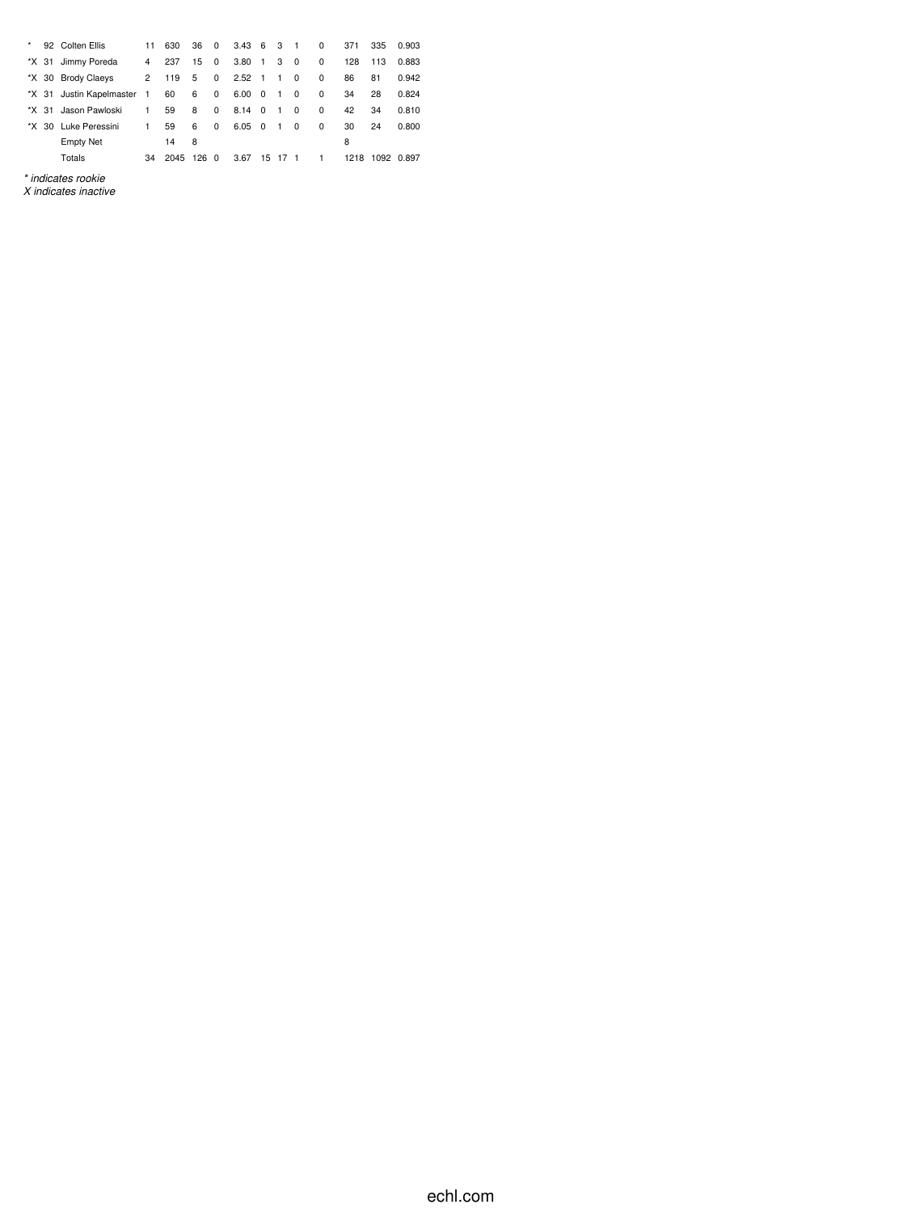| | | | | | | | | | | | | | | |
|---|---|---|---|---|---|---|---|---|---|---|---|---|---|---|
| * | 92 | Colten Ellis | 11 | 630 | 36 | 0 | 3.43 | 6 | 3 | 1 | 0 | 371 | 335 | 0.903 |
| *X | 31 | Jimmy Poreda | 4 | 237 | 15 | 0 | 3.80 | 1 | 3 | 0 | 0 | 128 | 113 | 0.883 |
| *X | 30 | Brody Claeys | 2 | 119 | 5 | 0 | 2.52 | 1 | 1 | 0 | 0 | 86 | 81 | 0.942 |
| *X | 31 | Justin Kapelmaster | 1 | 60 | 6 | 0 | 6.00 | 0 | 1 | 0 | 0 | 34 | 28 | 0.824 |
| *X | 31 | Jason Pawloski | 1 | 59 | 8 | 0 | 8.14 | 0 | 1 | 0 | 0 | 42 | 34 | 0.810 |
| *X | 30 | Luke Peressini | 1 | 59 | 6 | 0 | 6.05 | 0 | 1 | 0 | 0 | 30 | 24 | 0.800 |
| | | Empty Net | | 14 | 8 | | | | | | | 8 | | |
| | | Totals | 34 | 2045 | 126 | 0 | 3.67 | 15 | 17 | 1 | 1 | 1218 | 1092 | 0.897 |

*\* indicates rookie*
*X indicates inactive*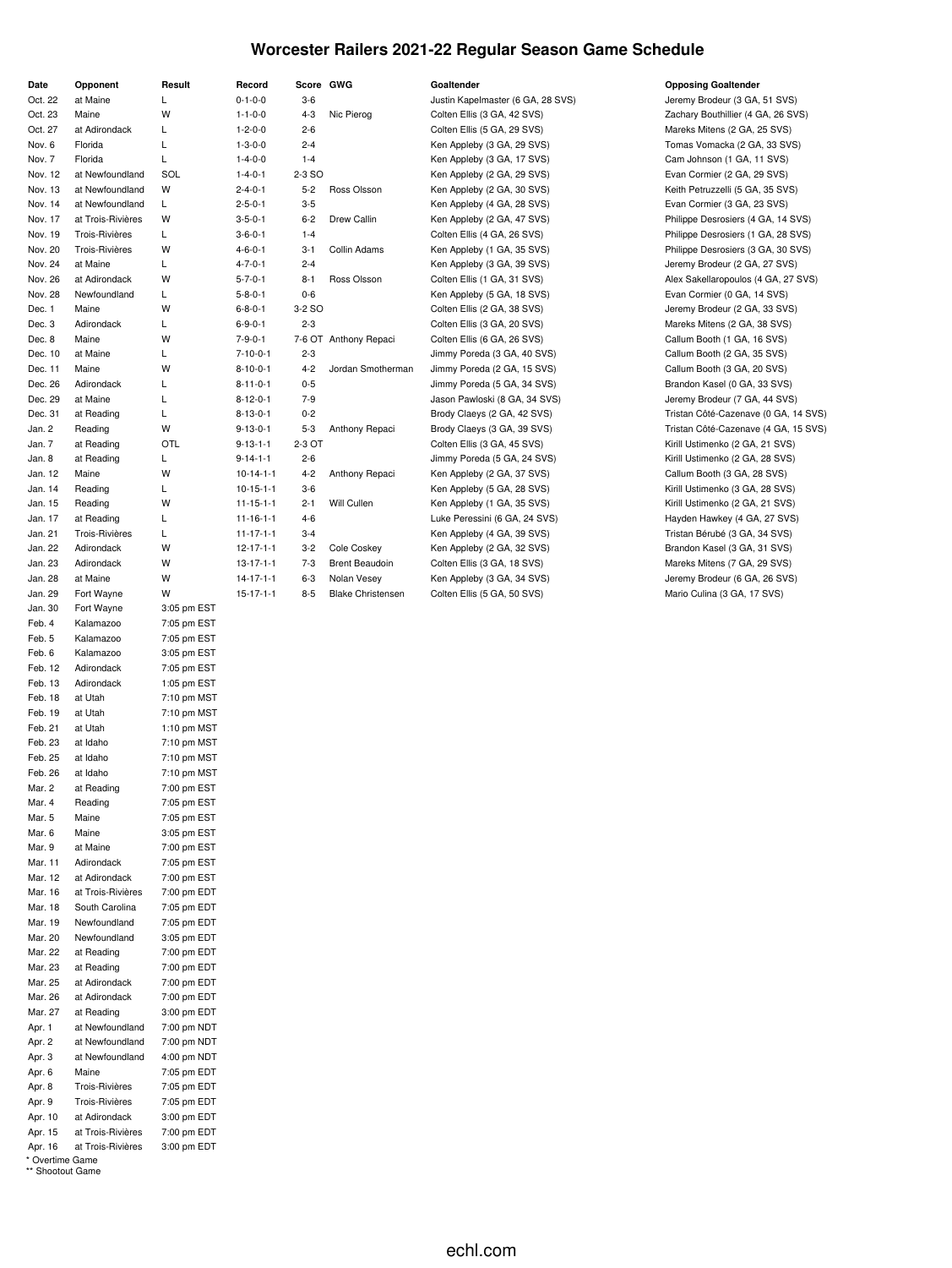# Worcester Railers 2021-22 Regular Season Game Schedule

| Date | Opponent | Result | Record | Score | GWG | Goaltender | Opposing Goaltender |
|---|---|---|---|---|---|---|---|
| Oct. 22 | at Maine | L | 0-1-0-0 | 3-6 | | Justin Kapelmaster (6 GA, 28 SVS) | Jeremy Brodeur (3 GA, 51 SVS) |
| Oct. 23 | Maine | W | 1-1-0-0 | 4-3 | Nic Pierog | Colten Ellis (3 GA, 42 SVS) | Zachary Bouthillier (4 GA, 26 SVS) |
| Oct. 27 | at Adirondack | L | 1-2-0-0 | 2-6 | | Colten Ellis (5 GA, 29 SVS) | Mareks Mitens (2 GA, 25 SVS) |
| Nov. 6 | Florida | L | 1-3-0-0 | 2-4 | | Ken Appleby (3 GA, 29 SVS) | Tomas Vomacka (2 GA, 33 SVS) |
| Nov. 7 | Florida | L | 1-4-0-0 | 1-4 | | Ken Appleby (3 GA, 17 SVS) | Cam Johnson (1 GA, 11 SVS) |
| Nov. 12 | at Newfoundland | SOL | 1-4-0-1 | 2-3 SO | | Ken Appleby (2 GA, 29 SVS) | Evan Cormier (2 GA, 29 SVS) |
| Nov. 13 | at Newfoundland | W | 2-4-0-1 | 5-2 | Ross Olsson | Ken Appleby (2 GA, 30 SVS) | Keith Petruzzelli (5 GA, 35 SVS) |
| Nov. 14 | at Newfoundland | L | 2-5-0-1 | 3-5 | | Ken Appleby (4 GA, 28 SVS) | Evan Cormier (3 GA, 23 SVS) |
| Nov. 17 | at Trois-Rivières | W | 3-5-0-1 | 6-2 | Drew Callin | Ken Appleby (2 GA, 47 SVS) | Philippe Desrosiers (4 GA, 14 SVS) |
| Nov. 19 | Trois-Rivières | L | 3-6-0-1 | 1-4 | | Colten Ellis (4 GA, 26 SVS) | Philippe Desrosiers (1 GA, 28 SVS) |
| Nov. 20 | Trois-Rivières | W | 4-6-0-1 | 3-1 | Collin Adams | Ken Appleby (1 GA, 35 SVS) | Philippe Desrosiers (3 GA, 30 SVS) |
| Nov. 24 | at Maine | L | 4-7-0-1 | 2-4 | | Ken Appleby (3 GA, 39 SVS) | Jeremy Brodeur (2 GA, 27 SVS) |
| Nov. 26 | at Adirondack | W | 5-7-0-1 | 8-1 | Ross Olsson | Colten Ellis (1 GA, 31 SVS) | Alex Sakellaropoulos (4 GA, 27 SVS) |
| Nov. 28 | Newfoundland | L | 5-8-0-1 | 0-6 | | Ken Appleby (5 GA, 18 SVS) | Evan Cormier (0 GA, 14 SVS) |
| Dec. 1 | Maine | W | 6-8-0-1 | 3-2 SO | | Colten Ellis (2 GA, 38 SVS) | Jeremy Brodeur (2 GA, 33 SVS) |
| Dec. 3 | Adirondack | L | 6-9-0-1 | 2-3 | | Colten Ellis (3 GA, 20 SVS) | Mareks Mitens (2 GA, 38 SVS) |
| Dec. 8 | Maine | W | 7-9-0-1 | 7-6 OT | Anthony Repaci | Colten Ellis (6 GA, 26 SVS) | Callum Booth (1 GA, 16 SVS) |
| Dec. 10 | at Maine | L | 7-10-0-1 | 2-3 | | Jimmy Poreda (3 GA, 40 SVS) | Callum Booth (2 GA, 35 SVS) |
| Dec. 11 | Maine | W | 8-10-0-1 | 4-2 | Jordan Smotherman | Jimmy Poreda (2 GA, 15 SVS) | Callum Booth (3 GA, 20 SVS) |
| Dec. 26 | Adirondack | L | 8-11-0-1 | 0-5 | | Jimmy Poreda (5 GA, 34 SVS) | Brandon Kasel (0 GA, 33 SVS) |
| Dec. 29 | at Maine | L | 8-12-0-1 | 7-9 | | Jason Pawloski (8 GA, 34 SVS) | Jeremy Brodeur (7 GA, 44 SVS) |
| Dec. 31 | at Reading | L | 8-13-0-1 | 0-2 | | Brody Claeys (2 GA, 42 SVS) | Tristan Côté-Cazenave (0 GA, 14 SVS) |
| Jan. 2 | Reading | W | 9-13-0-1 | 5-3 | Anthony Repaci | Brody Claeys (3 GA, 39 SVS) | Tristan Côté-Cazenave (4 GA, 15 SVS) |
| Jan. 7 | at Reading | OTL | 9-13-1-1 | 2-3 OT | | Colten Ellis (3 GA, 45 SVS) | Kirill Ustimenko (2 GA, 21 SVS) |
| Jan. 8 | at Reading | L | 9-14-1-1 | 2-6 | | Jimmy Poreda (5 GA, 24 SVS) | Kirill Ustimenko (2 GA, 28 SVS) |
| Jan. 12 | Maine | W | 10-14-1-1 | 4-2 | Anthony Repaci | Ken Appleby (2 GA, 37 SVS) | Callum Booth (3 GA, 28 SVS) |
| Jan. 14 | Reading | L | 10-15-1-1 | 3-6 | | Ken Appleby (5 GA, 28 SVS) | Kirill Ustimenko (3 GA, 28 SVS) |
| Jan. 15 | Reading | W | 11-15-1-1 | 2-1 | Will Cullen | Ken Appleby (1 GA, 35 SVS) | Kirill Ustimenko (2 GA, 21 SVS) |
| Jan. 17 | at Reading | L | 11-16-1-1 | 4-6 | | Luke Peressini (6 GA, 24 SVS) | Hayden Hawkey (4 GA, 27 SVS) |
| Jan. 21 | Trois-Rivières | L | 11-17-1-1 | 3-4 | | Ken Appleby (4 GA, 39 SVS) | Tristan Bérubé (3 GA, 34 SVS) |
| Jan. 22 | Adirondack | W | 12-17-1-1 | 3-2 | Cole Coskey | Ken Appleby (2 GA, 32 SVS) | Brandon Kasel (3 GA, 31 SVS) |
| Jan. 23 | Adirondack | W | 13-17-1-1 | 7-3 | Brent Beaudoin | Colten Ellis (3 GA, 18 SVS) | Mareks Mitens (7 GA, 29 SVS) |
| Jan. 28 | at Maine | W | 14-17-1-1 | 6-3 | Nolan Vesey | Ken Appleby (3 GA, 34 SVS) | Jeremy Brodeur (6 GA, 26 SVS) |
| Jan. 29 | Fort Wayne | W | 15-17-1-1 | 8-5 | Blake Christensen | Colten Ellis (5 GA, 50 SVS) | Mario Culina (3 GA, 17 SVS) |
| Jan. 30 | Fort Wayne | 3:05 pm EST | | | | | |
| Feb. 4 | Kalamazoo | 7:05 pm EST | | | | | |
| Feb. 5 | Kalamazoo | 7:05 pm EST | | | | | |
| Feb. 6 | Kalamazoo | 3:05 pm EST | | | | | |
| Feb. 12 | Adirondack | 7:05 pm EST | | | | | |
| Feb. 13 | Adirondack | 1:05 pm EST | | | | | |
| Feb. 18 | at Utah | 7:10 pm MST | | | | | |
| Feb. 19 | at Utah | 7:10 pm MST | | | | | |
| Feb. 21 | at Utah | 1:10 pm MST | | | | | |
| Feb. 23 | at Idaho | 7:10 pm MST | | | | | |
| Feb. 25 | at Idaho | 7:10 pm MST | | | | | |
| Feb. 26 | at Idaho | 7:10 pm MST | | | | | |
| Mar. 2 | at Reading | 7:00 pm EST | | | | | |
| Mar. 4 | Reading | 7:05 pm EST | | | | | |
| Mar. 5 | Maine | 7:05 pm EST | | | | | |
| Mar. 6 | Maine | 3:05 pm EST | | | | | |
| Mar. 9 | at Maine | 7:00 pm EST | | | | | |
| Mar. 11 | Adirondack | 7:05 pm EST | | | | | |
| Mar. 12 | at Adirondack | 7:00 pm EST | | | | | |
| Mar. 16 | at Trois-Rivières | 7:00 pm EDT | | | | | |
| Mar. 18 | South Carolina | 7:05 pm EDT | | | | | |
| Mar. 19 | Newfoundland | 7:05 pm EDT | | | | | |
| Mar. 20 | Newfoundland | 3:05 pm EDT | | | | | |
| Mar. 22 | at Reading | 7:00 pm EDT | | | | | |
| Mar. 23 | at Reading | 7:00 pm EDT | | | | | |
| Mar. 25 | at Adirondack | 7:00 pm EDT | | | | | |
| Mar. 26 | at Adirondack | 7:00 pm EDT | | | | | |
| Mar. 27 | at Reading | 3:00 pm EDT | | | | | |
| Apr. 1 | at Newfoundland | 7:00 pm NDT | | | | | |
| Apr. 2 | at Newfoundland | 7:00 pm NDT | | | | | |
| Apr. 3 | at Newfoundland | 4:00 pm NDT | | | | | |
| Apr. 6 | Maine | 7:05 pm EDT | | | | | |
| Apr. 8 | Trois-Rivières | 7:05 pm EDT | | | | | |
| Apr. 9 | Trois-Rivières | 7:05 pm EDT | | | | | |
| Apr. 10 | at Adirondack | 3:00 pm EDT | | | | | |
| Apr. 15 | at Trois-Rivières | 7:00 pm EDT | | | | | |
| Apr. 16 | at Trois-Rivières | 3:00 pm EDT | | | | | |

* Overtime Game
** Shootout Game

echl.com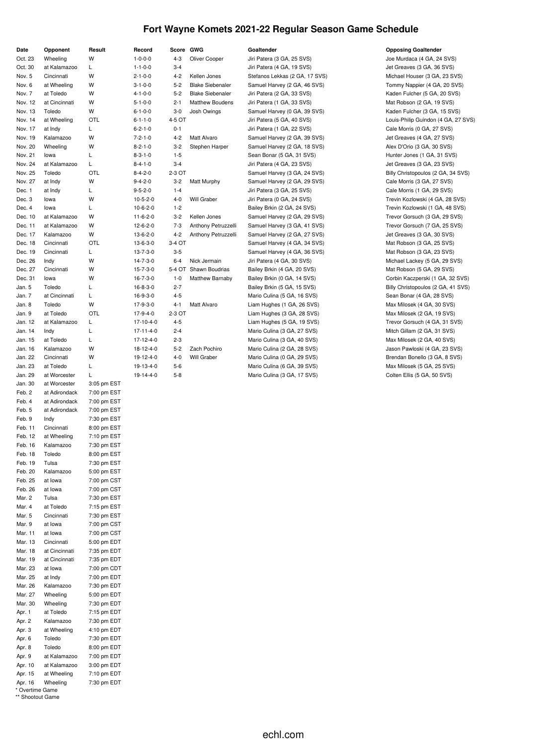# Fort Wayne Komets 2021-22 Regular Season Game Schedule

| Date | Opponent | Result | Record | Score | GWG | Goaltender | Opposing Goaltender |
|---|---|---|---|---|---|---|---|
| Oct. 23 | Wheeling | W | 1-0-0-0 | 4-3 | Oliver Cooper | Jiri Patera (3 GA, 25 SVS) | Joe Murdaca (4 GA, 24 SVS) |
| Oct. 30 | at Kalamazoo | L | 1-1-0-0 | 3-4 | | Jiri Patera (4 GA, 19 SVS) | Jet Greaves (3 GA, 36 SVS) |
| Nov. 5 | Cincinnati | W | 2-1-0-0 | 4-2 | Kellen Jones | Stefanos Lekkas (2 GA, 17 SVS) | Michael Houser (3 GA, 23 SVS) |
| Nov. 6 | at Wheeling | W | 3-1-0-0 | 5-2 | Blake Siebenaler | Samuel Harvey (2 GA, 46 SVS) | Tommy Nappier (4 GA, 20 SVS) |
| Nov. 7 | at Toledo | W | 4-1-0-0 | 5-2 | Blake Siebenaler | Jiri Patera (2 GA, 33 SVS) | Kaden Fulcher (5 GA, 20 SVS) |
| Nov. 12 | at Cincinnati | W | 5-1-0-0 | 2-1 | Matthew Boudens | Jiri Patera (1 GA, 33 SVS) | Mat Robson (2 GA, 19 SVS) |
| Nov. 13 | Toledo | W | 6-1-0-0 | 3-0 | Josh Owings | Samuel Harvey (0 GA, 39 SVS) | Kaden Fulcher (3 GA, 15 SVS) |
| Nov. 14 | at Wheeling | OTL | 6-1-1-0 | 4-5 OT | | Jiri Patera (5 GA, 40 SVS) | Louis-Philip Guindon (4 GA, 27 SVS) |
| Nov. 17 | at Indy | L | 6-2-1-0 | 0-1 | | Jiri Patera (1 GA, 22 SVS) | Cale Morris (0 GA, 27 SVS) |
| Nov. 19 | Kalamazoo | W | 7-2-1-0 | 4-2 | Matt Alvaro | Samuel Harvey (2 GA, 39 SVS) | Jet Greaves (4 GA, 27 SVS) |
| Nov. 20 | Wheeling | W | 8-2-1-0 | 3-2 | Stephen Harper | Samuel Harvey (2 GA, 18 SVS) | Alex D'Orio (3 GA, 30 SVS) |
| Nov. 21 | Iowa | L | 8-3-1-0 | 1-5 | | Sean Bonar (5 GA, 31 SVS) | Hunter Jones (1 GA, 31 SVS) |
| Nov. 24 | at Kalamazoo | L | 8-4-1-0 | 3-4 | | Jiri Patera (4 GA, 23 SVS) | Jet Greaves (3 GA, 23 SVS) |
| Nov. 25 | Toledo | OTL | 8-4-2-0 | 2-3 OT | | Samuel Harvey (3 GA, 24 SVS) | Billy Christopoulos (2 GA, 34 SVS) |
| Nov. 27 | at Indy | W | 9-4-2-0 | 3-2 | Matt Murphy | Samuel Harvey (2 GA, 29 SVS) | Cale Morris (3 GA, 27 SVS) |
| Dec. 1 | at Indy | L | 9-5-2-0 | 1-4 | | Jiri Patera (3 GA, 25 SVS) | Cale Morris (1 GA, 29 SVS) |
| Dec. 3 | Iowa | W | 10-5-2-0 | 4-0 | Will Graber | Jiri Patera (0 GA, 24 SVS) | Trevin Kozlowski (4 GA, 28 SVS) |
| Dec. 4 | Iowa | L | 10-6-2-0 | 1-2 | | Bailey Brkin (2 GA, 24 SVS) | Trevin Kozlowski (1 GA, 48 SVS) |
| Dec. 10 | at Kalamazoo | W | 11-6-2-0 | 3-2 | Kellen Jones | Samuel Harvey (2 GA, 29 SVS) | Trevor Gorsuch (3 GA, 29 SVS) |
| Dec. 11 | at Kalamazoo | W | 12-6-2-0 | 7-3 | Anthony Petruzzelli | Samuel Harvey (3 GA, 41 SVS) | Trevor Gorsuch (7 GA, 25 SVS) |
| Dec. 17 | Kalamazoo | W | 13-6-2-0 | 4-2 | Anthony Petruzzelli | Samuel Harvey (2 GA, 27 SVS) | Jet Greaves (3 GA, 30 SVS) |
| Dec. 18 | Cincinnati | OTL | 13-6-3-0 | 3-4 OT | | Samuel Harvey (4 GA, 34 SVS) | Mat Robson (3 GA, 25 SVS) |
| Dec. 19 | Cincinnati | L | 13-7-3-0 | 3-5 | | Samuel Harvey (4 GA, 36 SVS) | Mat Robson (3 GA, 23 SVS) |
| Dec. 26 | Indy | W | 14-7-3-0 | 6-4 | Nick Jermain | Jiri Patera (4 GA, 30 SVS) | Michael Lackey (5 GA, 29 SVS) |
| Dec. 27 | Cincinnati | W | 15-7-3-0 | 5-4 OT | Shawn Boudrias | Bailey Brkin (4 GA, 20 SVS) | Mat Robson (5 GA, 29 SVS) |
| Dec. 31 | Iowa | W | 16-7-3-0 | 1-0 | Matthew Barnaby | Bailey Brkin (0 GA, 14 SVS) | Corbin Kaczperski (1 GA, 32 SVS) |
| Jan. 5 | Toledo | L | 16-8-3-0 | 2-7 | | Bailey Brkin (5 GA, 15 SVS) | Billy Christopoulos (2 GA, 41 SVS) |
| Jan. 7 | at Cincinnati | L | 16-9-3-0 | 4-5 | | Mario Culina (5 GA, 16 SVS) | Sean Bonar (4 GA, 28 SVS) |
| Jan. 8 | Toledo | W | 17-9-3-0 | 4-1 | Matt Alvaro | Liam Hughes (1 GA, 26 SVS) | Max Milosek (4 GA, 30 SVS) |
| Jan. 9 | at Toledo | OTL | 17-9-4-0 | 2-3 OT | | Liam Hughes (3 GA, 28 SVS) | Max Milosek (2 GA, 19 SVS) |
| Jan. 12 | at Kalamazoo | L | 17-10-4-0 | 4-5 | | Liam Hughes (5 GA, 19 SVS) | Trevor Gorsuch (4 GA, 31 SVS) |
| Jan. 14 | Indy | L | 17-11-4-0 | 2-4 | | Mario Culina (3 GA, 27 SVS) | Mitch Gillam (2 GA, 31 SVS) |
| Jan. 15 | at Toledo | L | 17-12-4-0 | 2-3 | | Mario Culina (3 GA, 40 SVS) | Max Milosek (2 GA, 40 SVS) |
| Jan. 16 | Kalamazoo | W | 18-12-4-0 | 5-2 | Zach Pochiro | Mario Culina (2 GA, 28 SVS) | Jason Pawloski (4 GA, 23 SVS) |
| Jan. 22 | Cincinnati | W | 19-12-4-0 | 4-0 | Will Graber | Mario Culina (0 GA, 29 SVS) | Brendan Bonello (3 GA, 8 SVS) |
| Jan. 23 | at Toledo | L | 19-13-4-0 | 5-6 | | Mario Culina (6 GA, 39 SVS) | Max Milosek (5 GA, 25 SVS) |
| Jan. 29 | at Worcester | L | 19-14-4-0 | 5-8 | | Mario Culina (3 GA, 17 SVS) | Colten Ellis (5 GA, 50 SVS) |
| Jan. 30 | at Worcester | 3:05 pm EST | | | | | |
| Feb. 2 | at Adirondack | 7:00 pm EST | | | | | |
| Feb. 4 | at Adirondack | 7:00 pm EST | | | | | |
| Feb. 5 | at Adirondack | 7:00 pm EST | | | | | |
| Feb. 9 | Indy | 7:30 pm EST | | | | | |
| Feb. 11 | Cincinnati | 8:00 pm EST | | | | | |
| Feb. 12 | at Wheeling | 7:10 pm EST | | | | | |
| Feb. 16 | Kalamazoo | 7:30 pm EST | | | | | |
| Feb. 18 | Toledo | 8:00 pm EST | | | | | |
| Feb. 19 | Tulsa | 7:30 pm EST | | | | | |
| Feb. 20 | Kalamazoo | 5:00 pm EST | | | | | |
| Feb. 25 | at Iowa | 7:00 pm CST | | | | | |
| Feb. 26 | at Iowa | 7:00 pm CST | | | | | |
| Mar. 2 | Tulsa | 7:30 pm EST | | | | | |
| Mar. 4 | at Toledo | 7:15 pm EST | | | | | |
| Mar. 5 | Cincinnati | 7:30 pm EST | | | | | |
| Mar. 9 | at Iowa | 7:00 pm CST | | | | | |
| Mar. 11 | at Iowa | 7:00 pm CST | | | | | |
| Mar. 13 | Cincinnati | 5:00 pm EDT | | | | | |
| Mar. 18 | at Cincinnati | 7:35 pm EDT | | | | | |
| Mar. 19 | at Cincinnati | 7:35 pm EDT | | | | | |
| Mar. 23 | at Iowa | 7:00 pm CDT | | | | | |
| Mar. 25 | at Indy | 7:00 pm EDT | | | | | |
| Mar. 26 | Kalamazoo | 7:30 pm EDT | | | | | |
| Mar. 27 | Wheeling | 5:00 pm EDT | | | | | |
| Mar. 30 | Wheeling | 7:30 pm EDT | | | | | |
| Apr. 1 | at Toledo | 7:15 pm EDT | | | | | |
| Apr. 2 | Kalamazoo | 7:30 pm EDT | | | | | |
| Apr. 3 | at Wheeling | 4:10 pm EDT | | | | | |
| Apr. 6 | Toledo | 7:30 pm EDT | | | | | |
| Apr. 8 | Toledo | 8:00 pm EDT | | | | | |
| Apr. 9 | at Kalamazoo | 7:00 pm EDT | | | | | |
| Apr. 10 | at Kalamazoo | 3:00 pm EDT | | | | | |
| Apr. 15 | at Wheeling | 7:10 pm EDT | | | | | |
| Apr. 16 | Wheeling | 7:30 pm EDT | | | | | |

\* Overtime Game
\** Shootout Game

echl.com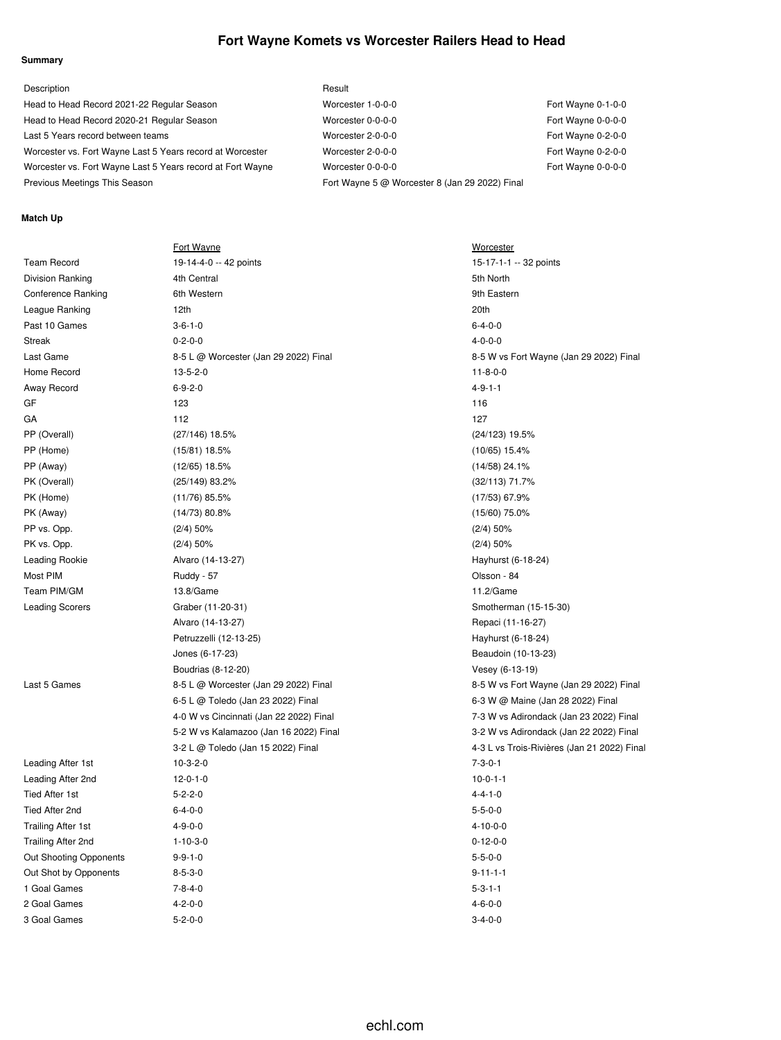# Fort Wayne Komets vs Worcester Railers Head to Head

**Summary**

| Description | Result | |
|---|---|---|
| Head to Head Record 2021-22 Regular Season | Worcester 1-0-0-0 | Fort Wayne 0-1-0-0 |
| Head to Head Record 2020-21 Regular Season | Worcester 0-0-0-0 | Fort Wayne 0-0-0-0 |
| Last 5 Years record between teams | Worcester 2-0-0-0 | Fort Wayne 0-2-0-0 |
| Worcester vs. Fort Wayne Last 5 Years record at Worcester | Worcester 2-0-0-0 | Fort Wayne 0-2-0-0 |
| Worcester vs. Fort Wayne Last 5 Years record at Fort Wayne | Worcester 0-0-0-0 | Fort Wayne 0-0-0-0 |
| Previous Meetings This Season | Fort Wayne 5 @ Worcester 8 (Jan 29 2022) Final | |

**Match Up**

| | Fort Wayne | Worcester |
|---|---|---|
| Team Record | 19-14-4-0 -- 42 points | 15-17-1-1 -- 32 points |
| Division Ranking | 4th Central | 5th North |
| Conference Ranking | 6th Western | 9th Eastern |
| League Ranking | 12th | 20th |
| Past 10 Games | 3-6-1-0 | 6-4-0-0 |
| Streak | 0-2-0-0 | 4-0-0-0 |
| Last Game | 8-5 L @ Worcester (Jan 29 2022) Final | 8-5 W vs Fort Wayne (Jan 29 2022) Final |
| Home Record | 13-5-2-0 | 11-8-0-0 |
| Away Record | 6-9-2-0 | 4-9-1-1 |
| GF | 123 | 116 |
| GA | 112 | 127 |
| PP (Overall) | (27/146) 18.5% | (24/123) 19.5% |
| PP (Home) | (15/81) 18.5% | (10/65) 15.4% |
| PP (Away) | (12/65) 18.5% | (14/58) 24.1% |
| PK (Overall) | (25/149) 83.2% | (32/113) 71.7% |
| PK (Home) | (11/76) 85.5% | (17/53) 67.9% |
| PK (Away) | (14/73) 80.8% | (15/60) 75.0% |
| PP vs. Opp. | (2/4) 50% | (2/4) 50% |
| PK vs. Opp. | (2/4) 50% | (2/4) 50% |
| Leading Rookie | Alvaro (14-13-27) | Hayhurst (6-18-24) |
| Most PIM | Ruddy - 57 | Olsson - 84 |
| Team PIM/GM | 13.8/Game | 11.2/Game |
| Leading Scorers | Graber (11-20-31) | Smotherman (15-15-30) |
| | Alvaro (14-13-27) | Repaci (11-16-27) |
| | Petruzzelli (12-13-25) | Hayhurst (6-18-24) |
| | Jones (6-17-23) | Beaudoin (10-13-23) |
| | Boudrias (8-12-20) | Vesey (6-13-19) |
| Last 5 Games | 8-5 L @ Worcester (Jan 29 2022) Final | 8-5 W vs Fort Wayne (Jan 29 2022) Final |
| | 6-5 L @ Toledo (Jan 23 2022) Final | 6-3 W @ Maine (Jan 28 2022) Final |
| | 4-0 W vs Cincinnati (Jan 22 2022) Final | 7-3 W vs Adirondack (Jan 23 2022) Final |
| | 5-2 W vs Kalamazoo (Jan 16 2022) Final | 3-2 W vs Adirondack (Jan 22 2022) Final |
| | 3-2 L @ Toledo (Jan 15 2022) Final | 4-3 L vs Trois-Rivières (Jan 21 2022) Final |
| Leading After 1st | 10-3-2-0 | 7-3-0-1 |
| Leading After 2nd | 12-0-1-0 | 10-0-1-1 |
| Tied After 1st | 5-2-2-0 | 4-4-1-0 |
| Tied After 2nd | 6-4-0-0 | 5-5-0-0 |
| Trailing After 1st | 4-9-0-0 | 4-10-0-0 |
| Trailing After 2nd | 1-10-3-0 | 0-12-0-0 |
| Out Shooting Opponents | 9-9-1-0 | 5-5-0-0 |
| Out Shot by Opponents | 8-5-3-0 | 9-11-1-1 |
| 1 Goal Games | 7-8-4-0 | 5-3-1-1 |
| 2 Goal Games | 4-2-0-0 | 4-6-0-0 |
| 3 Goal Games | 5-2-0-0 | 3-4-0-0 |

echl.com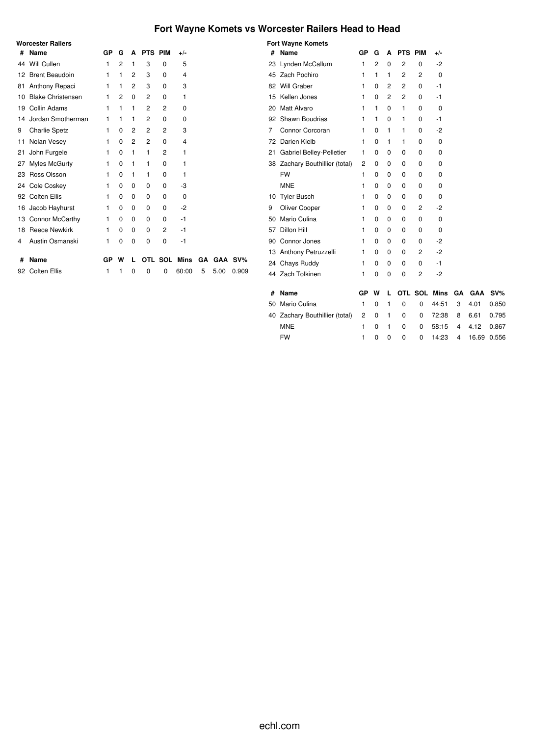# Fort Wayne Komets vs Worcester Railers Head to Head

### Worcester Railers

| # | Name | GP | G | A | PTS | PIM | +/- |
|---|---|---|---|---|---|---|---|
| 44 | Will Cullen | 1 | 2 | 1 | 3 | 0 | 5 |
| 12 | Brent Beaudoin | 1 | 1 | 2 | 3 | 0 | 4 |
| 81 | Anthony Repaci | 1 | 1 | 2 | 3 | 0 | 3 |
| 10 | Blake Christensen | 1 | 2 | 0 | 2 | 0 | 1 |
| 19 | Collin Adams | 1 | 1 | 1 | 2 | 2 | 0 |
| 14 | Jordan Smotherman | 1 | 1 | 1 | 2 | 0 | 0 |
| 9 | Charlie Spetz | 1 | 0 | 2 | 2 | 2 | 3 |
| 11 | Nolan Vesey | 1 | 0 | 2 | 2 | 0 | 4 |
| 21 | John Furgele | 1 | 0 | 1 | 1 | 2 | 1 |
| 27 | Myles McGurty | 1 | 0 | 1 | 1 | 0 | 1 |
| 23 | Ross Olsson | 1 | 0 | 1 | 1 | 0 | 1 |
| 24 | Cole Coskey | 1 | 0 | 0 | 0 | 0 | -3 |
| 92 | Colten Ellis | 1 | 0 | 0 | 0 | 0 | 0 |
| 16 | Jacob Hayhurst | 1 | 0 | 0 | 0 | 0 | -2 |
| 13 | Connor McCarthy | 1 | 0 | 0 | 0 | 0 | -1 |
| 18 | Reece Newkirk | 1 | 0 | 0 | 0 | 2 | -1 |
| 4 | Austin Osmanski | 1 | 0 | 0 | 0 | 0 | -1 |

| # | Name | GP | W | L | OTL | SOL | Mins | GA | GAA | SV% |
|---|---|---|---|---|---|---|---|---|---|---|
| 92 | Colten Ellis | 1 | 1 | 0 | 0 | 0 | 60:00 | 5 | 5.00 | 0.909 |

### Fort Wayne Komets

| # | Name | GP | G | A | PTS | PIM | +/- |
|---|---|---|---|---|---|---|---|
| 23 | Lynden McCallum | 1 | 2 | 0 | 2 | 0 | -2 |
| 45 | Zach Pochiro | 1 | 1 | 1 | 2 | 2 | 0 |
| 82 | Will Graber | 1 | 0 | 2 | 2 | 0 | -1 |
| 15 | Kellen Jones | 1 | 0 | 2 | 2 | 0 | -1 |
| 20 | Matt Alvaro | 1 | 1 | 0 | 1 | 0 | 0 |
| 92 | Shawn Boudrias | 1 | 1 | 0 | 1 | 0 | -1 |
| 7 | Connor Corcoran | 1 | 0 | 1 | 1 | 0 | -2 |
| 72 | Darien Kielb | 1 | 0 | 1 | 1 | 0 | 0 |
| 21 | Gabriel Belley-Pelletier | 1 | 0 | 0 | 0 | 0 | 0 |
| 38 | Zachary Bouthillier (total) | 2 | 0 | 0 | 0 | 0 | 0 |
| | FW | 1 | 0 | 0 | 0 | 0 | 0 |
| | MNE | 1 | 0 | 0 | 0 | 0 | 0 |
| 10 | Tyler Busch | 1 | 0 | 0 | 0 | 0 | 0 |
| 9 | Oliver Cooper | 1 | 0 | 0 | 0 | 2 | -2 |
| 50 | Mario Culina | 1 | 0 | 0 | 0 | 0 | 0 |
| 57 | Dillon Hill | 1 | 0 | 0 | 0 | 0 | 0 |
| 90 | Connor Jones | 1 | 0 | 0 | 0 | 0 | -2 |
| 13 | Anthony Petruzzelli | 1 | 0 | 0 | 0 | 2 | -2 |
| 24 | Chays Ruddy | 1 | 0 | 0 | 0 | 0 | -1 |
| 44 | Zach Tolkinen | 1 | 0 | 0 | 0 | 2 | -2 |

| # | Name | GP | W | L | OTL | SOL | Mins | GA | GAA | SV% |
|---|---|---|---|---|---|---|---|---|---|---|
| 50 | Mario Culina | 1 | 0 | 1 | 0 | 0 | 44:51 | 3 | 4.01 | 0.850 |
| 40 | Zachary Bouthillier (total) | 2 | 0 | 1 | 0 | 0 | 72:38 | 8 | 6.61 | 0.795 |
| | MNE | 1 | 0 | 1 | 0 | 0 | 58:15 | 4 | 4.12 | 0.867 |
| | FW | 1 | 0 | 0 | 0 | 0 | 14:23 | 4 | 16.69 | 0.556 |

echl.com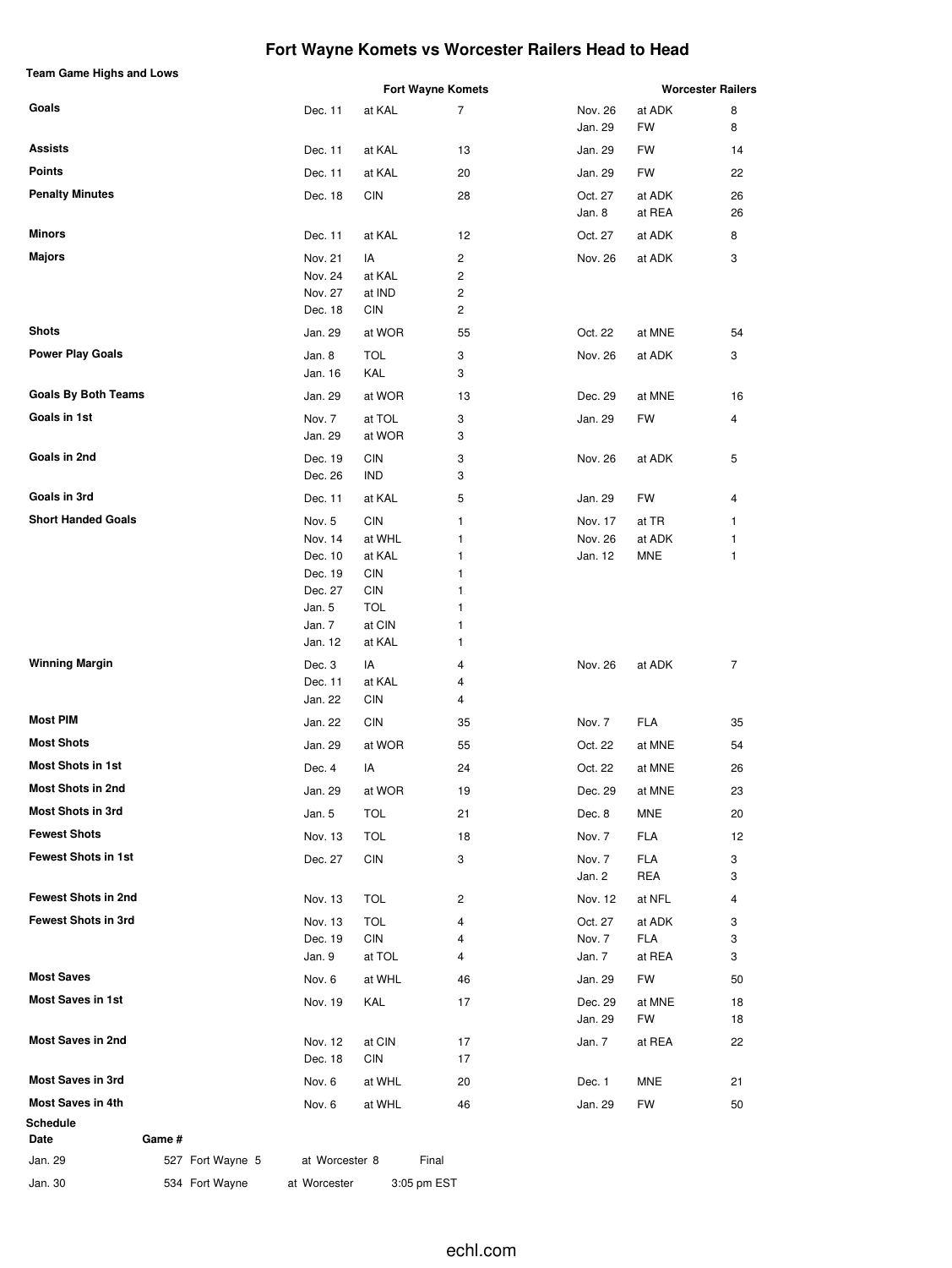# Fort Wayne Komets vs Worcester Railers Head to Head

**Team Game Highs and Lows**

| | Fort Wayne Komets | | | Worcester Railers | | |
|---|---|---|---|---|---|---|
| **Goals** | Dec. 11 | at KAL | 7 | Nov. 26 | at ADK | 8 |
| | | | | Jan. 29 | FW | 8 |
| **Assists** | Dec. 11 | at KAL | 13 | Jan. 29 | FW | 14 |
| **Points** | Dec. 11 | at KAL | 20 | Jan. 29 | FW | 22 |
| **Penalty Minutes** | Dec. 18 | CIN | 28 | Oct. 27 | at ADK | 26 |
| | | | | Jan. 8 | at REA | 26 |
| **Minors** | Dec. 11 | at KAL | 12 | Oct. 27 | at ADK | 8 |
| **Majors** | Nov. 21 | IA | 2 | Nov. 26 | at ADK | 3 |
| | Nov. 24 | at KAL | 2 | | | |
| | Nov. 27 | at IND | 2 | | | |
| | Dec. 18 | CIN | 2 | | | |
| **Shots** | Jan. 29 | at WOR | 55 | Oct. 22 | at MNE | 54 |
| **Power Play Goals** | Jan. 8 | TOL | 3 | Nov. 26 | at ADK | 3 |
| | Jan. 16 | KAL | 3 | | | |
| **Goals By Both Teams** | Jan. 29 | at WOR | 13 | Dec. 29 | at MNE | 16 |
| **Goals in 1st** | Nov. 7 | at TOL | 3 | Jan. 29 | FW | 4 |
| | Jan. 29 | at WOR | 3 | | | |
| **Goals in 2nd** | Dec. 19 | CIN | 3 | Nov. 26 | at ADK | 5 |
| | Dec. 26 | IND | 3 | | | |
| **Goals in 3rd** | Dec. 11 | at KAL | 5 | Jan. 29 | FW | 4 |
| **Short Handed Goals** | Nov. 5 | CIN | 1 | Nov. 17 | at TR | 1 |
| | Nov. 14 | at WHL | 1 | Nov. 26 | at ADK | 1 |
| | Dec. 10 | at KAL | 1 | Jan. 12 | MNE | 1 |
| | Dec. 19 | CIN | 1 | | | |
| | Dec. 27 | CIN | 1 | | | |
| | Jan. 5 | TOL | 1 | | | |
| | Jan. 7 | at CIN | 1 | | | |
| | Jan. 12 | at KAL | 1 | | | |
| **Winning Margin** | Dec. 3 | IA | 4 | Nov. 26 | at ADK | 7 |
| | Dec. 11 | at KAL | 4 | | | |
| | Jan. 22 | CIN | 4 | | | |
| **Most PIM** | Jan. 22 | CIN | 35 | Nov. 7 | FLA | 35 |
| **Most Shots** | Jan. 29 | at WOR | 55 | Oct. 22 | at MNE | 54 |
| **Most Shots in 1st** | Dec. 4 | IA | 24 | Oct. 22 | at MNE | 26 |
| **Most Shots in 2nd** | Jan. 29 | at WOR | 19 | Dec. 29 | at MNE | 23 |
| **Most Shots in 3rd** | Jan. 5 | TOL | 21 | Dec. 8 | MNE | 20 |
| **Fewest Shots** | Nov. 13 | TOL | 18 | Nov. 7 | FLA | 12 |
| **Fewest Shots in 1st** | Dec. 27 | CIN | 3 | Nov. 7 | FLA | 3 |
| | | | | Jan. 2 | REA | 3 |
| **Fewest Shots in 2nd** | Nov. 13 | TOL | 2 | Nov. 12 | at NFL | 4 |
| **Fewest Shots in 3rd** | Nov. 13 | TOL | 4 | Oct. 27 | at ADK | 3 |
| | Dec. 19 | CIN | 4 | Nov. 7 | FLA | 3 |
| | Jan. 9 | at TOL | 4 | Jan. 7 | at REA | 3 |
| **Most Saves** | Nov. 6 | at WHL | 46 | Jan. 29 | FW | 50 |
| **Most Saves in 1st** | Nov. 19 | KAL | 17 | Dec. 29 | at MNE | 18 |
| | | | | Jan. 29 | FW | 18 |
| **Most Saves in 2nd** | Nov. 12 | at CIN | 17 | Jan. 7 | at REA | 22 |
| | Dec. 18 | CIN | 17 | | | |
| **Most Saves in 3rd** | Nov. 6 | at WHL | 20 | Dec. 1 | MNE | 21 |
| **Most Saves in 4th** | Nov. 6 | at WHL | 46 | Jan. 29 | FW | 50 |

**Schedule**

| Date | Game # | | | |
|---|---|---|---|---|
| Jan. 29 | 527 | Fort Wayne 5 | at Worcester 8 | Final |
| Jan. 30 | 534 | Fort Wayne | at Worcester | 3:05 pm EST |

echl.com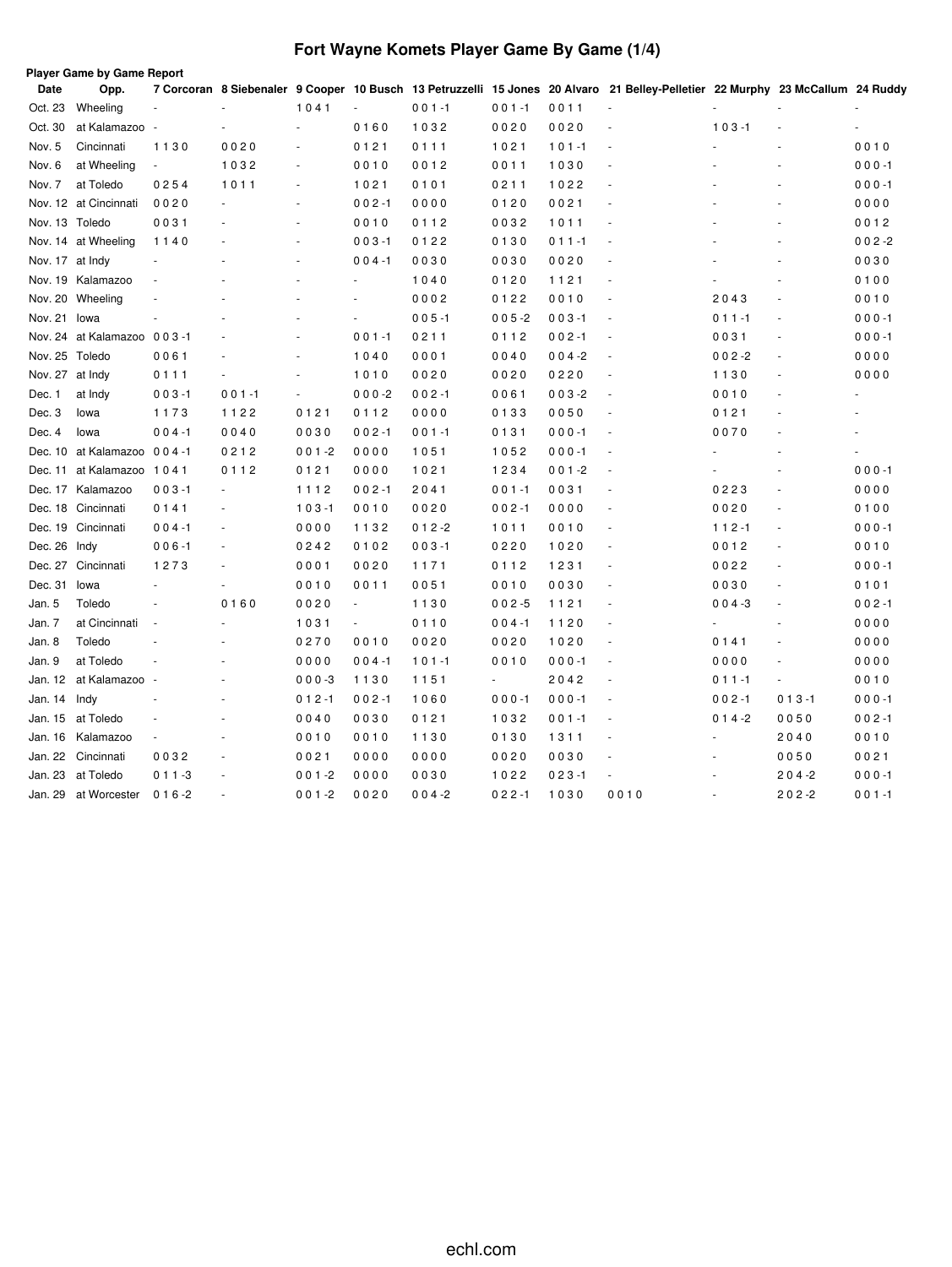# Fort Wayne Komets Player Game By Game (1/4)

**Player Game by Game Report**

| Date | Opp. | 7 Corcoran | 8 Siebenaler | 9 Cooper | 10 Busch | 13 Petruzzelli | 15 Jones | 20 Alvaro | 21 Belley-Pelletier | 22 Murphy | 23 McCallum | 24 Ruddy |
|---|---|---|---|---|---|---|---|---|---|---|---|---|
| Oct. 23 | Wheeling | - | - | 1 0 4 1 | - | 0 0 1 -1 | 0 0 1 -1 | 0 0 1 1 | - | - | - | - |
| Oct. 30 | at Kalamazoo | - | - | - | 0 1 6 0 | 1 0 3 2 | 0 0 2 0 | 0 0 2 0 | - | 1 0 3 -1 | - | - |
| Nov. 5 | Cincinnati | 1 1 3 0 | 0 0 2 0 | - | 0 1 2 1 | 0 1 1 1 | 1 0 2 1 | 1 0 1 -1 | - | - | - | 0 0 1 0 |
| Nov. 6 | at Wheeling | - | 1 0 3 2 | - | 0 0 1 0 | 0 0 1 2 | 0 0 1 1 | 1 0 3 0 | - | - | - | 0 0 0 -1 |
| Nov. 7 | at Toledo | 0 2 5 4 | 1 0 1 1 | - | 1 0 2 1 | 0 1 0 1 | 0 2 1 1 | 1 0 2 2 | - | - | - | 0 0 0 -1 |
| Nov. 12 | at Cincinnati | 0 0 2 0 | - | - | 0 0 2 -1 | 0 0 0 0 | 0 1 2 0 | 0 0 2 1 | - | - | - | 0 0 0 0 |
| Nov. 13 | Toledo | 0 0 3 1 | - | - | 0 0 1 0 | 0 1 1 2 | 0 0 3 2 | 1 0 1 1 | - | - | - | 0 0 1 2 |
| Nov. 14 | at Wheeling | 1 1 4 0 | - | - | 0 0 3 -1 | 0 1 2 2 | 0 1 3 0 | 0 1 1 -1 | - | - | - | 0 0 2 -2 |
| Nov. 17 | at Indy | - | - | - | 0 0 4 -1 | 0 0 3 0 | 0 0 3 0 | 0 0 2 0 | - | - | - | 0 0 3 0 |
| Nov. 19 | Kalamazoo | - | - | - | - | 1 0 4 0 | 0 1 2 0 | 1 1 2 1 | - | - | - | 0 1 0 0 |
| Nov. 20 | Wheeling | - | - | - | - | 0 0 0 2 | 0 1 2 2 | 0 0 1 0 | - | 2 0 4 3 | - | 0 0 1 0 |
| Nov. 21 | Iowa | - | - | - | - | 0 0 5 -1 | 0 0 5 -2 | 0 0 3 -1 | - | 0 1 1 -1 | - | 0 0 0 -1 |
| Nov. 24 | at Kalamazoo | 0 0 3 -1 | - | - | 0 0 1 -1 | 0 2 1 1 | 0 1 1 2 | 0 0 2 -1 | - | 0 0 3 1 | - | 0 0 0 -1 |
| Nov. 25 | Toledo | 0 0 6 1 | - | - | 1 0 4 0 | 0 0 0 1 | 0 0 4 0 | 0 0 4 -2 | - | 0 0 2 -2 | - | 0 0 0 0 |
| Nov. 27 | at Indy | 0 1 1 1 | - | - | 1 0 1 0 | 0 0 2 0 | 0 0 2 0 | 0 2 2 0 | - | 1 1 3 0 | - | 0 0 0 0 |
| Dec. 1 | at Indy | 0 0 3 -1 | 0 0 1 -1 | - | 0 0 0 -2 | 0 0 2 -1 | 0 0 6 1 | 0 0 3 -2 | - | 0 0 1 0 | - | - |
| Dec. 3 | Iowa | 1 1 7 3 | 1 1 2 2 | 0 1 2 1 | 0 1 1 2 | 0 0 0 0 | 0 1 3 3 | 0 0 5 0 | - | 0 1 2 1 | - | - |
| Dec. 4 | Iowa | 0 0 4 -1 | 0 0 4 0 | 0 0 3 0 | 0 0 2 -1 | 0 0 1 -1 | 0 1 3 1 | 0 0 0 -1 | - | 0 0 7 0 | - | - |
| Dec. 10 | at Kalamazoo | 0 0 4 -1 | 0 2 1 2 | 0 0 1 -2 | 0 0 0 0 | 1 0 5 1 | 1 0 5 2 | 0 0 0 -1 | - | - | - | - |
| Dec. 11 | at Kalamazoo | 1 0 4 1 | 0 1 1 2 | 0 1 2 1 | 0 0 0 0 | 1 0 2 1 | 1 2 3 4 | 0 0 1 -2 | - | - | - | 0 0 0 -1 |
| Dec. 17 | Kalamazoo | 0 0 3 -1 | - | 1 1 1 2 | 0 0 2 -1 | 2 0 4 1 | 0 0 1 -1 | 0 0 3 1 | - | 0 2 2 3 | - | 0 0 0 0 |
| Dec. 18 | Cincinnati | 0 1 4 1 | - | 1 0 3 -1 | 0 0 1 0 | 0 0 2 0 | 0 0 2 -1 | 0 0 0 0 | - | 0 0 2 0 | - | 0 1 0 0 |
| Dec. 19 | Cincinnati | 0 0 4 -1 | - | 0 0 0 0 | 1 1 3 2 | 0 1 2 -2 | 1 0 1 1 | 0 0 1 0 | - | 1 1 2 -1 | - | 0 0 0 -1 |
| Dec. 26 | Indy | 0 0 6 -1 | - | 0 2 4 2 | 0 1 0 2 | 0 0 3 -1 | 0 2 2 0 | 1 0 2 0 | - | 0 0 1 2 | - | 0 0 1 0 |
| Dec. 27 | Cincinnati | 1 2 7 3 | - | 0 0 0 1 | 0 0 2 0 | 1 1 7 1 | 0 1 1 2 | 1 2 3 1 | - | 0 0 2 2 | - | 0 0 0 -1 |
| Dec. 31 | Iowa | - | - | 0 0 1 0 | 0 0 1 1 | 0 0 5 1 | 0 0 1 0 | 0 0 3 0 | - | 0 0 3 0 | - | 0 1 0 1 |
| Jan. 5 | Toledo | - | 0 1 6 0 | 0 0 2 0 | - | 1 1 3 0 | 0 0 2 -5 | 1 1 2 1 | - | 0 0 4 -3 | - | 0 0 2 -1 |
| Jan. 7 | at Cincinnati | - | - | 1 0 3 1 | - | 0 1 1 0 | 0 0 4 -1 | 1 1 2 0 | - | - | - | 0 0 0 0 |
| Jan. 8 | Toledo | - | - | 0 2 7 0 | 0 0 1 0 | 0 0 2 0 | 0 0 2 0 | 1 0 2 0 | - | 0 1 4 1 | - | 0 0 0 0 |
| Jan. 9 | at Toledo | - | - | 0 0 0 0 | 0 0 4 -1 | 1 0 1 -1 | 0 0 1 0 | 0 0 0 -1 | - | 0 0 0 0 | - | 0 0 0 0 |
| Jan. 12 | at Kalamazoo | - | - | 0 0 0 -3 | 1 1 3 0 | 1 1 5 1 | - | 2 0 4 2 | - | 0 1 1 -1 | - | 0 0 1 0 |
| Jan. 14 | Indy | - | - | 0 1 2 -1 | 0 0 2 -1 | 1 0 6 0 | 0 0 0 -1 | 0 0 0 -1 | - | 0 0 2 -1 | 0 1 3 -1 | 0 0 0 -1 |
| Jan. 15 | at Toledo | - | - | 0 0 4 0 | 0 0 3 0 | 0 1 2 1 | 1 0 3 2 | 0 0 1 -1 | - | 0 1 4 -2 | 0 0 5 0 | 0 0 2 -1 |
| Jan. 16 | Kalamazoo | - | - | 0 0 1 0 | 0 0 1 0 | 1 1 3 0 | 0 1 3 0 | 1 3 1 1 | - | - | 2 0 4 0 | 0 0 1 0 |
| Jan. 22 | Cincinnati | 0 0 3 2 | - | 0 0 2 1 | 0 0 0 0 | 0 0 0 0 | 0 0 2 0 | 0 0 3 0 | - | - | 0 0 5 0 | 0 0 2 1 |
| Jan. 23 | at Toledo | 0 1 1 -3 | - | 0 0 1 -2 | 0 0 0 0 | 0 0 3 0 | 1 0 2 2 | 0 2 3 -1 | - | - | 2 0 4 -2 | 0 0 0 -1 |
| Jan. 29 | at Worcester | 0 1 6 -2 | - | 0 0 1 -2 | 0 0 2 0 | 0 0 4 -2 | 0 2 2 -1 | 1 0 3 0 | 0 0 1 0 | - | 2 0 2 -2 | 0 0 1 -1 |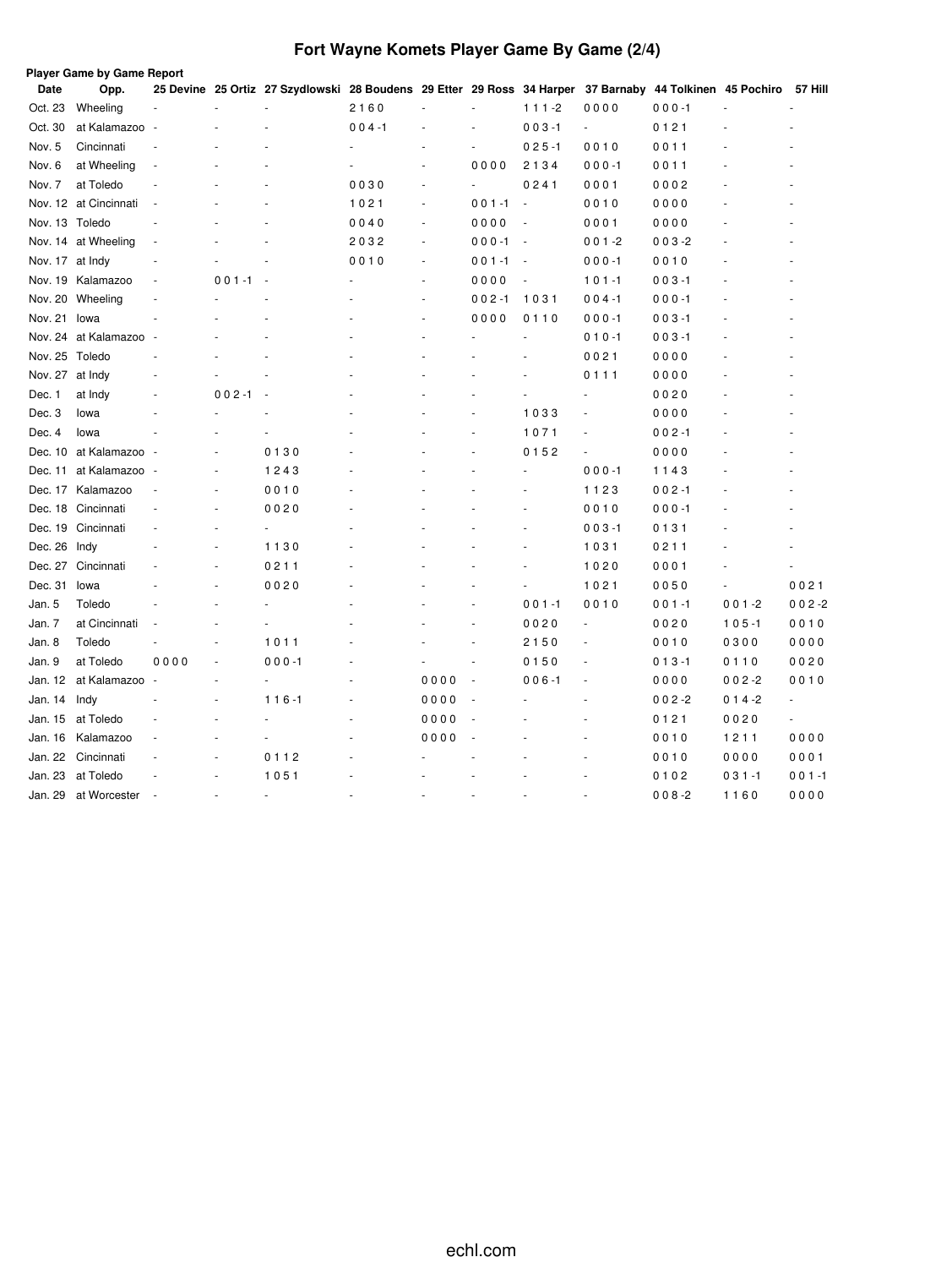# Fort Wayne Komets Player Game By Game (2/4)

**Player Game by Game Report**

| Date | Opp. | 25 Devine | 25 Ortiz | 27 Szydlowski | 28 Boudens | 29 Etter | 29 Ross | 34 Harper | 37 Barnaby | 44 Tolkinen | 45 Pochiro | 57 Hill |
|---|---|---|---|---|---|---|---|---|---|---|---|---|
| Oct. 23 | Wheeling | - | - | - | 2 1 6 0 | - | - | 1 1 1 -2 | 0 0 0 0 | 0 0 0 -1 | - | - |
| Oct. 30 | at Kalamazoo | - | - | - | 0 0 4 -1 | - | - | 0 0 3 -1 | - | 0 1 2 1 | - | - |
| Nov. 5 | Cincinnati | - | - | - | - | - | - | 0 2 5 -1 | 0 0 1 0 | 0 0 1 1 | - | - |
| Nov. 6 | at Wheeling | - | - | - | - | - | 0 0 0 0 | 2 1 3 4 | 0 0 0 -1 | 0 0 1 1 | - | - |
| Nov. 7 | at Toledo | - | - | - | 0 0 3 0 | - | - | 0 2 4 1 | 0 0 0 1 | 0 0 0 2 | - | - |
| Nov. 12 | at Cincinnati | - | - | - | 1 0 2 1 | - | 0 0 1 -1 | - | 0 0 1 0 | 0 0 0 0 | - | - |
| Nov. 13 | Toledo | - | - | - | 0 0 4 0 | - | 0 0 0 0 | - | 0 0 0 1 | 0 0 0 0 | - | - |
| Nov. 14 | at Wheeling | - | - | - | 2 0 3 2 | - | 0 0 0 -1 | - | 0 0 1 -2 | 0 0 3 -2 | - | - |
| Nov. 17 | at Indy | - | - | - | 0 0 1 0 | - | 0 0 1 -1 | - | 0 0 0 -1 | 0 0 1 0 | - | - |
| Nov. 19 | Kalamazoo | - | 0 0 1 -1 | - | - | - | 0 0 0 0 | - | 1 0 1 -1 | 0 0 3 -1 | - | - |
| Nov. 20 | Wheeling | - | - | - | - | - | 0 0 2 -1 | 1 0 3 1 | 0 0 4 -1 | 0 0 0 -1 | - | - |
| Nov. 21 | Iowa | - | - | - | - | - | 0 0 0 0 | 0 1 1 0 | 0 0 0 -1 | 0 0 3 -1 | - | - |
| Nov. 24 | at Kalamazoo | - | - | - | - | - | - | - | 0 1 0 -1 | 0 0 3 -1 | - | - |
| Nov. 25 | Toledo | - | - | - | - | - | - | - | 0 0 2 1 | 0 0 0 0 | - | - |
| Nov. 27 | at Indy | - | - | - | - | - | - | - | 0 1 1 1 | 0 0 0 0 | - | - |
| Dec. 1 | at Indy | - | 0 0 2 -1 | - | - | - | - | - | - | 0 0 2 0 | - | - |
| Dec. 3 | Iowa | - | - | - | - | - | - | 1 0 3 3 | - | 0 0 0 0 | - | - |
| Dec. 4 | Iowa | - | - | - | - | - | - | 1 0 7 1 | - | 0 0 2 -1 | - | - |
| Dec. 10 | at Kalamazoo | - | - | 0 1 3 0 | - | - | - | 0 1 5 2 | - | 0 0 0 0 | - | - |
| Dec. 11 | at Kalamazoo | - | - | 1 2 4 3 | - | - | - | - | 0 0 0 -1 | 1 1 4 3 | - | - |
| Dec. 17 | Kalamazoo | - | - | 0 0 1 0 | - | - | - | - | 1 1 2 3 | 0 0 2 -1 | - | - |
| Dec. 18 | Cincinnati | - | - | 0 0 2 0 | - | - | - | - | 0 0 1 0 | 0 0 0 -1 | - | - |
| Dec. 19 | Cincinnati | - | - | - | - | - | - | - | 0 0 3 -1 | 0 1 3 1 | - | - |
| Dec. 26 | Indy | - | - | 1 1 3 0 | - | - | - | - | 1 0 3 1 | 0 2 1 1 | - | - |
| Dec. 27 | Cincinnati | - | - | 0 2 1 1 | - | - | - | - | 1 0 2 0 | 0 0 0 1 | - | - |
| Dec. 31 | Iowa | - | - | 0 0 2 0 | - | - | - | - | 1 0 2 1 | 0 0 5 0 | - | 0 0 2 1 |
| Jan. 5 | Toledo | - | - | - | - | - | - | 0 0 1 -1 | 0 0 1 0 | 0 0 1 -1 | 0 0 1 -2 | 0 0 2 -2 |
| Jan. 7 | at Cincinnati | - | - | - | - | - | - | 0 0 2 0 | - | 0 0 2 0 | 1 0 5 -1 | 0 0 1 0 |
| Jan. 8 | Toledo | - | - | 1 0 1 1 | - | - | - | 2 1 5 0 | - | 0 0 1 0 | 0 3 0 0 | 0 0 0 0 |
| Jan. 9 | at Toledo | 0 0 0 0 | - | 0 0 0 -1 | - | - | - | 0 1 5 0 | - | 0 1 3 -1 | 0 1 1 0 | 0 0 2 0 |
| Jan. 12 | at Kalamazoo | - | - | - | - | 0 0 0 0 | - | 0 0 6 -1 | - | 0 0 0 0 | 0 0 2 -2 | 0 0 1 0 |
| Jan. 14 | Indy | - | - | 1 1 6 -1 | - | 0 0 0 0 | - | - | - | 0 0 2 -2 | 0 1 4 -2 | - |
| Jan. 15 | at Toledo | - | - | - | - | 0 0 0 0 | - | - | - | 0 1 2 1 | 0 0 2 0 | - |
| Jan. 16 | Kalamazoo | - | - | - | - | 0 0 0 0 | - | - | - | 0 0 1 0 | 1 2 1 1 | 0 0 0 0 |
| Jan. 22 | Cincinnati | - | - | 0 1 1 2 | - | - | - | - | - | 0 0 1 0 | 0 0 0 0 | 0 0 0 1 |
| Jan. 23 | at Toledo | - | - | 1 0 5 1 | - | - | - | - | - | 0 1 0 2 | 0 3 1 -1 | 0 0 1 -1 |
| Jan. 29 | at Worcester | - | - | - | - | - | - | - | - | 0 0 8 -2 | 1 1 6 0 | 0 0 0 0 |

echl.com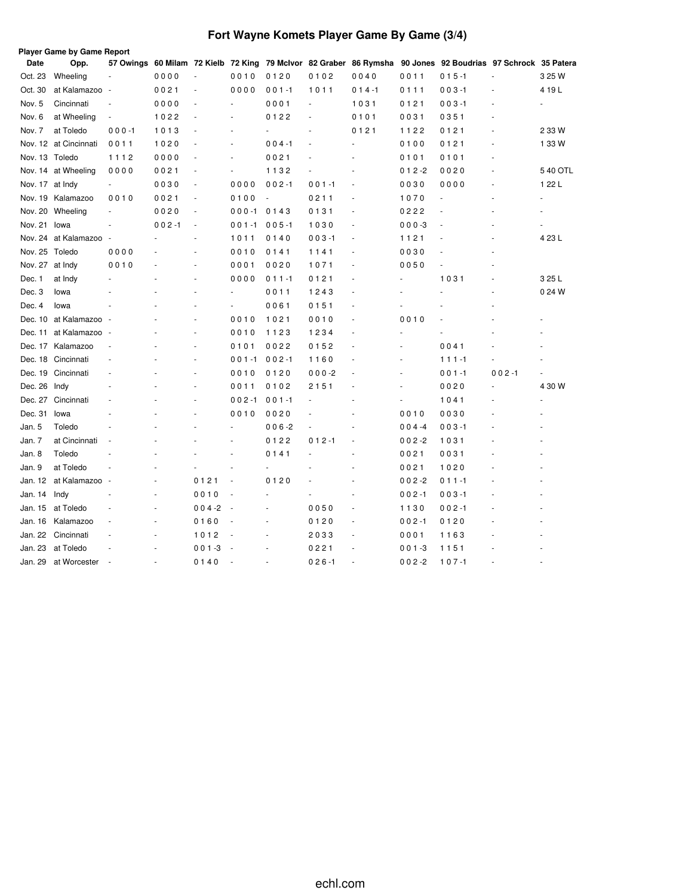# Fort Wayne Komets Player Game By Game (3/4)

**Player Game by Game Report**

| Date | Opp. | 57 Owings | 60 Milam | 72 Kielb | 72 King | 79 McIvor | 82 Graber | 86 Rymsha | 90 Jones | 92 Boudrias | 97 Schrock | 35 Patera |
|---|---|---|---|---|---|---|---|---|---|---|---|---|
| Oct. 23 | Wheeling | - | 0 0 0 0 | - | 0 0 1 0 | 0 1 2 0 | 0 1 0 2 | 0 0 4 0 | 0 0 1 1 | 0 1 5 -1 | - | 3 25 W |
| Oct. 30 | at Kalamazoo | - | 0 0 2 1 | - | 0 0 0 0 | 0 0 1 -1 | 1 0 1 1 | 0 1 4 -1 | 0 1 1 1 | 0 0 3 -1 | - | 4 19 L |
| Nov. 5 | Cincinnati | - | 0 0 0 0 | - | - | 0 0 0 1 | - | 1 0 3 1 | 0 1 2 1 | 0 0 3 -1 | - | - |
| Nov. 6 | at Wheeling | - | 1 0 2 2 | - | - | 0 1 2 2 | - | 0 1 0 1 | 0 0 3 1 | 0 3 5 1 | - | |
| Nov. 7 | at Toledo | 0 0 0 -1 | 1 0 1 3 | - | - | - | - | 0 1 2 1 | 1 1 2 2 | 0 1 2 1 | - | 2 33 W |
| Nov. 12 | at Cincinnati | 0 0 1 1 | 1 0 2 0 | - | - | 0 0 4 -1 | - | - | 0 1 0 0 | 0 1 2 1 | - | 1 33 W |
| Nov. 13 | Toledo | 1 1 1 2 | 0 0 0 0 | - | - | 0 0 2 1 | - | - | 0 1 0 1 | 0 1 0 1 | - | |
| Nov. 14 | at Wheeling | 0 0 0 0 | 0 0 2 1 | - | - | 1 1 3 2 | - | - | 0 1 2 -2 | 0 0 2 0 | - | 5 40 OTL |
| Nov. 17 | at Indy | - | 0 0 3 0 | - | 0 0 0 0 | 0 0 2 -1 | 0 0 1 -1 | - | 0 0 3 0 | 0 0 0 0 | - | 1 22 L |
| Nov. 19 | Kalamazoo | 0 0 1 0 | 0 0 2 1 | - | 0 1 0 0 | - | 0 2 1 1 | - | 1 0 7 0 | - | - | - |
| Nov. 20 | Wheeling | - | 0 0 2 0 | - | 0 0 0 -1 | 0 1 4 3 | 0 1 3 1 | - | 0 2 2 2 | - | - | - |
| Nov. 21 | Iowa | - | 0 0 2 -1 | - | 0 0 1 -1 | 0 0 5 -1 | 1 0 3 0 | - | 0 0 0 -3 | - | - | - |
| Nov. 24 | at Kalamazoo | - | - | - | 1 0 1 1 | 0 1 4 0 | 0 0 3 -1 | - | 1 1 2 1 | - | - | 4 23 L |
| Nov. 25 | Toledo | 0 0 0 0 | - | - | 0 0 1 0 | 0 1 4 1 | 1 1 4 1 | - | 0 0 3 0 | - | - | |
| Nov. 27 | at Indy | 0 0 1 0 | - | - | 0 0 0 1 | 0 0 2 0 | 1 0 7 1 | - | 0 0 5 0 | - | - | |
| Dec. 1 | at Indy | - | - | - | 0 0 0 0 | 0 1 1 -1 | 0 1 2 1 | - | - | 1 0 3 1 | - | 3 25 L |
| Dec. 3 | Iowa | - | - | - | - | 0 0 1 1 | 1 2 4 3 | - | - | - | - | 0 24 W |
| Dec. 4 | Iowa | - | - | - | - | 0 0 6 1 | 0 1 5 1 | - | - | - | - | |
| Dec. 10 | at Kalamazoo | - | - | - | 0 0 1 0 | 1 0 2 1 | 0 0 1 0 | - | 0 0 1 0 | - | - | - |
| Dec. 11 | at Kalamazoo | - | - | - | 0 0 1 0 | 1 1 2 3 | 1 2 3 4 | - | - | - | - | - |
| Dec. 17 | Kalamazoo | - | - | - | 0 1 0 1 | 0 0 2 2 | 0 1 5 2 | - | - | 0 0 4 1 | - | - |
| Dec. 18 | Cincinnati | - | - | - | 0 0 1 -1 | 0 0 2 -1 | 1 1 6 0 | - | - | 1 1 1 -1 | - | - |
| Dec. 19 | Cincinnati | - | - | - | 0 0 1 0 | 0 1 2 0 | 0 0 0 -2 | - | - | 0 0 1 -1 | 0 0 2 -1 | - |
| Dec. 26 | Indy | - | - | - | 0 0 1 1 | 0 1 0 2 | 2 1 5 1 | - | - | 0 0 2 0 | - | 4 30 W |
| Dec. 27 | Cincinnati | - | - | - | 0 0 2 -1 | 0 0 1 -1 | - | - | - | 1 0 4 1 | - | - |
| Dec. 31 | Iowa | - | - | - | 0 0 1 0 | 0 0 2 0 | - | - | 0 0 1 0 | 0 0 3 0 | - | - |
| Jan. 5 | Toledo | - | - | - | - | 0 0 6 -2 | - | - | 0 0 4 -4 | 0 0 3 -1 | - | - |
| Jan. 7 | at Cincinnati | - | - | - | - | 0 1 2 2 | 0 1 2 -1 | - | 0 0 2 -2 | 1 0 3 1 | - | - |
| Jan. 8 | Toledo | - | - | - | - | 0 1 4 1 | - | - | 0 0 2 1 | 0 0 3 1 | - | - |
| Jan. 9 | at Toledo | - | - | - | - | - | - | - | 0 0 2 1 | 1 0 2 0 | - | - |
| Jan. 12 | at Kalamazoo | - | - | 0 1 2 1 | - | 0 1 2 0 | - | - | 0 0 2 -2 | 0 1 1 -1 | - | - |
| Jan. 14 | Indy | - | - | 0 0 1 0 | - | - | - | - | 0 0 2 -1 | 0 0 3 -1 | - | - |
| Jan. 15 | at Toledo | - | - | 0 0 4 -2 | - | - | 0 0 5 0 | - | 1 1 3 0 | 0 0 2 -1 | - | - |
| Jan. 16 | Kalamazoo | - | - | 0 1 6 0 | - | - | 0 1 2 0 | - | 0 0 2 -1 | 0 1 2 0 | - | - |
| Jan. 22 | Cincinnati | - | - | 1 0 1 2 | - | - | 2 0 3 3 | - | 0 0 0 1 | 1 1 6 3 | - | - |
| Jan. 23 | at Toledo | - | - | 0 0 1 -3 | - | - | 0 2 2 1 | - | 0 0 1 -3 | 1 1 5 1 | - | - |
| Jan. 29 | at Worcester | - | - | 0 1 4 0 | - | - | 0 2 6 -1 | - | 0 0 2 -2 | 1 0 7 -1 | - | - |

echl.com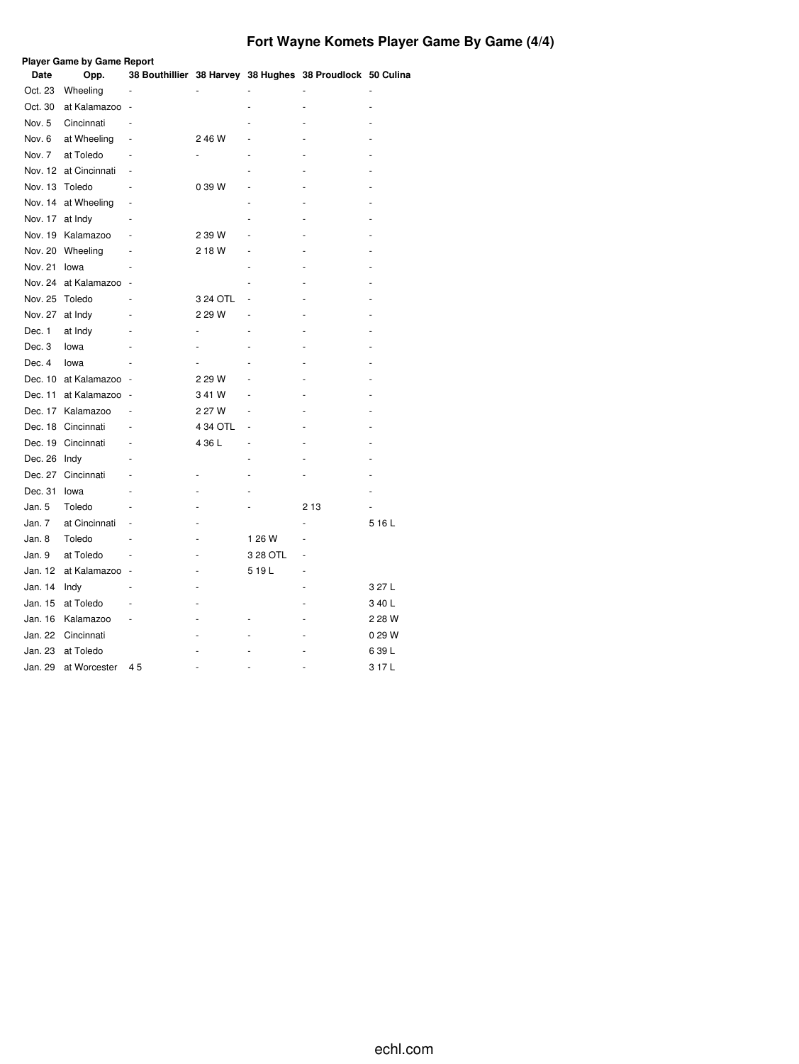# Fort Wayne Komets Player Game By Game (4/4)

**Player Game by Game Report**

| Date | Opp. | 38 Bouthillier | 38 Harvey | 38 Hughes | 38 Proudlock | 50 Culina |
|---|---|---|---|---|---|---|
| Oct. 23 | Wheeling | - | - | - | - | - |
| Oct. 30 | at Kalamazoo | - | | - | - | - |
| Nov. 5 | Cincinnati | - | | - | - | - |
| Nov. 6 | at Wheeling | - | 2 46 W | - | - | - |
| Nov. 7 | at Toledo | - | - | - | - | - |
| Nov. 12 | at Cincinnati | - | | - | - | - |
| Nov. 13 | Toledo | - | 0 39 W | - | - | - |
| Nov. 14 | at Wheeling | - | | - | - | - |
| Nov. 17 | at Indy | - | | - | - | - |
| Nov. 19 | Kalamazoo | - | 2 39 W | - | - | - |
| Nov. 20 | Wheeling | - | 2 18 W | - | - | - |
| Nov. 21 | Iowa | - | | - | - | - |
| Nov. 24 | at Kalamazoo | - | | - | - | - |
| Nov. 25 | Toledo | - | 3 24 OTL | - | - | - |
| Nov. 27 | at Indy | - | 2 29 W | - | - | - |
| Dec. 1 | at Indy | - | - | - | - | - |
| Dec. 3 | Iowa | - | - | - | - | - |
| Dec. 4 | Iowa | - | - | - | - | - |
| Dec. 10 | at Kalamazoo | - | 2 29 W | - | - | - |
| Dec. 11 | at Kalamazoo | - | 3 41 W | - | - | - |
| Dec. 17 | Kalamazoo | - | 2 27 W | - | - | - |
| Dec. 18 | Cincinnati | - | 4 34 OTL | - | - | - |
| Dec. 19 | Cincinnati | - | 4 36 L | - | - | - |
| Dec. 26 | Indy | - | | - | - | - |
| Dec. 27 | Cincinnati | - | - | - | - | - |
| Dec. 31 | Iowa | - | - | - | | - |
| Jan. 5 | Toledo | - | - | - | 2 13 | - |
| Jan. 7 | at Cincinnati | - | - | | - | 5 16 L |
| Jan. 8 | Toledo | - | - | 1 26 W | - | |
| Jan. 9 | at Toledo | - | - | 3 28 OTL | - | |
| Jan. 12 | at Kalamazoo | - | - | 5 19 L | - | |
| Jan. 14 | Indy | - | - | | - | 3 27 L |
| Jan. 15 | at Toledo | - | - | | - | 3 40 L |
| Jan. 16 | Kalamazoo | - | - | - | - | 2 28 W |
| Jan. 22 | Cincinnati | | - | - | - | 0 29 W |
| Jan. 23 | at Toledo | | - | - | - | 6 39 L |
| Jan. 29 | at Worcester | 4 5 | - | - | - | 3 17 L |

echl.com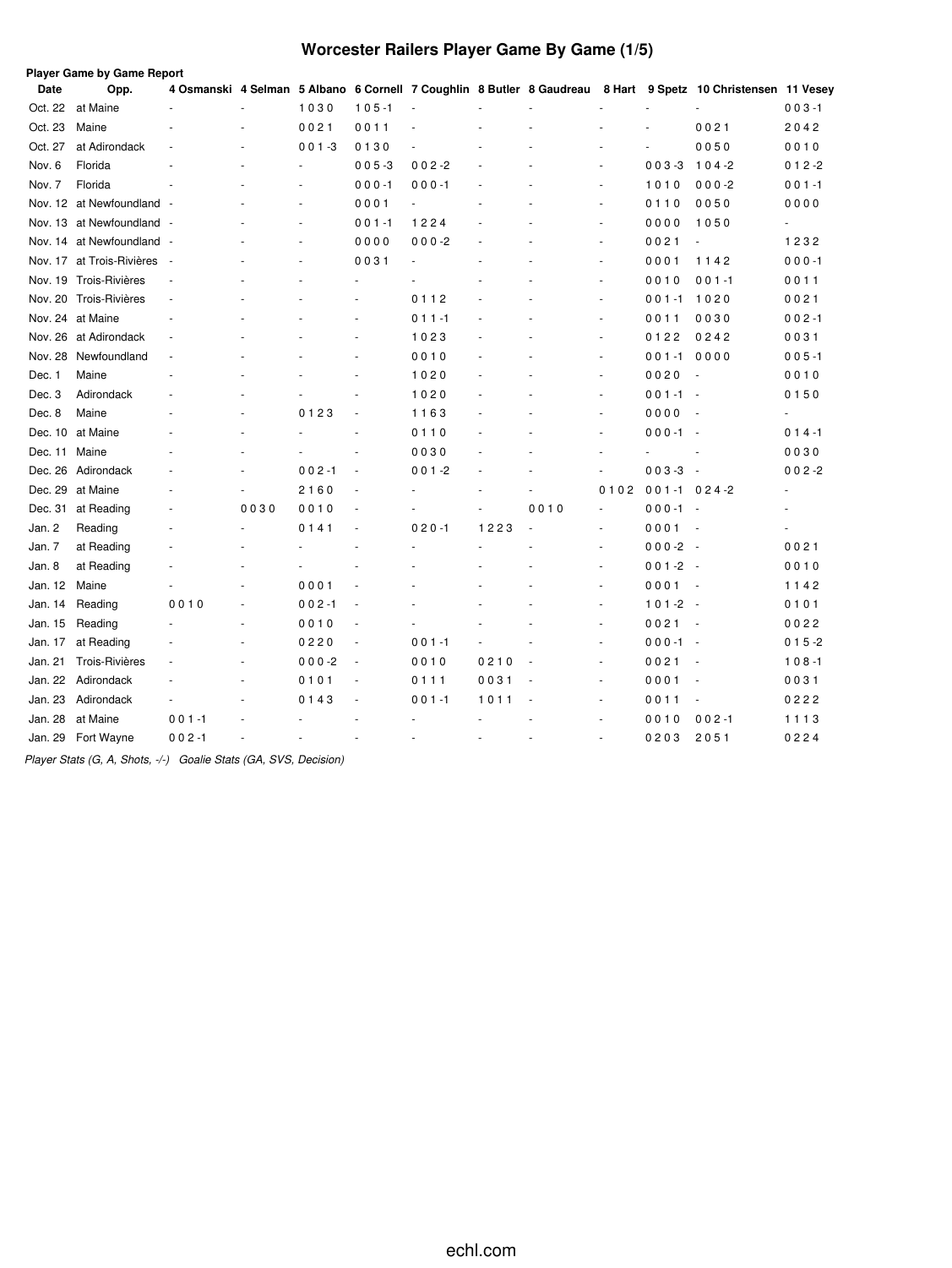# Worcester Railers Player Game By Game (1/5)

**Player Game by Game Report**

| Date | Opp. | 4 Osmanski | 4 Selman | 5 Albano | 6 Cornell | 7 Coughlin | 8 Butler | 8 Gaudreau | 8 Hart | 9 Spetz | 10 Christensen | 11 Vesey |
|---|---|---|---|---|---|---|---|---|---|---|---|---|
| Oct. 22 | at Maine | - | - | 1 0 3 0 | 1 0 5 -1 | - | - | - | - | - | - | 0 0 3 -1 |
| Oct. 23 | Maine | - | - | 0 0 2 1 | 0 0 1 1 | - | - | - | - | - | 0 0 2 1 | 2 0 4 2 |
| Oct. 27 | at Adirondack | - | - | 0 0 1 -3 | 0 1 3 0 | - | - | - | - | - | 0 0 5 0 | 0 0 1 0 |
| Nov. 6 | Florida | - | - | - | 0 0 5 -3 | 0 0 2 -2 | - | - | - | 0 0 3 -3 | 1 0 4 -2 | 0 1 2 -2 |
| Nov. 7 | Florida | - | - | - | 0 0 0 -1 | 0 0 0 -1 | - | - | - | 1 0 1 0 | 0 0 0 -2 | 0 0 1 -1 |
| Nov. 12 | at Newfoundland | - | - | - | 0 0 0 1 | - | - | - | - | 0 1 1 0 | 0 0 5 0 | 0 0 0 0 |
| Nov. 13 | at Newfoundland | - | - | - | 0 0 1 -1 | 1 2 2 4 | - | - | - | 0 0 0 0 | 1 0 5 0 | - |
| Nov. 14 | at Newfoundland | - | - | - | 0 0 0 0 | 0 0 0 -2 | - | - | - | 0 0 2 1 | - | 1 2 3 2 |
| Nov. 17 | at Trois-Rivières | - | - | - | 0 0 3 1 | - | - | - | - | 0 0 0 1 | 1 1 4 2 | 0 0 0 -1 |
| Nov. 19 | Trois-Rivières | - | - | - | - | - | - | - | - | 0 0 1 0 | 0 0 1 -1 | 0 0 1 1 |
| Nov. 20 | Trois-Rivières | - | - | - | - | 0 1 1 2 | - | - | - | 0 0 1 -1 | 1 0 2 0 | 0 0 2 1 |
| Nov. 24 | at Maine | - | - | - | - | 0 1 1 -1 | - | - | - | 0 0 1 1 | 0 0 3 0 | 0 0 2 -1 |
| Nov. 26 | at Adirondack | - | - | - | - | 1 0 2 3 | - | - | - | 0 1 2 2 | 0 2 4 2 | 0 0 3 1 |
| Nov. 28 | Newfoundland | - | - | - | - | 0 0 1 0 | - | - | - | 0 0 1 -1 | 0 0 0 0 | 0 0 5 -1 |
| Dec. 1 | Maine | - | - | - | - | 1 0 2 0 | - | - | - | 0 0 2 0 | - | 0 0 1 0 |
| Dec. 3 | Adirondack | - | - | - | - | 1 0 2 0 | - | - | - | 0 0 1 -1 | - | 0 1 5 0 |
| Dec. 8 | Maine | - | - | 0 1 2 3 | - | 1 1 6 3 | - | - | - | 0 0 0 0 | - | - |
| Dec. 10 | at Maine | - | - | - | - | 0 1 1 0 | - | - | - | 0 0 0 -1 | - | 0 1 4 -1 |
| Dec. 11 | Maine | - | - | - | - | 0 0 3 0 | - | - | - | - | - | 0 0 3 0 |
| Dec. 26 | Adirondack | - | - | 0 0 2 -1 | - | 0 0 1 -2 | - | - | - | 0 0 3 -3 | - | 0 0 2 -2 |
| Dec. 29 | at Maine | - | - | 2 1 6 0 | - | - | - | - | 0 1 0 2 | 0 0 1 -1 | 0 2 4 -2 | - |
| Dec. 31 | at Reading | - | 0 0 3 0 | 0 0 1 0 | - | - | - | 0 0 1 0 | - | 0 0 0 -1 | - | - |
| Jan. 2 | Reading | - | - | 0 1 4 1 | - | 0 2 0 -1 | 1 2 2 3 | - | - | 0 0 0 1 | - | - |
| Jan. 7 | at Reading | - | - | - | - | - | - | - | - | 0 0 0 -2 | - | 0 0 2 1 |
| Jan. 8 | at Reading | - | - | - | - | - | - | - | - | 0 0 1 -2 | - | 0 0 1 0 |
| Jan. 12 | Maine | - | - | 0 0 0 1 | - | - | - | - | - | 0 0 0 1 | - | 1 1 4 2 |
| Jan. 14 | Reading | 0 0 1 0 | - | 0 0 2 -1 | - | - | - | - | - | 1 0 1 -2 | - | 0 1 0 1 |
| Jan. 15 | Reading | - | - | 0 0 1 0 | - | - | - | - | - | 0 0 2 1 | - | 0 0 2 2 |
| Jan. 17 | at Reading | - | - | 0 2 2 0 | - | 0 0 1 -1 | - | - | - | 0 0 0 -1 | - | 0 1 5 -2 |
| Jan. 21 | Trois-Rivières | - | - | 0 0 0 -2 | - | 0 0 1 0 | 0 2 1 0 | - | - | 0 0 2 1 | - | 1 0 8 -1 |
| Jan. 22 | Adirondack | - | - | 0 1 0 1 | - | 0 1 1 1 | 0 0 3 1 | - | - | 0 0 0 1 | - | 0 0 3 1 |
| Jan. 23 | Adirondack | - | - | 0 1 4 3 | - | 0 0 1 -1 | 1 0 1 1 | - | - | 0 0 1 1 | - | 0 2 2 2 |
| Jan. 28 | at Maine | 0 0 1 -1 | - | - | - | - | - | - | - | 0 0 1 0 | 0 0 2 -1 | 1 1 1 3 |
| Jan. 29 | Fort Wayne | 0 0 2 -1 | - | - | - | - | - | - | - | 0 2 0 3 | 2 0 5 1 | 0 2 2 4 |

*Player Stats (G, A, Shots, -/-)   Goalie Stats (GA, SVS, Decision)*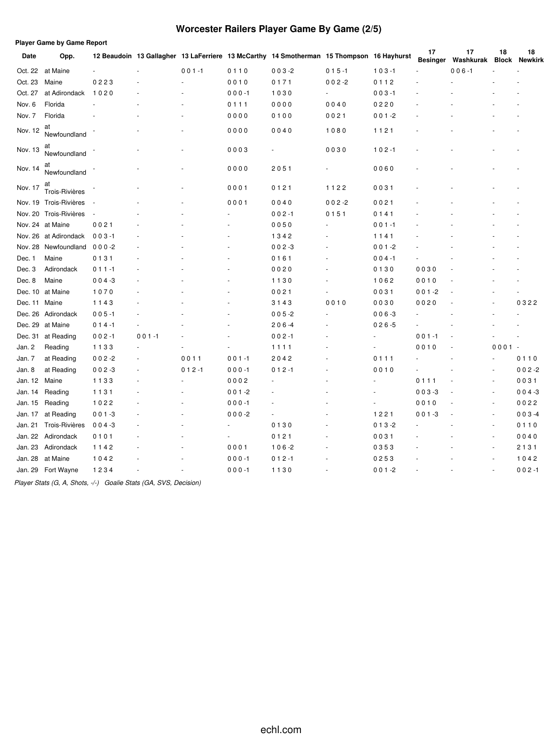# Worcester Railers Player Game By Game (2/5)

**Player Game by Game Report**

| Date | Opp. | 12 Beaudoin | 13 Gallagher | 13 LaFerriere | 13 McCarthy | 14 Smotherman | 15 Thompson | 16 Hayhurst | 17 Besinger | 17 Washkurak | 18 Block | 18 Newkirk |
|---|---|---|---|---|---|---|---|---|---|---|---|---|
| Oct. 22 | at Maine | - | - | 0 0 1 -1 | 0 1 1 0 | 0 0 3 -2 | 0 1 5 -1 | 1 0 3 -1 | - | 0 0 6 -1 | - | - |
| Oct. 23 | Maine | 0 2 2 3 | - | - | 0 0 1 0 | 0 1 7 1 | 0 0 2 -2 | 0 1 1 2 | - | - | - | - |
| Oct. 27 | at Adirondack | 1 0 2 0 | - | - | 0 0 0 -1 | 1 0 3 0 | - | 0 0 3 -1 | - | - | - | - |
| Nov. 6 | Florida | - | - | - | 0 1 1 1 | 0 0 0 0 | 0 0 4 0 | 0 2 2 0 | - | - | - | - |
| Nov. 7 | Florida | - | - | - | 0 0 0 0 | 0 1 0 0 | 0 0 2 1 | 0 0 1 -2 | - | - | - | - |
| Nov. 12 | at Newfoundland | - | - | - | 0 0 0 0 | 0 0 4 0 | 1 0 8 0 | 1 1 2 1 | - | - | - | - |
| Nov. 13 | at Newfoundland | - | - | - | 0 0 0 3 | - | 0 0 3 0 | 1 0 2 -1 | - | - | - | - |
| Nov. 14 | at Newfoundland | - | - | - | 0 0 0 0 | 2 0 5 1 | - | 0 0 6 0 | - | - | - | - |
| Nov. 17 | at Trois-Rivières | - | - | - | 0 0 0 1 | 0 1 2 1 | 1 1 2 2 | 0 0 3 1 | - | - | - | - |
| Nov. 19 | Trois-Rivières | - | - | - | 0 0 0 1 | 0 0 4 0 | 0 0 2 -2 | 0 0 2 1 | - | - | - | - |
| Nov. 20 | Trois-Rivières | - | - | - | - | 0 0 2 -1 | 0 1 5 1 | 0 1 4 1 | - | - | - | - |
| Nov. 24 | at Maine | 0 0 2 1 | - | - | - | 0 0 5 0 | - | 0 0 1 -1 | - | - | - | - |
| Nov. 26 | at Adirondack | 0 0 3 -1 | - | - | - | 1 3 4 2 | - | 1 1 4 1 | - | - | - | - |
| Nov. 28 | Newfoundland | 0 0 0 -2 | - | - | - | 0 0 2 -3 | - | 0 0 1 -2 | - | - | - | - |
| Dec. 1 | Maine | 0 1 3 1 | - | - | - | 0 1 6 1 | - | 0 0 4 -1 | - | - | - | - |
| Dec. 3 | Adirondack | 0 1 1 -1 | - | - | - | 0 0 2 0 | - | 0 1 3 0 | 0 0 3 0 | - | - | - |
| Dec. 8 | Maine | 0 0 4 -3 | - | - | - | 1 1 3 0 | - | 1 0 6 2 | 0 0 1 0 | - | - | - |
| Dec. 10 | at Maine | 1 0 7 0 | - | - | - | 0 0 2 1 | - | 0 0 3 1 | 0 0 1 -2 | - | - | - |
| Dec. 11 | Maine | 1 1 4 3 | - | - | - | 3 1 4 3 | 0 0 1 0 | 0 0 3 0 | 0 0 2 0 | - | - | 0 3 2 2 |
| Dec. 26 | Adirondack | 0 0 5 -1 | - | - | - | 0 0 5 -2 | - | 0 0 6 -3 | - | - | - | - |
| Dec. 29 | at Maine | 0 1 4 -1 | - | - | - | 2 0 6 -4 | - | 0 2 6 -5 | - | - | - | - |
| Dec. 31 | at Reading | 0 0 2 -1 | 0 0 1 -1 | - | - | 0 0 2 -1 | - | - | 0 0 1 -1 | - | - | - |
| Jan. 2 | Reading | 1 1 3 3 | - | - | - | 1 1 1 1 | - | - | 0 0 1 0 | - | 0 0 0 1 | - |
| Jan. 7 | at Reading | 0 0 2 -2 | - | 0 0 1 1 | 0 0 1 -1 | 2 0 4 2 | - | 0 1 1 1 | - | - | - | 0 1 1 0 |
| Jan. 8 | at Reading | 0 0 2 -3 | - | 0 1 2 -1 | 0 0 0 -1 | 0 1 2 -1 | - | 0 0 1 0 | - | - | - | 0 0 2 -2 |
| Jan. 12 | Maine | 1 1 3 3 | - | - | 0 0 0 2 | - | - | - | 0 1 1 1 | - | - | 0 0 3 1 |
| Jan. 14 | Reading | 1 1 3 1 | - | - | 0 0 1 -2 | - | - | - | 0 0 3 -3 | - | - | 0 0 4 -3 |
| Jan. 15 | Reading | 1 0 2 2 | - | - | 0 0 0 -1 | - | - | - | 0 0 1 0 | - | - | 0 0 2 2 |
| Jan. 17 | at Reading | 0 0 1 -3 | - | - | 0 0 0 -2 | - | - | 1 2 2 1 | 0 0 1 -3 | - | - | 0 0 3 -4 |
| Jan. 21 | Trois-Rivières | 0 0 4 -3 | - | - | - | 0 1 3 0 | - | 0 1 3 -2 | - | - | - | 0 1 1 0 |
| Jan. 22 | Adirondack | 0 1 0 1 | - | - | - | 0 1 2 1 | - | 0 0 3 1 | - | - | - | 0 0 4 0 |
| Jan. 23 | Adirondack | 1 1 4 2 | - | - | 0 0 0 1 | 1 0 6 -2 | - | 0 3 5 3 | - | - | - | 2 1 3 1 |
| Jan. 28 | at Maine | 1 0 4 2 | - | - | 0 0 0 -1 | 0 1 2 -1 | - | 0 2 5 3 | - | - | - | 1 0 4 2 |
| Jan. 29 | Fort Wayne | 1 2 3 4 | - | - | 0 0 0 -1 | 1 1 3 0 | - | 0 0 1 -2 | - | - | - | 0 0 2 -1 |

*Player Stats (G, A, Shots, -/-)   Goalie Stats (GA, SVS, Decision)*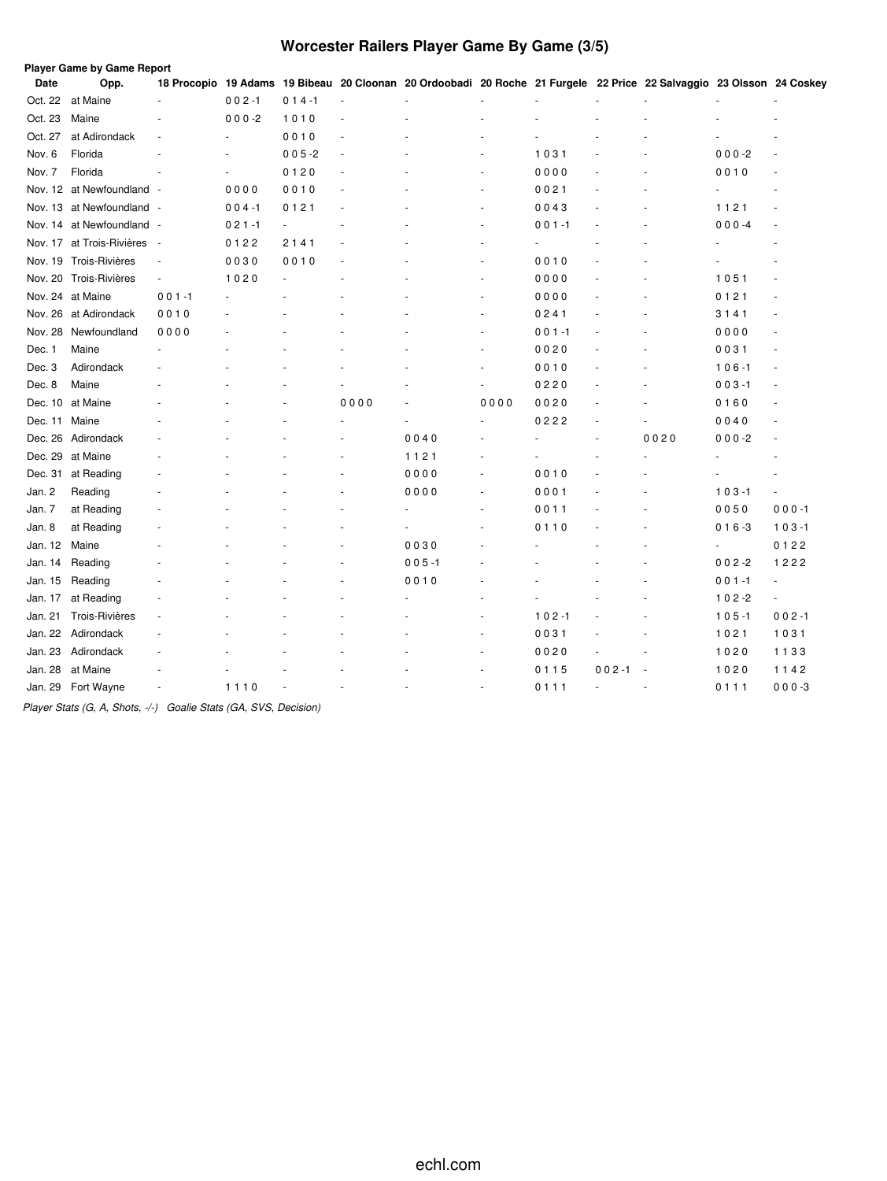# Worcester Railers Player Game By Game (3/5)

**Player Game by Game Report**

| Date | Opp. | 18 Procopio | 19 Adams | 19 Bibeau | 20 Cloonan | 20 Ordoobadi | 20 Roche | 21 Furgele | 22 Price | 22 Salvaggio | 23 Olsson | 24 Coskey |
|---|---|---|---|---|---|---|---|---|---|---|---|---|
| Oct. 22 | at Maine | - | 0 0 2 -1 | 0 1 4 -1 | - | - | - | - | - | - | - | - |
| Oct. 23 | Maine | - | 0 0 0 -2 | 1 0 1 0 | - | - | - | - | - | - | - | - |
| Oct. 27 | at Adirondack | - | - | 0 0 1 0 | - | - | - | - | - | - | - | - |
| Nov. 6 | Florida | - | - | 0 0 5 -2 | - | - | - | 1 0 3 1 | - | - | 0 0 0 -2 | - |
| Nov. 7 | Florida | - | - | 0 1 2 0 | - | - | - | 0 0 0 0 | - | - | 0 0 1 0 | - |
| Nov. 12 | at Newfoundland | - | 0 0 0 0 | 0 0 1 0 | - | - | - | 0 0 2 1 | - | - | - | - |
| Nov. 13 | at Newfoundland | - | 0 0 4 -1 | 0 1 2 1 | - | - | - | 0 0 4 3 | - | - | 1 1 2 1 | - |
| Nov. 14 | at Newfoundland | - | 0 2 1 -1 | - | - | - | - | 0 0 1 -1 | - | - | 0 0 0 -4 | - |
| Nov. 17 | at Trois-Rivières | - | 0 1 2 2 | 2 1 4 1 | - | - | - | - | - | - | - | - |
| Nov. 19 | Trois-Rivières | - | 0 0 3 0 | 0 0 1 0 | - | - | - | 0 0 1 0 | - | - | - | - |
| Nov. 20 | Trois-Rivières | - | 1 0 2 0 | - | - | - | - | 0 0 0 0 | - | - | 1 0 5 1 | - |
| Nov. 24 | at Maine | 0 0 1 -1 | - | - | - | - | - | 0 0 0 0 | - | - | 0 1 2 1 | - |
| Nov. 26 | at Adirondack | 0 0 1 0 | - | - | - | - | - | 0 2 4 1 | - | - | 3 1 4 1 | - |
| Nov. 28 | Newfoundland | 0 0 0 0 | - | - | - | - | - | 0 0 1 -1 | - | - | 0 0 0 0 | - |
| Dec. 1 | Maine | - | - | - | - | - | - | 0 0 2 0 | - | - | 0 0 3 1 | - |
| Dec. 3 | Adirondack | - | - | - | - | - | - | 0 0 1 0 | - | - | 1 0 6 -1 | - |
| Dec. 8 | Maine | - | - | - | - | - | - | 0 2 2 0 | - | - | 0 0 3 -1 | - |
| Dec. 10 | at Maine | - | - | - | 0 0 0 0 | - | 0 0 0 0 | 0 0 2 0 | - | - | 0 1 6 0 | - |
| Dec. 11 | Maine | - | - | - | - | - | - | 0 2 2 2 | - | - | 0 0 4 0 | - |
| Dec. 26 | Adirondack | - | - | - | - | 0 0 4 0 | - | - | - | 0 0 2 0 | 0 0 0 -2 | - |
| Dec. 29 | at Maine | - | - | - | - | 1 1 2 1 | - | - | - | - | - | - |
| Dec. 31 | at Reading | - | - | - | - | 0 0 0 0 | - | 0 0 1 0 | - | - | - | - |
| Jan. 2 | Reading | - | - | - | - | 0 0 0 0 | - | 0 0 0 1 | - | - | 1 0 3 -1 | - |
| Jan. 7 | at Reading | - | - | - | - | - | - | 0 0 1 1 | - | - | 0 0 5 0 | 0 0 0 -1 |
| Jan. 8 | at Reading | - | - | - | - | - | - | 0 1 1 0 | - | - | 0 1 6 -3 | 1 0 3 -1 |
| Jan. 12 | Maine | - | - | - | - | 0 0 3 0 | - | - | - | - | - | 0 1 2 2 |
| Jan. 14 | Reading | - | - | - | - | 0 0 5 -1 | - | - | - | - | 0 0 2 -2 | 1 2 2 2 |
| Jan. 15 | Reading | - | - | - | - | 0 0 1 0 | - | - | - | - | 0 0 1 -1 | - |
| Jan. 17 | at Reading | - | - | - | - | - | - | - | - | - | 1 0 2 -2 | - |
| Jan. 21 | Trois-Rivières | - | - | - | - | - | - | 1 0 2 -1 | - | - | 1 0 5 -1 | 0 0 2 -1 |
| Jan. 22 | Adirondack | - | - | - | - | - | - | 0 0 3 1 | - | - | 1 0 2 1 | 1 0 3 1 |
| Jan. 23 | Adirondack | - | - | - | - | - | - | 0 0 2 0 | - | - | 1 0 2 0 | 1 1 3 3 |
| Jan. 28 | at Maine | - | - | - | - | - | - | 0 1 1 5 | 0 0 2 -1 | - | 1 0 2 0 | 1 1 4 2 |
| Jan. 29 | Fort Wayne | - | 1 1 1 0 | - | - | - | - | 0 1 1 1 | - | - | 0 1 1 1 | 0 0 0 -3 |

*Player Stats (G, A, Shots, -/-) Goalie Stats (GA, SVS, Decision)*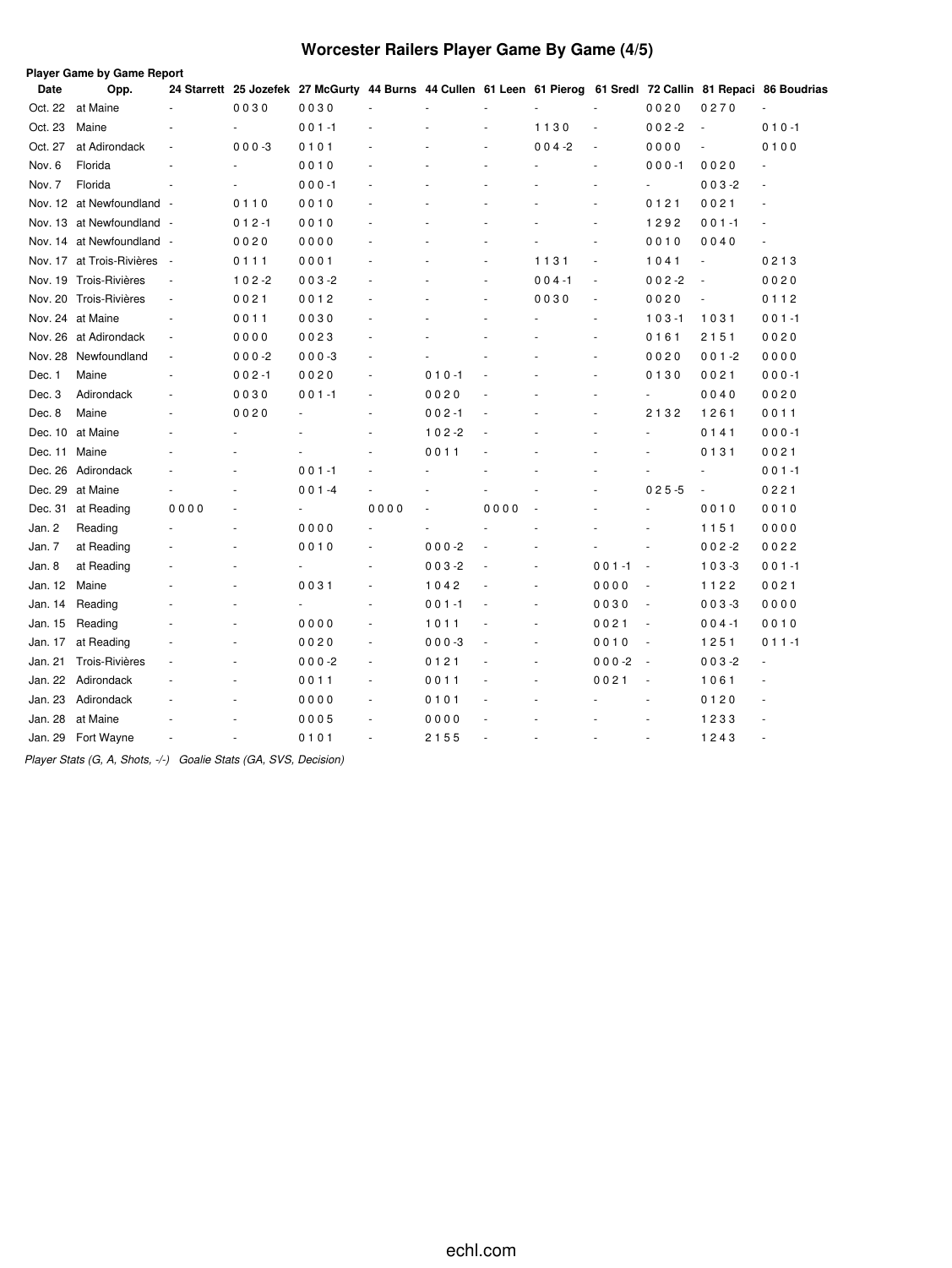# Worcester Railers Player Game By Game (4/5)

**Player Game by Game Report**

| Date | Opp. | 24 Starrett | 25 Jozefek | 27 McGurty | 44 Burns | 44 Cullen | 61 Leen | 61 Pierog | 61 Sredl | 72 Callin | 81 Repaci | 86 Boudrias |
|---|---|---|---|---|---|---|---|---|---|---|---|---|
| Oct. 22 | at Maine | - | 0 0 3 0 | 0 0 3 0 | - | - | - | - | - | 0 0 2 0 | 0 2 7 0 | - |
| Oct. 23 | Maine | - | - | 0 0 1 -1 | - | - | - | 1 1 3 0 | - | 0 0 2 -2 | - | 0 1 0 -1 |
| Oct. 27 | at Adirondack | - | 0 0 0 -3 | 0 1 0 1 | - | - | - | 0 0 4 -2 | - | 0 0 0 0 | - | 0 1 0 0 |
| Nov. 6 | Florida | - | - | 0 0 1 0 | - | - | - | - | - | 0 0 0 -1 | 0 0 2 0 | - |
| Nov. 7 | Florida | - | - | 0 0 0 -1 | - | - | - | - | - | - | 0 0 3 -2 | - |
| Nov. 12 | at Newfoundland | - | 0 1 1 0 | 0 0 1 0 | - | - | - | - | - | 0 1 2 1 | 0 0 2 1 | - |
| Nov. 13 | at Newfoundland | - | 0 1 2 -1 | 0 0 1 0 | - | - | - | - | - | 1 2 9 2 | 0 0 1 -1 | - |
| Nov. 14 | at Newfoundland | - | 0 0 2 0 | 0 0 0 0 | - | - | - | - | - | 0 0 1 0 | 0 0 4 0 | - |
| Nov. 17 | at Trois-Rivières | - | 0 1 1 1 | 0 0 0 1 | - | - | - | 1 1 3 1 | - | 1 0 4 1 | - | 0 2 1 3 |
| Nov. 19 | Trois-Rivières | - | 1 0 2 -2 | 0 0 3 -2 | - | - | - | 0 0 4 -1 | - | 0 0 2 -2 | - | 0 0 2 0 |
| Nov. 20 | Trois-Rivières | - | 0 0 2 1 | 0 0 1 2 | - | - | - | 0 0 3 0 | - | 0 0 2 0 | - | 0 1 1 2 |
| Nov. 24 | at Maine | - | 0 0 1 1 | 0 0 3 0 | - | - | - | - | - | 1 0 3 -1 | 1 0 3 1 | 0 0 1 -1 |
| Nov. 26 | at Adirondack | - | 0 0 0 0 | 0 0 2 3 | - | - | - | - | - | 0 1 6 1 | 2 1 5 1 | 0 0 2 0 |
| Nov. 28 | Newfoundland | - | 0 0 0 -2 | 0 0 0 -3 | - | - | - | - | - | 0 0 2 0 | 0 0 1 -2 | 0 0 0 0 |
| Dec. 1 | Maine | - | 0 0 2 -1 | 0 0 2 0 | - | 0 1 0 -1 | - | - | - | 0 1 3 0 | 0 0 2 1 | 0 0 0 -1 |
| Dec. 3 | Adirondack | - | 0 0 3 0 | 0 0 1 -1 | - | 0 0 2 0 | - | - | - | - | 0 0 4 0 | 0 0 2 0 |
| Dec. 8 | Maine | - | 0 0 2 0 | - | - | 0 0 2 -1 | - | - | - | 2 1 3 2 | 1 2 6 1 | 0 0 1 1 |
| Dec. 10 | at Maine | - | - | - | - | 1 0 2 -2 | - | - | - | - | 0 1 4 1 | 0 0 0 -1 |
| Dec. 11 | Maine | - | - | - | - | 0 0 1 1 | - | - | - | - | 0 1 3 1 | 0 0 2 1 |
| Dec. 26 | Adirondack | - | - | 0 0 1 -1 | - | - | - | - | - | - | - | 0 0 1 -1 |
| Dec. 29 | at Maine | - | - | 0 0 1 -4 | - | - | - | - | - | 0 2 5 -5 | - | 0 2 2 1 |
| Dec. 31 | at Reading | 0 0 0 0 | - | - | 0 0 0 0 | - | 0 0 0 0 | - | - | - | 0 0 1 0 | 0 0 1 0 |
| Jan. 2 | Reading | - | - | 0 0 0 0 | - | - | - | - | - | - | 1 1 5 1 | 0 0 0 0 |
| Jan. 7 | at Reading | - | - | 0 0 1 0 | - | 0 0 0 -2 | - | - | - | - | 0 0 2 -2 | 0 0 2 2 |
| Jan. 8 | at Reading | - | - | - | - | 0 0 3 -2 | - | - | 0 0 1 -1 | - | 1 0 3 -3 | 0 0 1 -1 |
| Jan. 12 | Maine | - | - | 0 0 3 1 | - | 1 0 4 2 | - | - | 0 0 0 0 | - | 1 1 2 2 | 0 0 2 1 |
| Jan. 14 | Reading | - | - | - | - | 0 0 1 -1 | - | - | 0 0 3 0 | - | 0 0 3 -3 | 0 0 0 0 |
| Jan. 15 | Reading | - | - | 0 0 0 0 | - | 1 0 1 1 | - | - | 0 0 2 1 | - | 0 0 4 -1 | 0 0 1 0 |
| Jan. 17 | at Reading | - | - | 0 0 2 0 | - | 0 0 0 -3 | - | - | 0 0 1 0 | - | 1 2 5 1 | 0 1 1 -1 |
| Jan. 21 | Trois-Rivières | - | - | 0 0 0 -2 | - | 0 1 2 1 | - | - | 0 0 0 -2 | - | 0 0 3 -2 | - |
| Jan. 22 | Adirondack | - | - | 0 0 1 1 | - | 0 0 1 1 | - | - | 0 0 2 1 | - | 1 0 6 1 | - |
| Jan. 23 | Adirondack | - | - | 0 0 0 0 | - | 0 1 0 1 | - | - | - | - | 0 1 2 0 | - |
| Jan. 28 | at Maine | - | - | 0 0 0 5 | - | 0 0 0 0 | - | - | - | - | 1 2 3 3 | - |
| Jan. 29 | Fort Wayne | - | - | 0 1 0 1 | - | 2 1 5 5 | - | - | - | - | 1 2 4 3 | - |

*Player Stats (G, A, Shots, -/-)   Goalie Stats (GA, SVS, Decision)*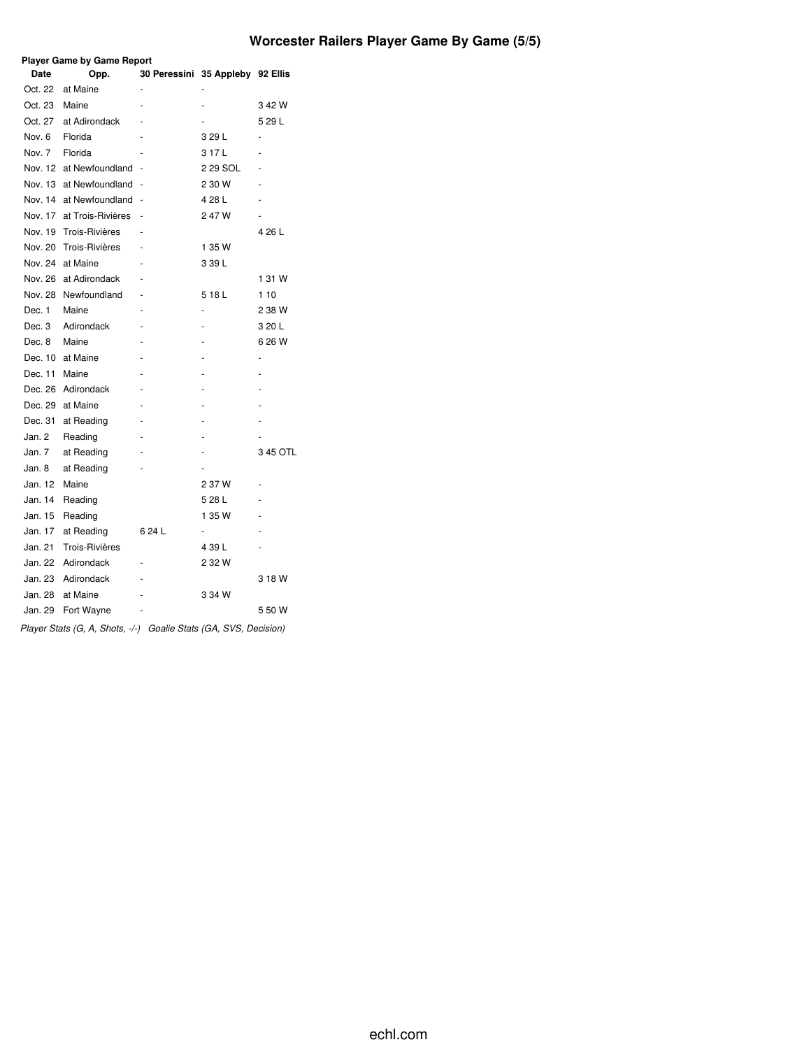# Worcester Railers Player Game By Game (5/5)

**Player Game by Game Report**

| Date | Opp. | 30 Peressini | 35 Appleby | 92 Ellis |
|---|---|---|---|---|
| Oct. 22 | at Maine | - | - | |
| Oct. 23 | Maine | - | - | 3 42 W |
| Oct. 27 | at Adirondack | - | - | 5 29 L |
| Nov. 6 | Florida | - | 3 29 L | - |
| Nov. 7 | Florida | - | 3 17 L | - |
| Nov. 12 | at Newfoundland | - | 2 29 SOL | - |
| Nov. 13 | at Newfoundland | - | 2 30 W | - |
| Nov. 14 | at Newfoundland | - | 4 28 L | - |
| Nov. 17 | at Trois-Rivières | - | 2 47 W | - |
| Nov. 19 | Trois-Rivières | - | | 4 26 L |
| Nov. 20 | Trois-Rivières | - | 1 35 W | |
| Nov. 24 | at Maine | - | 3 39 L | |
| Nov. 26 | at Adirondack | - | | 1 31 W |
| Nov. 28 | Newfoundland | - | 5 18 L | 1 10 |
| Dec. 1 | Maine | - | - | 2 38 W |
| Dec. 3 | Adirondack | - | - | 3 20 L |
| Dec. 8 | Maine | - | - | 6 26 W |
| Dec. 10 | at Maine | - | - | - |
| Dec. 11 | Maine | - | - | - |
| Dec. 26 | Adirondack | - | - | - |
| Dec. 29 | at Maine | - | - | - |
| Dec. 31 | at Reading | - | - | - |
| Jan. 2 | Reading | - | - | - |
| Jan. 7 | at Reading | - | - | 3 45 OTL |
| Jan. 8 | at Reading | - | - | |
| Jan. 12 | Maine | | 2 37 W | - |
| Jan. 14 | Reading | | 5 28 L | - |
| Jan. 15 | Reading | | 1 35 W | - |
| Jan. 17 | at Reading | 6 24 L | - | - |
| Jan. 21 | Trois-Rivières | | 4 39 L | - |
| Jan. 22 | Adirondack | - | 2 32 W | |
| Jan. 23 | Adirondack | - | | 3 18 W |
| Jan. 28 | at Maine | - | 3 34 W | |
| Jan. 29 | Fort Wayne | - | | 5 50 W |

*Player Stats (G, A, Shots, -/-)   Goalie Stats (GA, SVS, Decision)*

echl.com